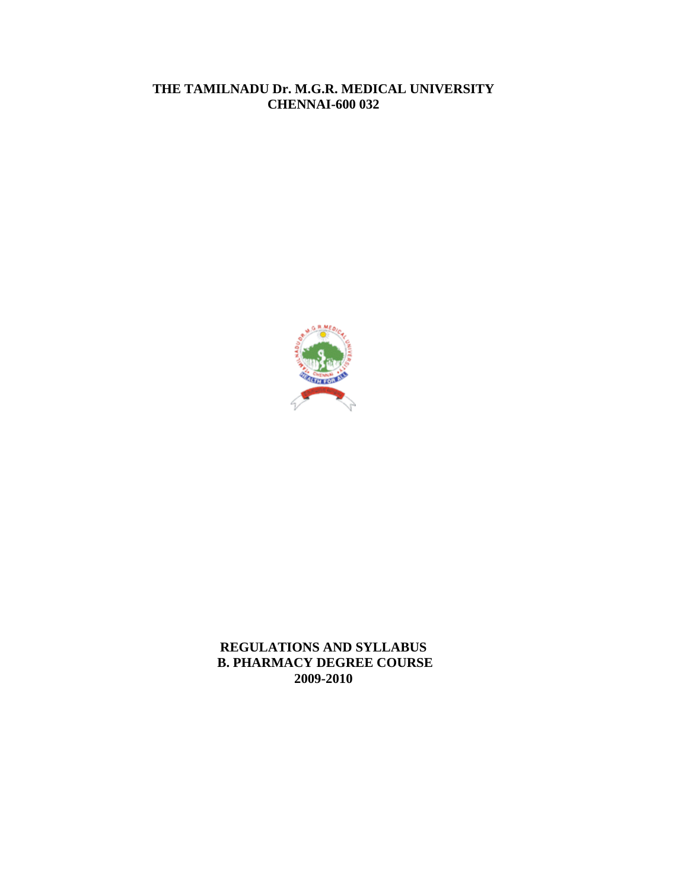# THE TAMILNADU Dr. M.G.R. MEDICAL UNIVERSITY
## CHENNAI-600 032

## REGULATIONS AND SYLLABUS
## B. PHARMACY DEGREE COURSE
## 2009-2010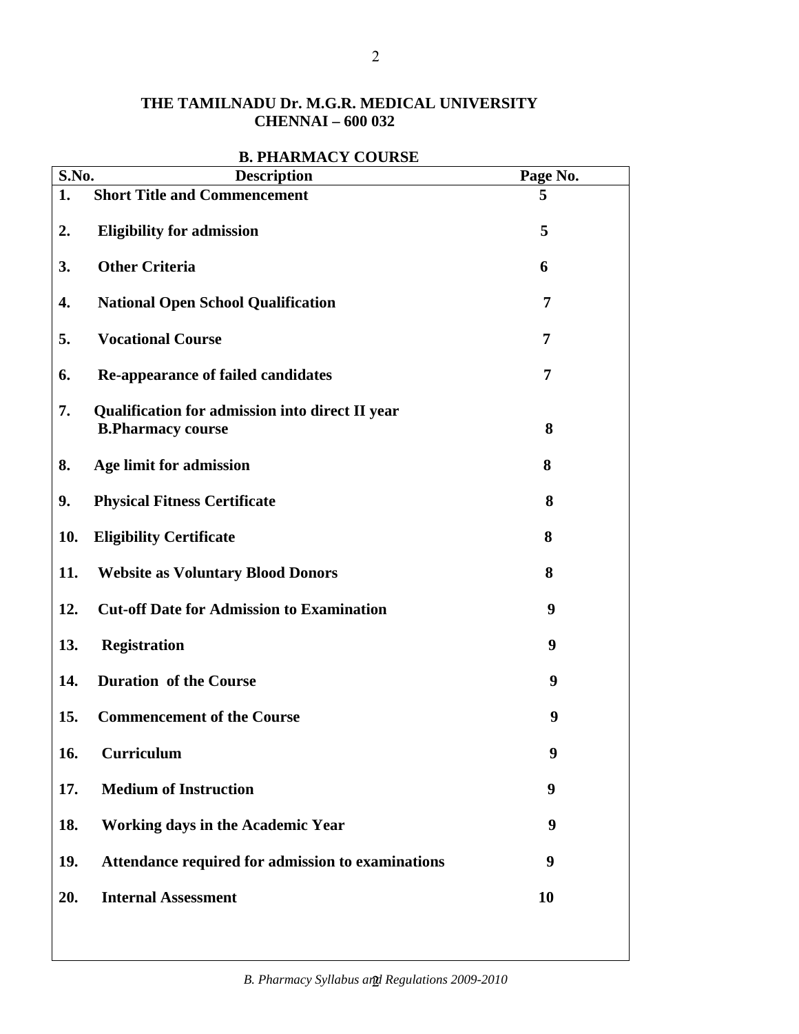**THE TAMILNADU Dr. M.G.R. MEDICAL UNIVERSITY**
**CHENNAI – 600 032**

**B. PHARMACY COURSE**

| S.No. | Description | Page No. |
|---|---|---|
| 1. | **Short Title and Commencement** | 5 |
| 2. | **Eligibility for admission** | 5 |
| 3. | **Other Criteria** | 6 |
| 4. | **National Open School Qualification** | 7 |
| 5. | **Vocational Course** | 7 |
| 6. | **Re-appearance of failed candidates** | 7 |
| 7. | **Qualification for admission into direct II year B.Pharmacy course** | 8 |
| 8. | **Age limit for admission** | 8 |
| 9. | **Physical Fitness Certificate** | 8 |
| 10. | **Eligibility Certificate** | 8 |
| 11. | **Website as Voluntary Blood Donors** | 8 |
| 12. | **Cut-off Date for Admission to Examination** | 9 |
| 13. | **Registration** | 9 |
| 14. | **Duration of the Course** | 9 |
| 15. | **Commencement of the Course** | 9 |
| 16. | **Curriculum** | 9 |
| 17. | **Medium of Instruction** | 9 |
| 18. | **Working days in the Academic Year** | 9 |
| 19. | **Attendance required for admission to examinations** | 9 |
| 20. | **Internal Assessment** | 10 |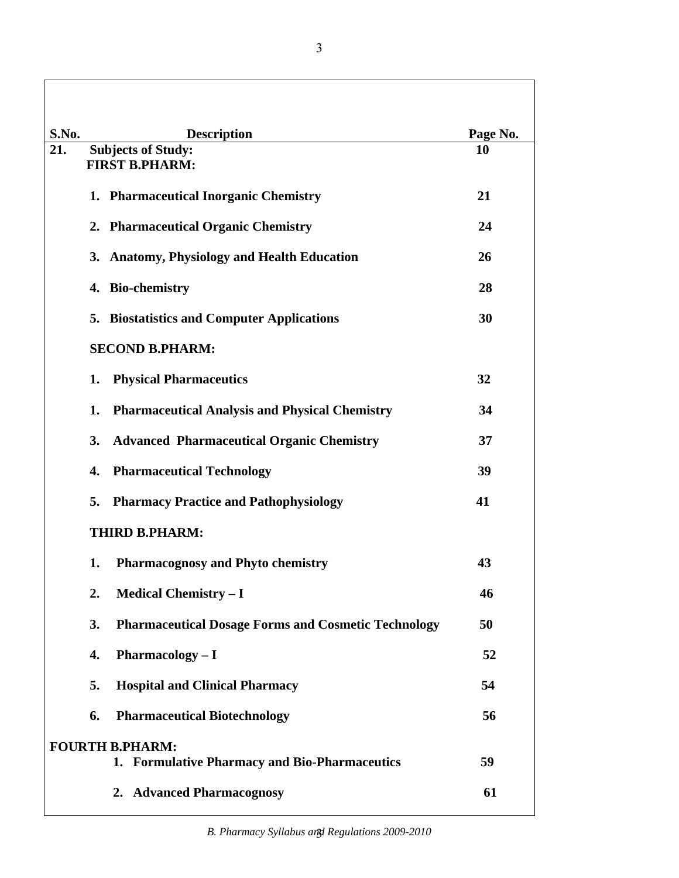| S.No. | Description | Page No. |
| --- | --- | --- |
| 21. | **Subjects of Study:** | **10** |
| | **FIRST B.PHARM:** | |
| | **1. Pharmaceutical Inorganic Chemistry** | **21** |
| | **2. Pharmaceutical Organic Chemistry** | **24** |
| | **3. Anatomy, Physiology and Health Education** | **26** |
| | **4. Bio-chemistry** | **28** |
| | **5. Biostatistics and Computer Applications** | **30** |
| | **SECOND B.PHARM:** | |
| | **1. Physical Pharmaceutics** | **32** |
| | **1. Pharmaceutical Analysis and Physical Chemistry** | **34** |
| | **3. Advanced Pharmaceutical Organic Chemistry** | **37** |
| | **4. Pharmaceutical Technology** | **39** |
| | **5. Pharmacy Practice and Pathophysiology** | **41** |
| | **THIRD B.PHARM:** | |
| | **1. Pharmacognosy and Phyto chemistry** | **43** |
| | **2. Medical Chemistry – I** | **46** |
| | **3. Pharmaceutical Dosage Forms and Cosmetic Technology** | **50** |
| | **4. Pharmacology – I** | **52** |
| | **5. Hospital and Clinical Pharmacy** | **54** |
| | **6. Pharmaceutical Biotechnology** | **56** |
| **FOURTH B.PHARM:** | | |
| | **1. Formulative Pharmacy and Bio-Pharmaceutics** | **59** |
| | **2. Advanced Pharmacognosy** | **61** |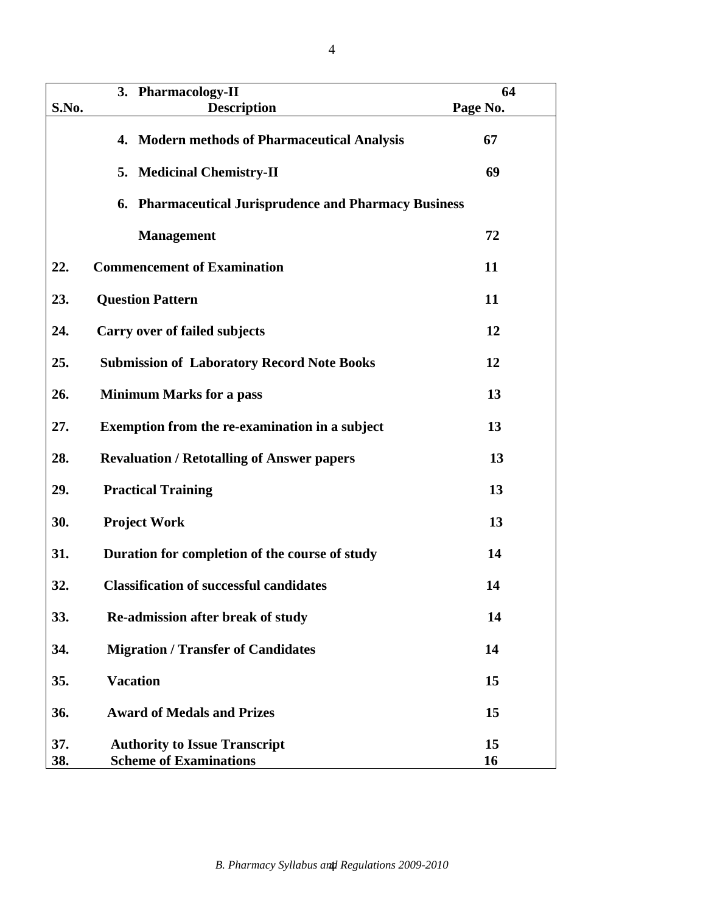| S.No. | Description | Page No. |
|---|---|---|
| | 3. Pharmacology-II | 64 |
| | 4. Modern methods of Pharmaceutical Analysis | 67 |
| | 5. Medicinal Chemistry-II | 69 |
| | 6. Pharmaceutical Jurisprudence and Pharmacy Business Management | 72 |
| 22. | Commencement of Examination | 11 |
| 23. | Question Pattern | 11 |
| 24. | Carry over of failed subjects | 12 |
| 25. | Submission of Laboratory Record Note Books | 12 |
| 26. | Minimum Marks for a pass | 13 |
| 27. | Exemption from the re-examination in a subject | 13 |
| 28. | Revaluation / Retotalling of Answer papers | 13 |
| 29. | Practical Training | 13 |
| 30. | Project Work | 13 |
| 31. | Duration for completion of the course of study | 14 |
| 32. | Classification of successful candidates | 14 |
| 33. | Re-admission after break of study | 14 |
| 34. | Migration / Transfer of Candidates | 14 |
| 35. | Vacation | 15 |
| 36. | Award of Medals and Prizes | 15 |
| 37. | Authority to Issue Transcript | 15 |
| 38. | Scheme of Examinations | 16 |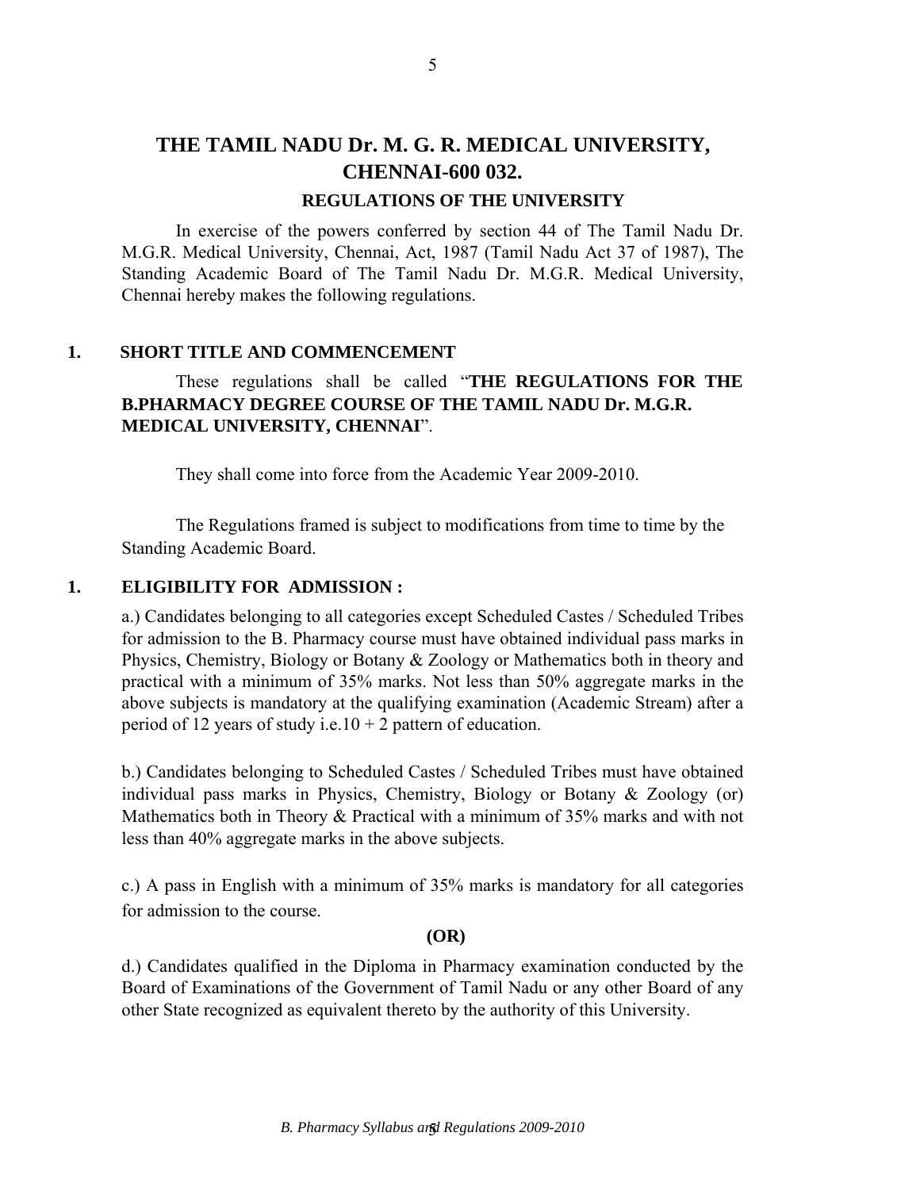# THE TAMIL NADU Dr. M. G. R. MEDICAL UNIVERSITY, CHENNAI-600 032.

## REGULATIONS OF THE UNIVERSITY

In exercise of the powers conferred by section 44 of The Tamil Nadu Dr. M.G.R. Medical University, Chennai, Act, 1987 (Tamil Nadu Act 37 of 1987), The Standing Academic Board of The Tamil Nadu Dr. M.G.R. Medical University, Chennai hereby makes the following regulations.

### 1. SHORT TITLE AND COMMENCEMENT

These regulations shall be called "**THE REGULATIONS FOR THE B.PHARMACY DEGREE COURSE OF THE TAMIL NADU Dr. M.G.R. MEDICAL UNIVERSITY, CHENNAI**".

They shall come into force from the Academic Year 2009-2010.

The Regulations framed is subject to modifications from time to time by the Standing Academic Board.

### 1. ELIGIBILITY FOR ADMISSION :

a.) Candidates belonging to all categories except Scheduled Castes / Scheduled Tribes for admission to the B. Pharmacy course must have obtained individual pass marks in Physics, Chemistry, Biology or Botany & Zoology or Mathematics both in theory and practical with a minimum of 35% marks. Not less than 50% aggregate marks in the above subjects is mandatory at the qualifying examination (Academic Stream) after a period of 12 years of study i.e.10 + 2 pattern of education.

b.) Candidates belonging to Scheduled Castes / Scheduled Tribes must have obtained individual pass marks in Physics, Chemistry, Biology or Botany & Zoology (or) Mathematics both in Theory & Practical with a minimum of 35% marks and with not less than 40% aggregate marks in the above subjects.

c.) A pass in English with a minimum of 35% marks is mandatory for all categories for admission to the course.

**(OR)**

d.) Candidates qualified in the Diploma in Pharmacy examination conducted by the Board of Examinations of the Government of Tamil Nadu or any other Board of any other State recognized as equivalent thereto by the authority of this University.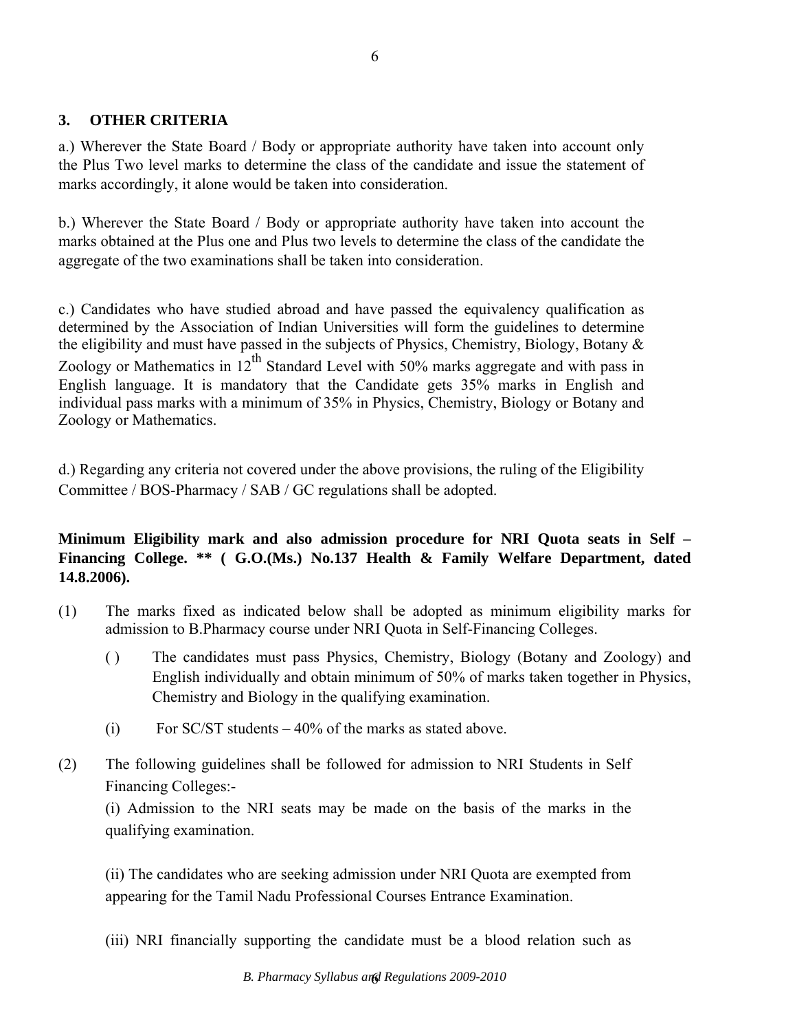## 3. OTHER CRITERIA

a.) Wherever the State Board / Body or appropriate authority have taken into account only the Plus Two level marks to determine the class of the candidate and issue the statement of marks accordingly, it alone would be taken into consideration.

b.) Wherever the State Board / Body or appropriate authority have taken into account the marks obtained at the Plus one and Plus two levels to determine the class of the candidate the aggregate of the two examinations shall be taken into consideration.

c.) Candidates who have studied abroad and have passed the equivalency qualification as determined by the Association of Indian Universities will form the guidelines to determine the eligibility and must have passed in the subjects of Physics, Chemistry, Biology, Botany & Zoology or Mathematics in 12th Standard Level with 50% marks aggregate and with pass in English language. It is mandatory that the Candidate gets 35% marks in English and individual pass marks with a minimum of 35% in Physics, Chemistry, Biology or Botany and Zoology or Mathematics.

d.) Regarding any criteria not covered under the above provisions, the ruling of the Eligibility Committee / BOS-Pharmacy / SAB / GC regulations shall be adopted.

**Minimum Eligibility mark and also admission procedure for NRI Quota seats in Self – Financing College. \*\* ( G.O.(Ms.) No.137 Health & Family Welfare Department, dated 14.8.2006).**

(1) The marks fixed as indicated below shall be adopted as minimum eligibility marks for admission to B.Pharmacy course under NRI Quota in Self-Financing Colleges.

   ( ) The candidates must pass Physics, Chemistry, Biology (Botany and Zoology) and English individually and obtain minimum of 50% of marks taken together in Physics, Chemistry and Biology in the qualifying examination.

   (i) For SC/ST students – 40% of the marks as stated above.

(2) The following guidelines shall be followed for admission to NRI Students in Self Financing Colleges:-

   (i) Admission to the NRI seats may be made on the basis of the marks in the qualifying examination.

   (ii) The candidates who are seeking admission under NRI Quota are exempted from appearing for the Tamil Nadu Professional Courses Entrance Examination.

   (iii) NRI financially supporting the candidate must be a blood relation such as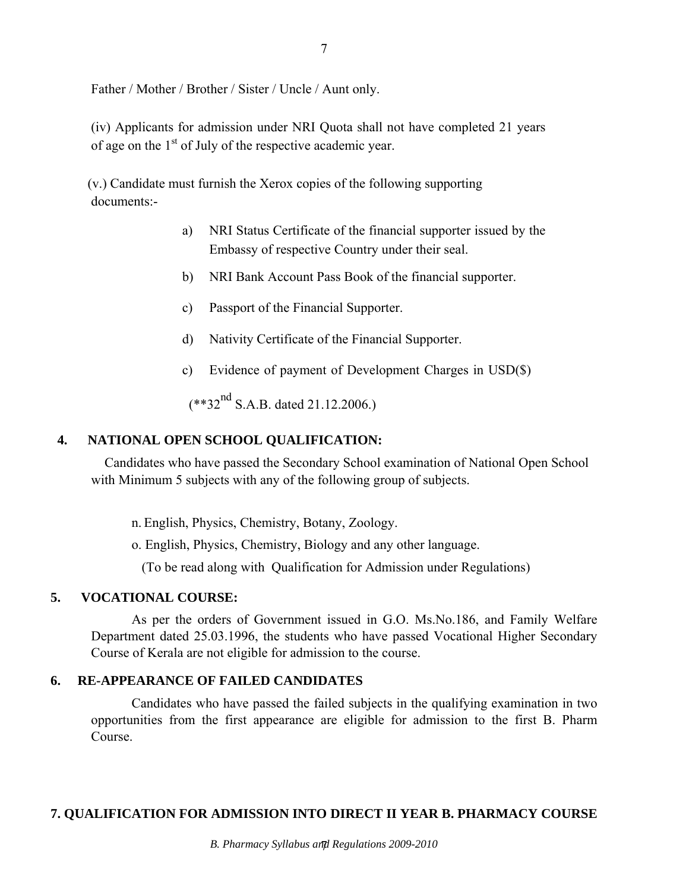Father / Mother / Brother / Sister / Uncle / Aunt only.

(iv) Applicants for admission under NRI Quota shall not have completed 21 years of age on the 1st of July of the respective academic year.

(v.) Candidate must furnish the Xerox copies of the following supporting documents:-

a) NRI Status Certificate of the financial supporter issued by the Embassy of respective Country under their seal.

b) NRI Bank Account Pass Book of the financial supporter.

c) Passport of the Financial Supporter.

d) Nativity Certificate of the Financial Supporter.

c) Evidence of payment of Development Charges in USD($)

(**32nd S.A.B. dated 21.12.2006.)

## 4. NATIONAL OPEN SCHOOL QUALIFICATION:

Candidates who have passed the Secondary School examination of National Open School with Minimum 5 subjects with any of the following group of subjects.

n. English, Physics, Chemistry, Botany, Zoology.

o. English, Physics, Chemistry, Biology and any other language.

(To be read along with Qualification for Admission under Regulations)

## 5. VOCATIONAL COURSE:

As per the orders of Government issued in G.O. Ms.No.186, and Family Welfare Department dated 25.03.1996, the students who have passed Vocational Higher Secondary Course of Kerala are not eligible for admission to the course.

## 6. RE-APPEARANCE OF FAILED CANDIDATES

Candidates who have passed the failed subjects in the qualifying examination in two opportunities from the first appearance are eligible for admission to the first B. Pharm Course.

## 7. QUALIFICATION FOR ADMISSION INTO DIRECT II YEAR B. PHARMACY COURSE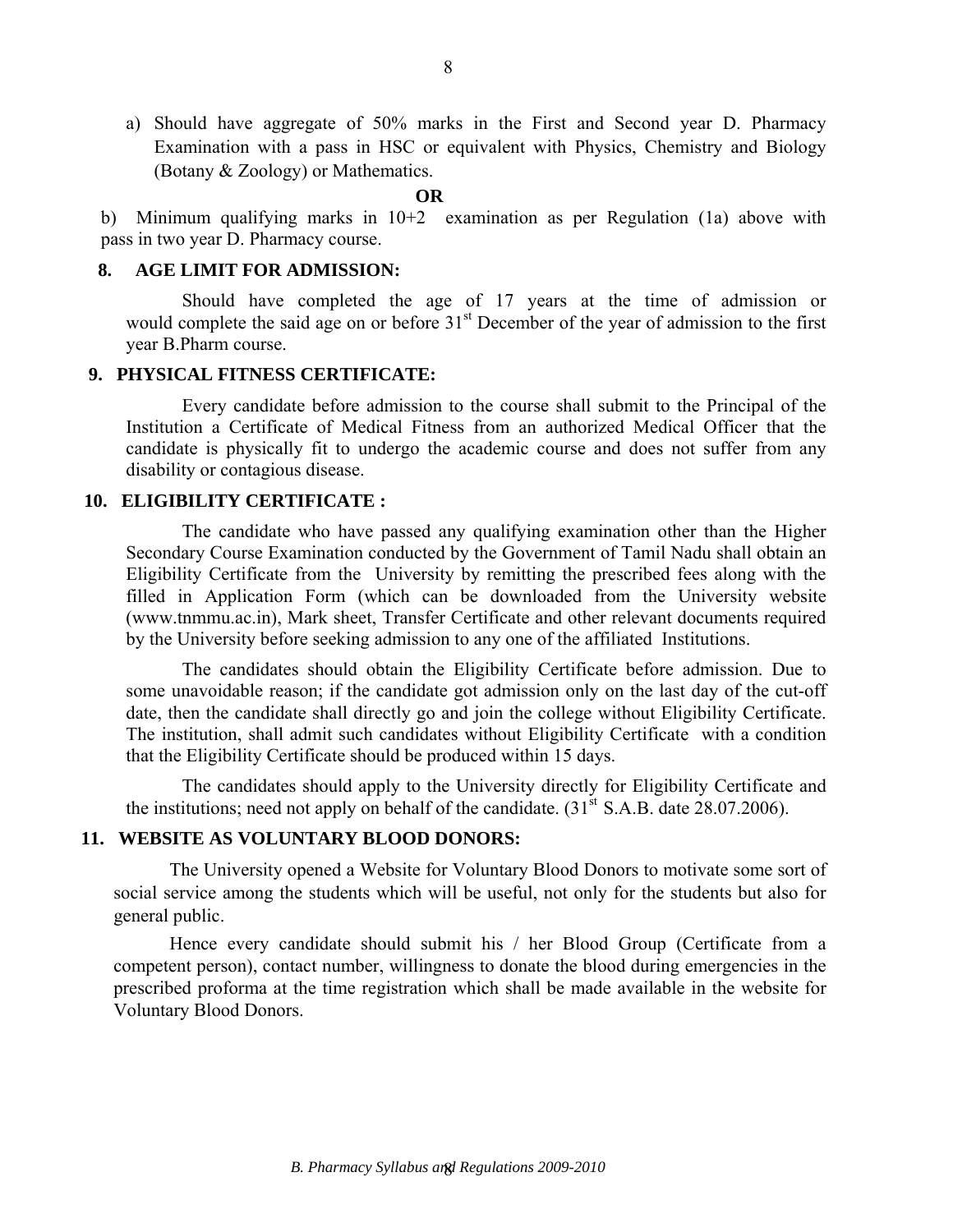a) Should have aggregate of 50% marks in the First and Second year D. Pharmacy Examination with a pass in HSC or equivalent with Physics, Chemistry and Biology (Botany & Zoology) or Mathematics.

**OR**

b) Minimum qualifying marks in 10+2 examination as per Regulation (1a) above with pass in two year D. Pharmacy course.

## 8. AGE LIMIT FOR ADMISSION:

Should have completed the age of 17 years at the time of admission or would complete the said age on or before 31st December of the year of admission to the first year B.Pharm course.

## 9. PHYSICAL FITNESS CERTIFICATE:

Every candidate before admission to the course shall submit to the Principal of the Institution a Certificate of Medical Fitness from an authorized Medical Officer that the candidate is physically fit to undergo the academic course and does not suffer from any disability or contagious disease.

## 10. ELIGIBILITY CERTIFICATE :

The candidate who have passed any qualifying examination other than the Higher Secondary Course Examination conducted by the Government of Tamil Nadu shall obtain an Eligibility Certificate from the University by remitting the prescribed fees along with the filled in Application Form (which can be downloaded from the University website (www.tnmmu.ac.in), Mark sheet, Transfer Certificate and other relevant documents required by the University before seeking admission to any one of the affiliated Institutions.

The candidates should obtain the Eligibility Certificate before admission. Due to some unavoidable reason; if the candidate got admission only on the last day of the cut-off date, then the candidate shall directly go and join the college without Eligibility Certificate. The institution, shall admit such candidates without Eligibility Certificate with a condition that the Eligibility Certificate should be produced within 15 days.

The candidates should apply to the University directly for Eligibility Certificate and the institutions; need not apply on behalf of the candidate. (31st S.A.B. date 28.07.2006).

## 11. WEBSITE AS VOLUNTARY BLOOD DONORS:

The University opened a Website for Voluntary Blood Donors to motivate some sort of social service among the students which will be useful, not only for the students but also for general public.

Hence every candidate should submit his / her Blood Group (Certificate from a competent person), contact number, willingness to donate the blood during emergencies in the prescribed proforma at the time registration which shall be made available in the website for Voluntary Blood Donors.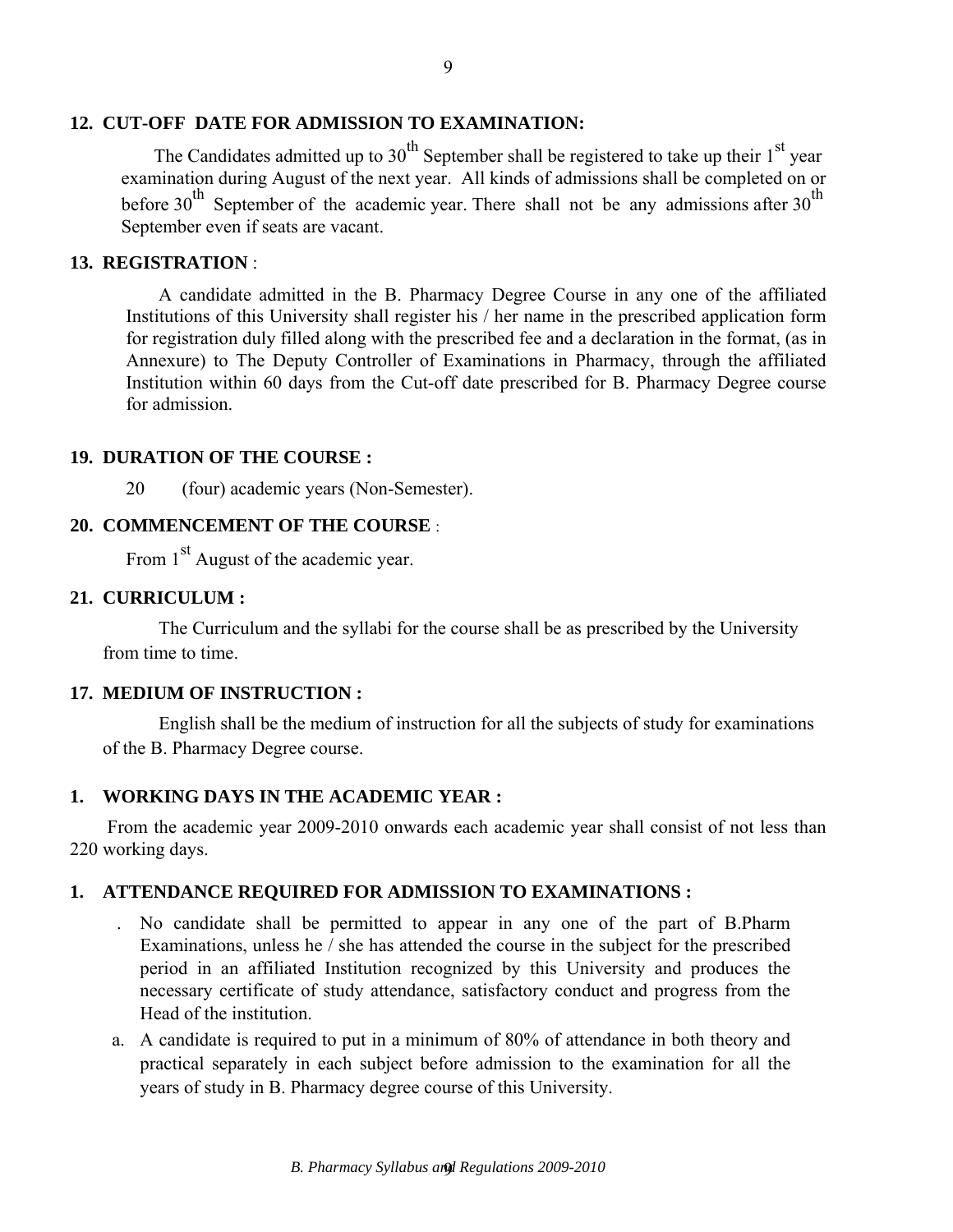## 12. CUT-OFF DATE FOR ADMISSION TO EXAMINATION:

The Candidates admitted up to 30th September shall be registered to take up their 1st year examination during August of the next year. All kinds of admissions shall be completed on or before 30th September of the academic year. There shall not be any admissions after 30th September even if seats are vacant.

## 13. REGISTRATION :

A candidate admitted in the B. Pharmacy Degree Course in any one of the affiliated Institutions of this University shall register his / her name in the prescribed application form for registration duly filled along with the prescribed fee and a declaration in the format, (as in Annexure) to The Deputy Controller of Examinations in Pharmacy, through the affiliated Institution within 60 days from the Cut-off date prescribed for B. Pharmacy Degree course for admission.

## 19. DURATION OF THE COURSE :

20 (four) academic years (Non-Semester).

## 20. COMMENCEMENT OF THE COURSE :

From 1st August of the academic year.

## 21. CURRICULUM :

The Curriculum and the syllabi for the course shall be as prescribed by the University from time to time.

## 17. MEDIUM OF INSTRUCTION :

English shall be the medium of instruction for all the subjects of study for examinations of the B. Pharmacy Degree course.

## 1. WORKING DAYS IN THE ACADEMIC YEAR :

From the academic year 2009-2010 onwards each academic year shall consist of not less than 220 working days.

## 1. ATTENDANCE REQUIRED FOR ADMISSION TO EXAMINATIONS :

. No candidate shall be permitted to appear in any one of the part of B.Pharm Examinations, unless he / she has attended the course in the subject for the prescribed period in an affiliated Institution recognized by this University and produces the necessary certificate of study attendance, satisfactory conduct and progress from the Head of the institution.

a. A candidate is required to put in a minimum of 80% of attendance in both theory and practical separately in each subject before admission to the examination for all the years of study in B. Pharmacy degree course of this University.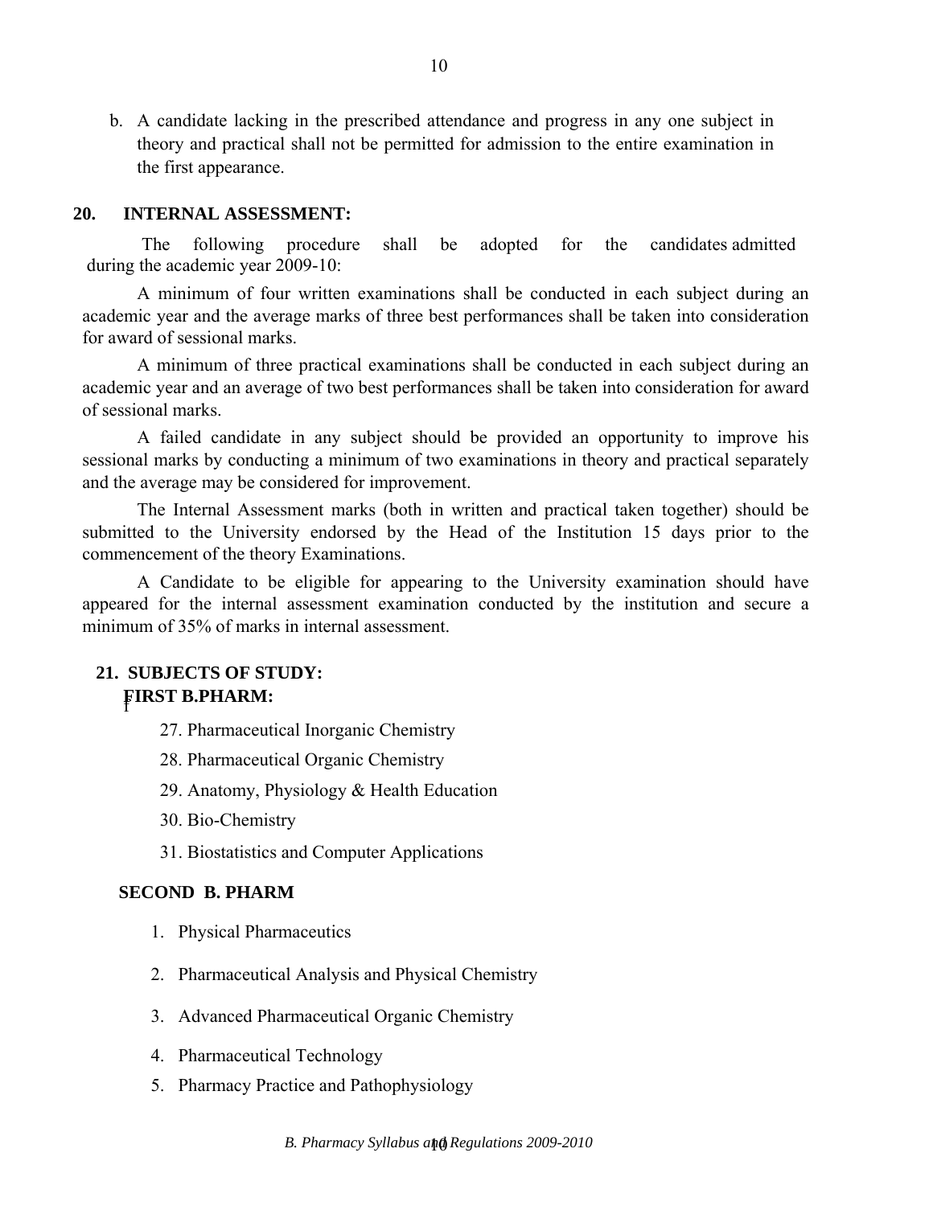b. A candidate lacking in the prescribed attendance and progress in any one subject in theory and practical shall not be permitted for admission to the entire examination in the first appearance.

## 20. INTERNAL ASSESSMENT:

The following procedure shall be adopted for the candidates admitted during the academic year 2009-10:

A minimum of four written examinations shall be conducted in each subject during an academic year and the average marks of three best performances shall be taken into consideration for award of sessional marks.

A minimum of three practical examinations shall be conducted in each subject during an academic year and an average of two best performances shall be taken into consideration for award of sessional marks.

A failed candidate in any subject should be provided an opportunity to improve his sessional marks by conducting a minimum of two examinations in theory and practical separately and the average may be considered for improvement.

The Internal Assessment marks (both in written and practical taken together) should be submitted to the University endorsed by the Head of the Institution 15 days prior to the commencement of the theory Examinations.

A Candidate to be eligible for appearing to the University examination should have appeared for the internal assessment examination conducted by the institution and secure a minimum of 35% of marks in internal assessment.

## 21. SUBJECTS OF STUDY:

### FIRST B.PHARM:

27. Pharmaceutical Inorganic Chemistry
28. Pharmaceutical Organic Chemistry
29. Anatomy, Physiology & Health Education
30. Bio-Chemistry
31. Biostatistics and Computer Applications

### SECOND B. PHARM

1. Physical Pharmaceutics
2. Pharmaceutical Analysis and Physical Chemistry
3. Advanced Pharmaceutical Organic Chemistry
4. Pharmaceutical Technology
5. Pharmacy Practice and Pathophysiology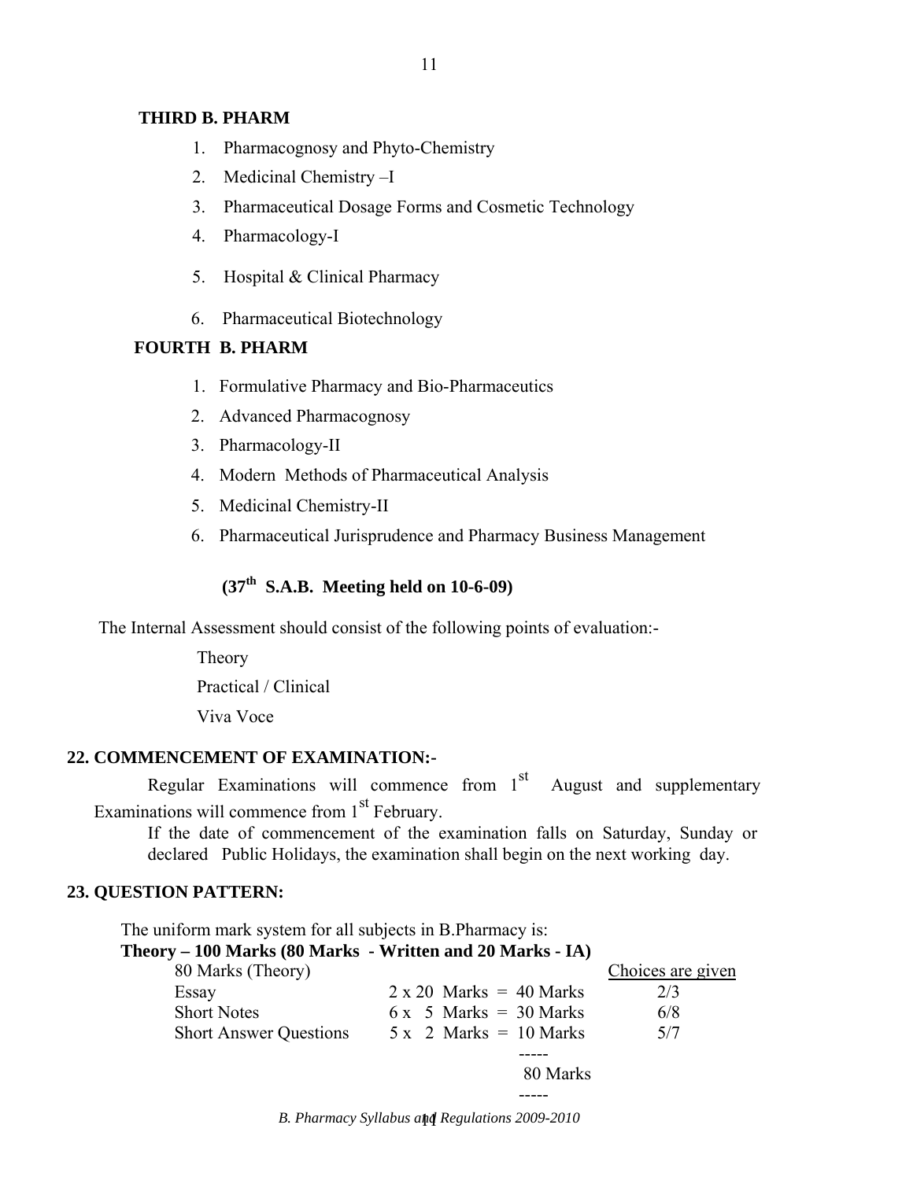**THIRD B. PHARM**

1. Pharmacognosy and Phyto-Chemistry
2. Medicinal Chemistry –I
3. Pharmaceutical Dosage Forms and Cosmetic Technology
4. Pharmacology-I
5. Hospital & Clinical Pharmacy
6. Pharmaceutical Biotechnology

**FOURTH B. PHARM**

1. Formulative Pharmacy and Bio-Pharmaceutics
2. Advanced Pharmacognosy
3. Pharmacology-II
4. Modern Methods of Pharmaceutical Analysis
5. Medicinal Chemistry-II
6. Pharmaceutical Jurisprudence and Pharmacy Business Management

**(37th S.A.B. Meeting held on 10-6-09)**

The Internal Assessment should consist of the following points of evaluation:-

Theory

Practical / Clinical

Viva Voce

## 22. COMMENCEMENT OF EXAMINATION:-

Regular Examinations will commence from 1st August and supplementary Examinations will commence from 1st February.

If the date of commencement of the examination falls on Saturday, Sunday or declared Public Holidays, the examination shall begin on the next working day.

## 23. QUESTION PATTERN:

The uniform mark system for all subjects in B.Pharmacy is:

**Theory – 100 Marks (80 Marks - Written and 20 Marks - IA)**

| 80 Marks (Theory) | | Choices are given |
|---|---|---|
| Essay | 2 x 20 Marks = 40 Marks | 2/3 |
| Short Notes | 6 x 5 Marks = 30 Marks | 6/8 |
| Short Answer Questions | 5 x 2 Marks = 10 Marks | 5/7 |
| | 80 Marks | |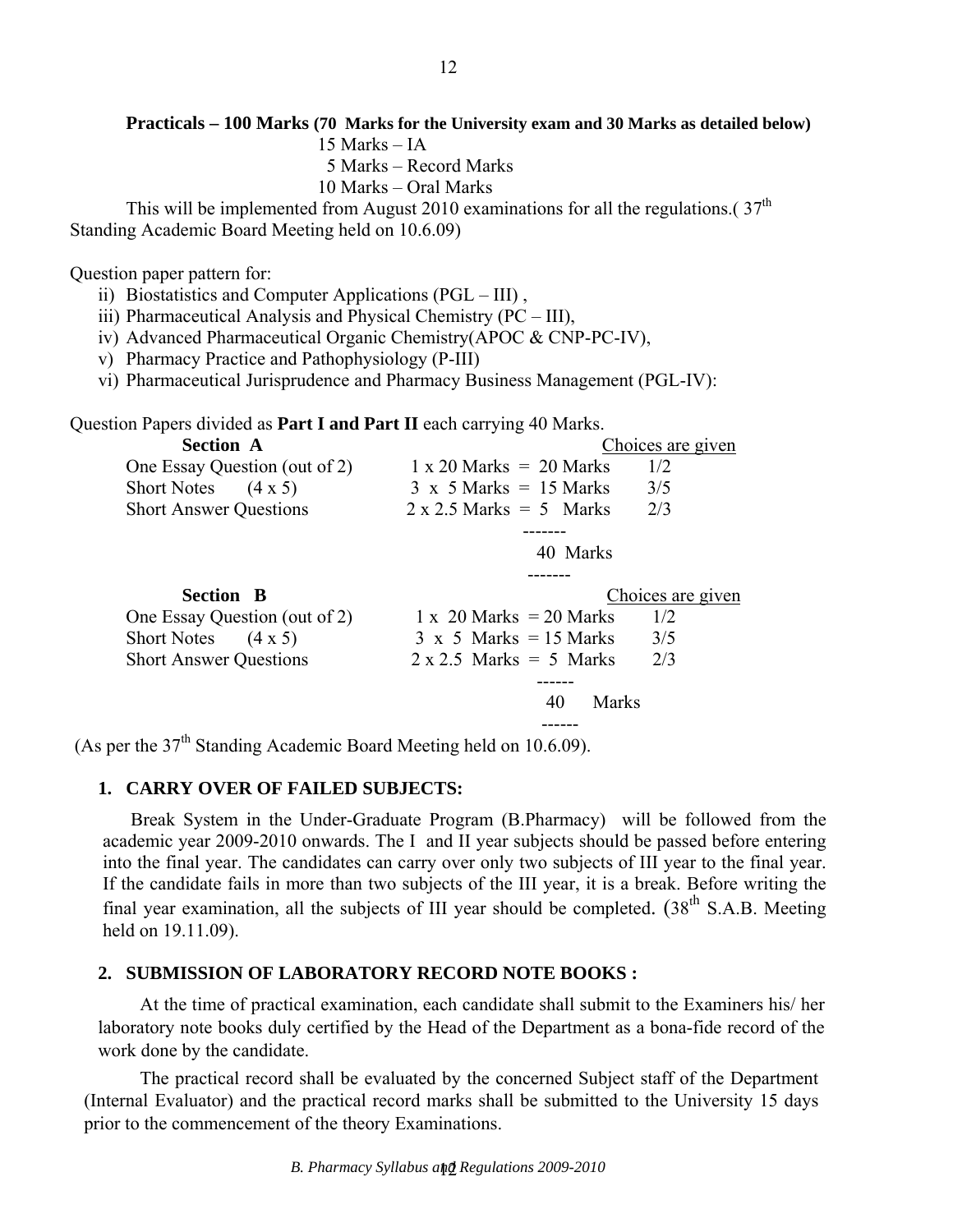**Practicals – 100 Marks (70 Marks for the University exam and 30 Marks as detailed below)**

15 Marks – IA
5 Marks – Record Marks
10 Marks – Oral Marks

This will be implemented from August 2010 examinations for all the regulations.( 37th Standing Academic Board Meeting held on 10.6.09)

Question paper pattern for:

ii) Biostatistics and Computer Applications (PGL – III) ,
iii) Pharmaceutical Analysis and Physical Chemistry (PC – III),
iv) Advanced Pharmaceutical Organic Chemistry(APOC & CNP-PC-IV),
v) Pharmacy Practice and Pathophysiology (P-III)
vi) Pharmaceutical Jurisprudence and Pharmacy Business Management (PGL-IV):

Question Papers divided as **Part I and Part II** each carrying 40 Marks.

| **Section A** | | Choices are given |
|---|---|---|
| One Essay Question (out of 2) | 1 x 20 Marks = 20 Marks | 1/2 |
| Short Notes (4 x 5) | 3 x 5 Marks = 15 Marks | 3/5 |
| Short Answer Questions | 2 x 2.5 Marks = 5 Marks | 2/3 |
| | 40 Marks | |

| **Section B** | | Choices are given |
|---|---|---|
| One Essay Question (out of 2) | 1 x 20 Marks = 20 Marks | 1/2 |
| Short Notes (4 x 5) | 3 x 5 Marks = 15 Marks | 3/5 |
| Short Answer Questions | 2 x 2.5 Marks = 5 Marks | 2/3 |
| | 40 Marks | |

(As per the 37th Standing Academic Board Meeting held on 10.6.09).

## 1. CARRY OVER OF FAILED SUBJECTS:

Break System in the Under-Graduate Program (B.Pharmacy) will be followed from the academic year 2009-2010 onwards. The I and II year subjects should be passed before entering into the final year. The candidates can carry over only two subjects of III year to the final year. If the candidate fails in more than two subjects of the III year, it is a break. Before writing the final year examination, all the subjects of III year should be completed. (38th S.A.B. Meeting held on 19.11.09).

## 2. SUBMISSION OF LABORATORY RECORD NOTE BOOKS :

At the time of practical examination, each candidate shall submit to the Examiners his/ her laboratory note books duly certified by the Head of the Department as a bona-fide record of the work done by the candidate.

The practical record shall be evaluated by the concerned Subject staff of the Department (Internal Evaluator) and the practical record marks shall be submitted to the University 15 days prior to the commencement of the theory Examinations.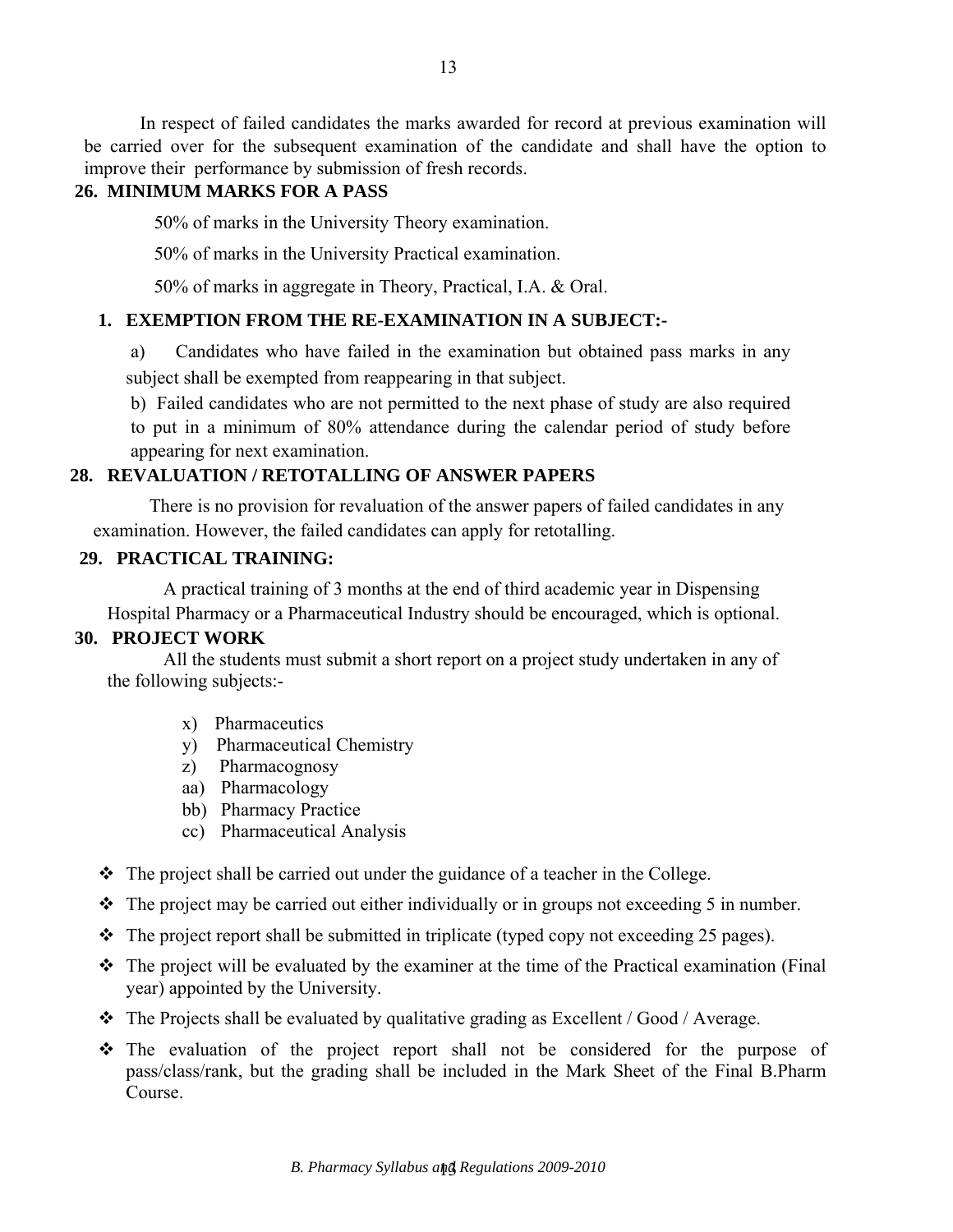In respect of failed candidates the marks awarded for record at previous examination will be carried over for the subsequent examination of the candidate and shall have the option to improve their performance by submission of fresh records.

## 26. MINIMUM MARKS FOR A PASS

50% of marks in the University Theory examination.

50% of marks in the University Practical examination.

50% of marks in aggregate in Theory, Practical, I.A. & Oral.

## 1. EXEMPTION FROM THE RE-EXAMINATION IN A SUBJECT:-

a) Candidates who have failed in the examination but obtained pass marks in any subject shall be exempted from reappearing in that subject.

b) Failed candidates who are not permitted to the next phase of study are also required to put in a minimum of 80% attendance during the calendar period of study before appearing for next examination.

## 28. REVALUATION / RETOTALLING OF ANSWER PAPERS

There is no provision for revaluation of the answer papers of failed candidates in any examination. However, the failed candidates can apply for retotalling.

## 29. PRACTICAL TRAINING:

A practical training of 3 months at the end of third academic year in Dispensing Hospital Pharmacy or a Pharmaceutical Industry should be encouraged, which is optional.

## 30. PROJECT WORK

All the students must submit a short report on a project study undertaken in any of the following subjects:-

x) Pharmaceutics
y) Pharmaceutical Chemistry
z) Pharmacognosy
aa) Pharmacology
bb) Pharmacy Practice
cc) Pharmaceutical Analysis

- The project shall be carried out under the guidance of a teacher in the College.
- The project may be carried out either individually or in groups not exceeding 5 in number.
- The project report shall be submitted in triplicate (typed copy not exceeding 25 pages).
- The project will be evaluated by the examiner at the time of the Practical examination (Final year) appointed by the University.
- The Projects shall be evaluated by qualitative grading as Excellent / Good / Average.
- The evaluation of the project report shall not be considered for the purpose of pass/class/rank, but the grading shall be included in the Mark Sheet of the Final B.Pharm Course.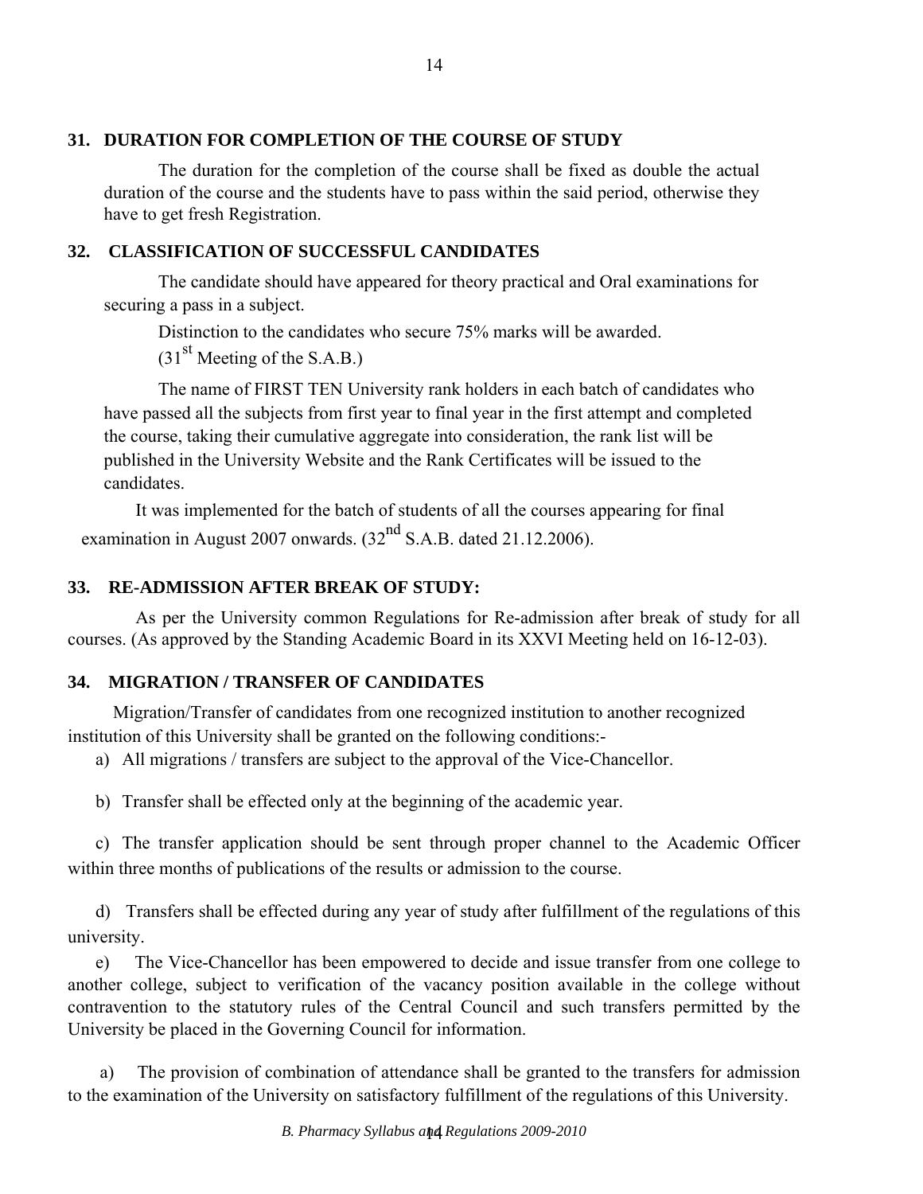## 31. DURATION FOR COMPLETION OF THE COURSE OF STUDY

The duration for the completion of the course shall be fixed as double the actual duration of the course and the students have to pass within the said period, otherwise they have to get fresh Registration.

## 32. CLASSIFICATION OF SUCCESSFUL CANDIDATES

The candidate should have appeared for theory practical and Oral examinations for securing a pass in a subject.

Distinction to the candidates who secure 75% marks will be awarded.

(31st Meeting of the S.A.B.)

The name of FIRST TEN University rank holders in each batch of candidates who have passed all the subjects from first year to final year in the first attempt and completed the course, taking their cumulative aggregate into consideration, the rank list will be published in the University Website and the Rank Certificates will be issued to the candidates.

It was implemented for the batch of students of all the courses appearing for final examination in August 2007 onwards. (32nd S.A.B. dated 21.12.2006).

## 33. RE-ADMISSION AFTER BREAK OF STUDY:

As per the University common Regulations for Re-admission after break of study for all courses. (As approved by the Standing Academic Board in its XXVI Meeting held on 16-12-03).

## 34. MIGRATION / TRANSFER OF CANDIDATES

Migration/Transfer of candidates from one recognized institution to another recognized institution of this University shall be granted on the following conditions:-

a) All migrations / transfers are subject to the approval of the Vice-Chancellor.

b) Transfer shall be effected only at the beginning of the academic year.

c) The transfer application should be sent through proper channel to the Academic Officer within three months of publications of the results or admission to the course.

d) Transfers shall be effected during any year of study after fulfillment of the regulations of this university.

e) The Vice-Chancellor has been empowered to decide and issue transfer from one college to another college, subject to verification of the vacancy position available in the college without contravention to the statutory rules of the Central Council and such transfers permitted by the University be placed in the Governing Council for information.

a) The provision of combination of attendance shall be granted to the transfers for admission to the examination of the University on satisfactory fulfillment of the regulations of this University.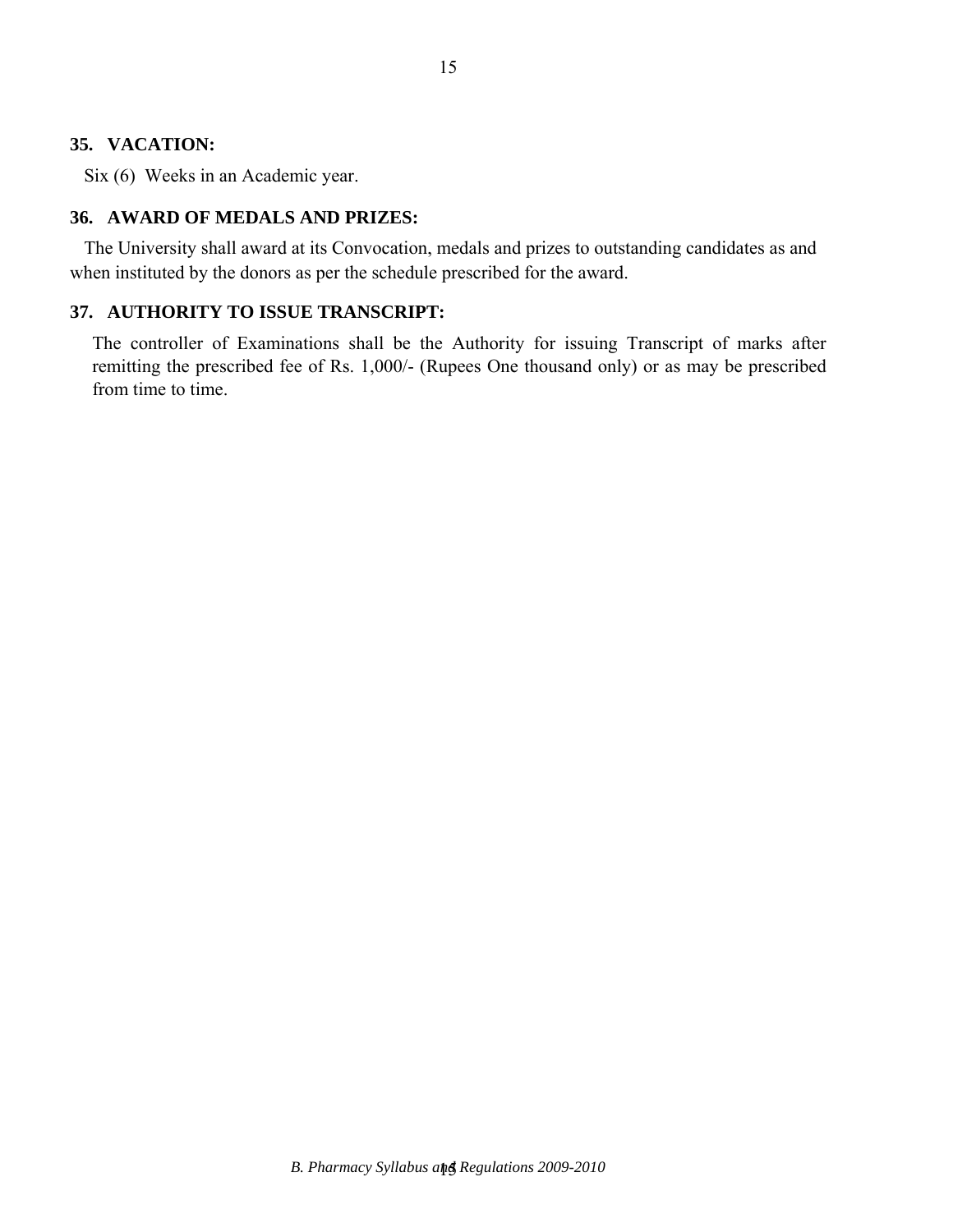## 35. VACATION:

Six (6) Weeks in an Academic year.

## 36. AWARD OF MEDALS AND PRIZES:

The University shall award at its Convocation, medals and prizes to outstanding candidates as and when instituted by the donors as per the schedule prescribed for the award.

## 37. AUTHORITY TO ISSUE TRANSCRIPT:

The controller of Examinations shall be the Authority for issuing Transcript of marks after remitting the prescribed fee of Rs. 1,000/- (Rupees One thousand only) or as may be prescribed from time to time.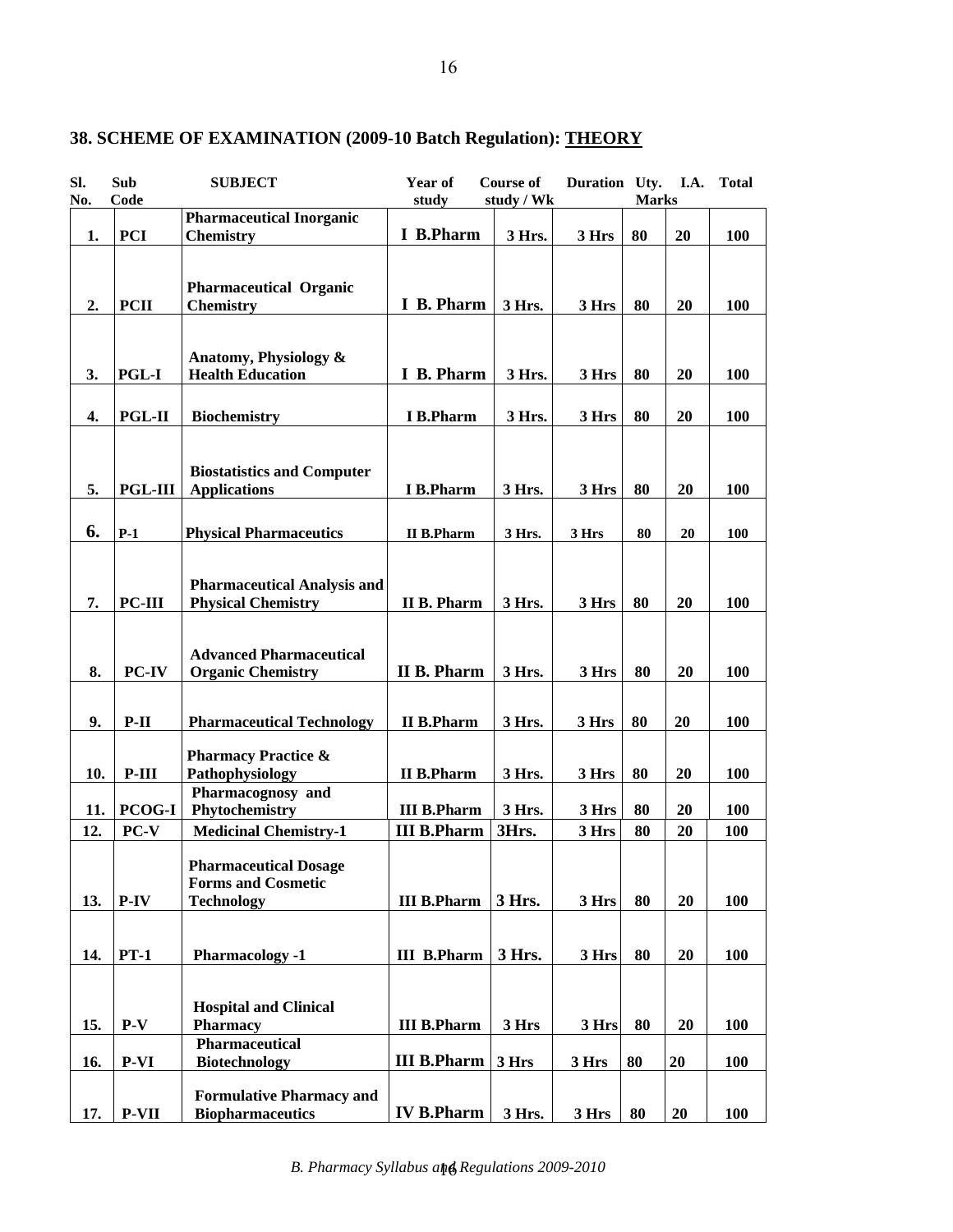## 38. SCHEME OF EXAMINATION (2009-10 Batch Regulation): THEORY

| Sl. No. | Sub Code | SUBJECT | Year of study | Course of study / Wk | Duration | Uty. Marks | I.A. | Total |
|---|---|---|---|---|---|---|---|---|
| 1. | PCI | Pharmaceutical Inorganic Chemistry | I B.Pharm | 3 Hrs. | 3 Hrs | 80 | 20 | 100 |
| 2. | PCII | Pharmaceutical Organic Chemistry | I B. Pharm | 3 Hrs. | 3 Hrs | 80 | 20 | 100 |
| 3. | PGL-I | Anatomy, Physiology & Health Education | I B. Pharm | 3 Hrs. | 3 Hrs | 80 | 20 | 100 |
| 4. | PGL-II | Biochemistry | I B.Pharm | 3 Hrs. | 3 Hrs | 80 | 20 | 100 |
| 5. | PGL-III | Biostatistics and Computer Applications | I B.Pharm | 3 Hrs. | 3 Hrs | 80 | 20 | 100 |
| 6. | P-1 | Physical Pharmaceutics | II B.Pharm | 3 Hrs. | 3 Hrs | 80 | 20 | 100 |
| 7. | PC-III | Pharmaceutical Analysis and Physical Chemistry | II B. Pharm | 3 Hrs. | 3 Hrs | 80 | 20 | 100 |
| 8. | PC-IV | Advanced Pharmaceutical Organic Chemistry | II B. Pharm | 3 Hrs. | 3 Hrs | 80 | 20 | 100 |
| 9. | P-II | Pharmaceutical Technology | II B.Pharm | 3 Hrs. | 3 Hrs | 80 | 20 | 100 |
| 10. | P-III | Pharmacy Practice & Pathophysiology | II B.Pharm | 3 Hrs. | 3 Hrs | 80 | 20 | 100 |
| 11. | PCOG-I | Pharmacognosy and Phytochemistry | III B.Pharm | 3 Hrs. | 3 Hrs | 80 | 20 | 100 |
| 12. | PC-V | Medicinal Chemistry-1 | III B.Pharm | 3Hrs. | 3 Hrs | 80 | 20 | 100 |
| 13. | P-IV | Pharmaceutical Dosage Forms and Cosmetic Technology | III B.Pharm | 3 Hrs. | 3 Hrs | 80 | 20 | 100 |
| 14. | PT-1 | Pharmacology -1 | III B.Pharm | 3 Hrs. | 3 Hrs | 80 | 20 | 100 |
| 15. | P-V | Hospital and Clinical Pharmacy | III B.Pharm | 3 Hrs | 3 Hrs | 80 | 20 | 100 |
| 16. | P-VI | Pharmaceutical Biotechnology | III B.Pharm | 3 Hrs | 3 Hrs | 80 | 20 | 100 |
| 17. | P-VII | Formulative Pharmacy and Biopharmaceutics | IV B.Pharm | 3 Hrs. | 3 Hrs | 80 | 20 | 100 |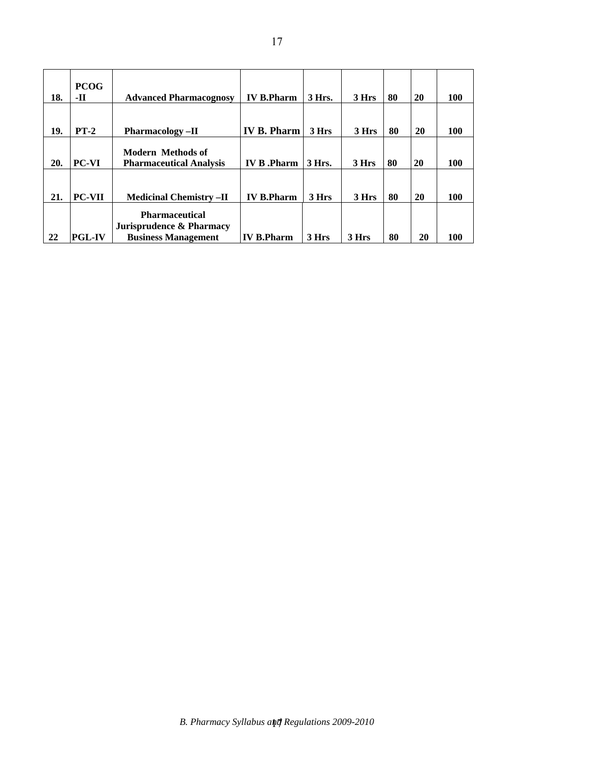| | | | | | | | | |
|---|---|---|---|---|---|---|---|---|
| **18.** | **PCOG -II** | **Advanced Pharmacognosy** | **IV B.Pharm** | **3 Hrs.** | **3 Hrs** | **80** | **20** | **100** |
| **19.** | **PT-2** | **Pharmacology –II** | **IV B. Pharm** | **3 Hrs** | **3 Hrs** | **80** | **20** | **100** |
| **20.** | **PC-VI** | **Modern Methods of Pharmaceutical Analysis** | **IV B .Pharm** | **3 Hrs.** | **3 Hrs** | **80** | **20** | **100** |
| **21.** | **PC-VII** | **Medicinal Chemistry –II** | **IV B.Pharm** | **3 Hrs** | **3 Hrs** | **80** | **20** | **100** |
| **22** | **PGL-IV** | **Pharmaceutical Jurisprudence & Pharmacy Business Management** | **IV B.Pharm** | **3 Hrs** | **3 Hrs** | **80** | **20** | **100** |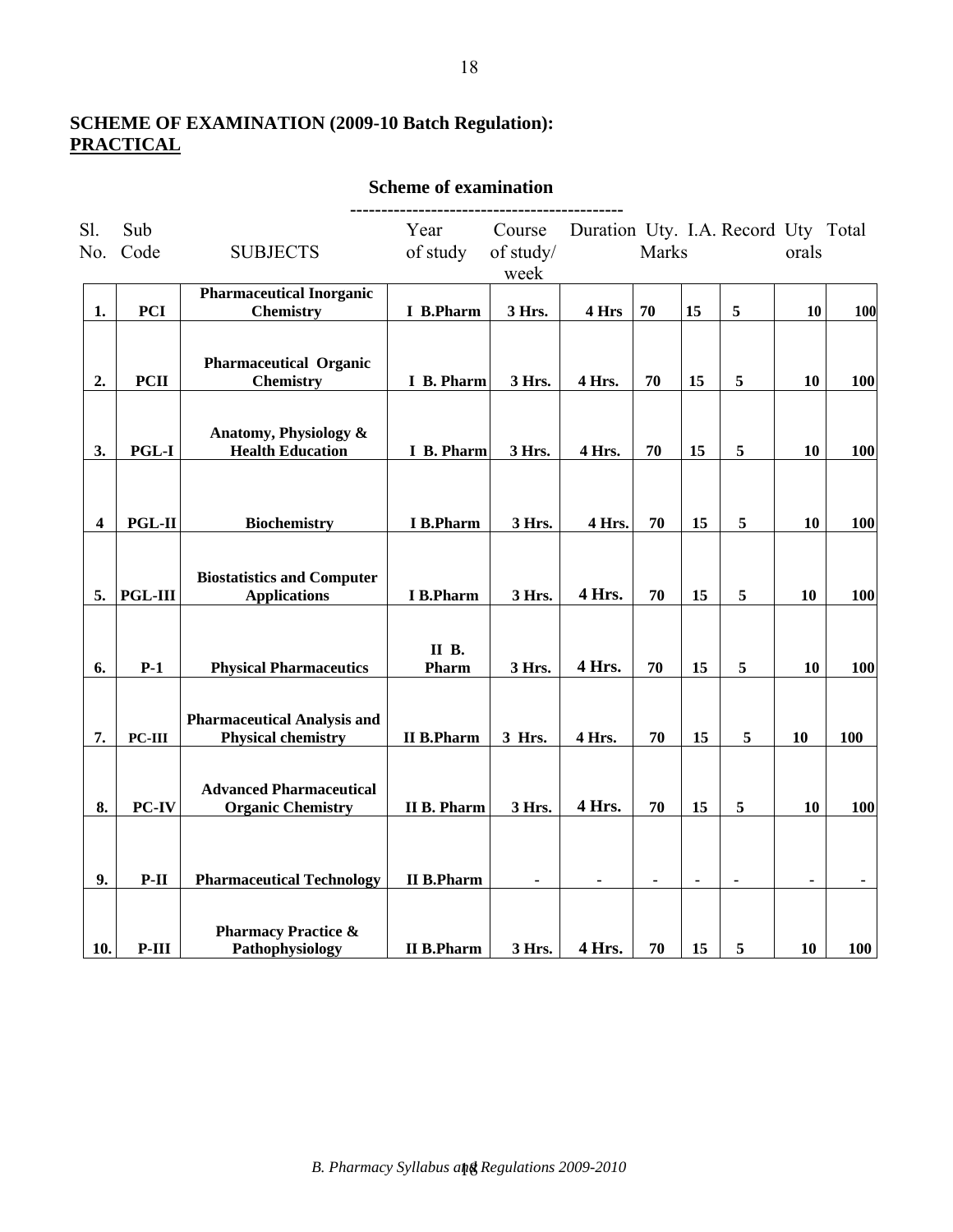**SCHEME OF EXAMINATION (2009-10 Batch Regulation):**
**<u>PRACTICAL</u>**

### Scheme of examination

| Sl. No. | Sub Code | SUBJECTS | Year of study | Course of study/ week | Duration | Uty. Marks | I.A. | Record | Uty orals | Total |
|---|---|---|---|---|---|---|---|---|---|---|
| 1. | PCI | Pharmaceutical Inorganic Chemistry | I B.Pharm | 3 Hrs. | 4 Hrs | 70 | 15 | 5 | 10 | 100 |
| 2. | PCII | Pharmaceutical Organic Chemistry | I B. Pharm | 3 Hrs. | 4 Hrs. | 70 | 15 | 5 | 10 | 100 |
| 3. | PGL-I | Anatomy, Physiology & Health Education | I B. Pharm | 3 Hrs. | 4 Hrs. | 70 | 15 | 5 | 10 | 100 |
| 4 | PGL-II | Biochemistry | I B.Pharm | 3 Hrs. | 4 Hrs. | 70 | 15 | 5 | 10 | 100 |
| 5. | PGL-III | Biostatistics and Computer Applications | I B.Pharm | 3 Hrs. | 4 Hrs. | 70 | 15 | 5 | 10 | 100 |
| 6. | P-1 | Physical Pharmaceutics | II B. Pharm | 3 Hrs. | 4 Hrs. | 70 | 15 | 5 | 10 | 100 |
| 7. | PC-III | Pharmaceutical Analysis and Physical chemistry | II B.Pharm | 3 Hrs. | 4 Hrs. | 70 | 15 | 5 | 10 | 100 |
| 8. | PC-IV | Advanced Pharmaceutical Organic Chemistry | II B. Pharm | 3 Hrs. | 4 Hrs. | 70 | 15 | 5 | 10 | 100 |
| 9. | P-II | Pharmaceutical Technology | II B.Pharm | - | - | - | - | - | - | - |
| 10. | P-III | Pharmacy Practice & Pathophysiology | II B.Pharm | 3 Hrs. | 4 Hrs. | 70 | 15 | 5 | 10 | 100 |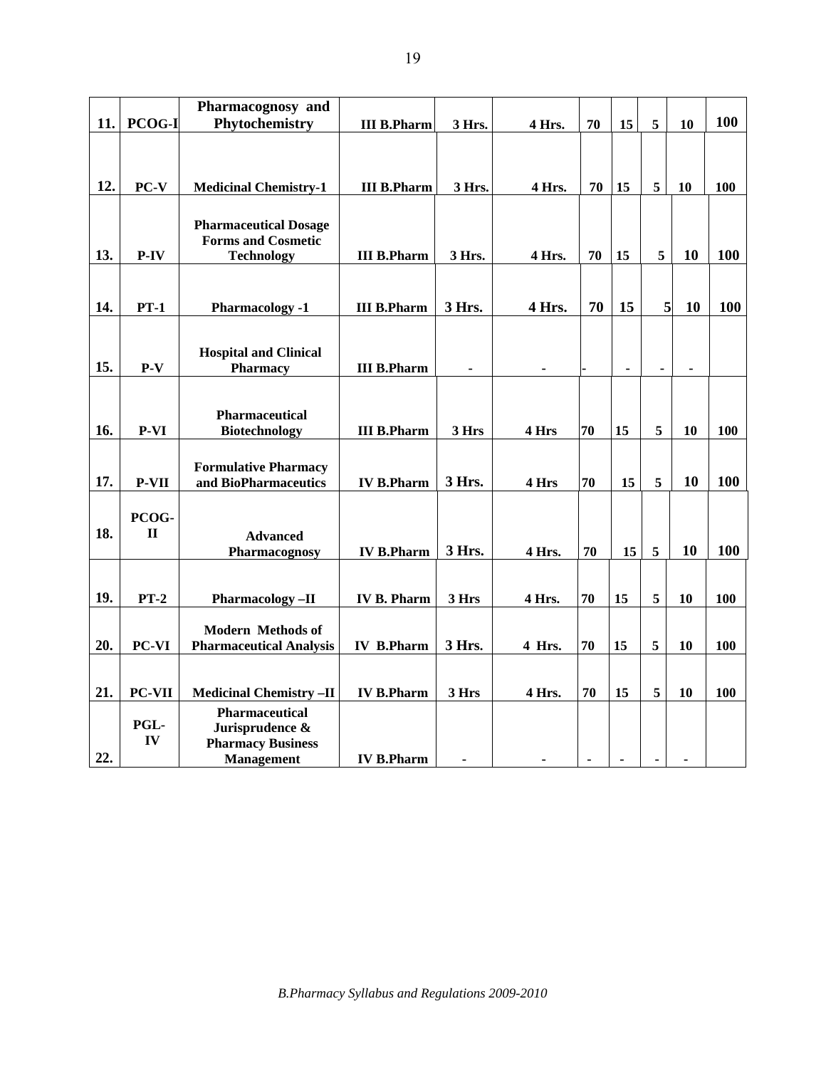| 11. | PCOG-I | Pharmacognosy and Phytochemistry | III B.Pharm | 3 Hrs. | 4 Hrs. | 70 | 15 | 5 | 10 | 100 |
|---|---|---|---|---|---|---|---|---|---|---|
| 12. | PC-V | Medicinal Chemistry-1 | III B.Pharm | 3 Hrs. | 4 Hrs. | 70 | 15 | 5 | 10 | 100 |
| 13. | P-IV | Pharmaceutical Dosage Forms and Cosmetic Technology | III B.Pharm | 3 Hrs. | 4 Hrs. | 70 | 15 | 5 | 10 | 100 |
| 14. | PT-1 | Pharmacology -1 | III B.Pharm | 3 Hrs. | 4 Hrs. | 70 | 15 | 5 | 10 | 100 |
| 15. | P-V | Hospital and Clinical Pharmacy | III B.Pharm | - | - | - | - | - | - | |
| 16. | P-VI | Pharmaceutical Biotechnology | III B.Pharm | 3 Hrs | 4 Hrs | 70 | 15 | 5 | 10 | 100 |
| 17. | P-VII | Formulative Pharmacy and BioPharmaceutics | IV B.Pharm | 3 Hrs. | 4 Hrs | 70 | 15 | 5 | 10 | 100 |
| 18. | PCOG-II | Advanced Pharmacognosy | IV B.Pharm | 3 Hrs. | 4 Hrs. | 70 | 15 | 5 | 10 | 100 |
| 19. | PT-2 | Pharmacology –II | IV B. Pharm | 3 Hrs | 4 Hrs. | 70 | 15 | 5 | 10 | 100 |
| 20. | PC-VI | Modern Methods of Pharmaceutical Analysis | IV B.Pharm | 3 Hrs. | 4 Hrs. | 70 | 15 | 5 | 10 | 100 |
| 21. | PC-VII | Medicinal Chemistry –II | IV B.Pharm | 3 Hrs | 4 Hrs. | 70 | 15 | 5 | 10 | 100 |
| 22. | PGL-IV | Pharmaceutical Jurisprudence & Pharmacy Business Management | IV B.Pharm | - | - | - | - | - | - | |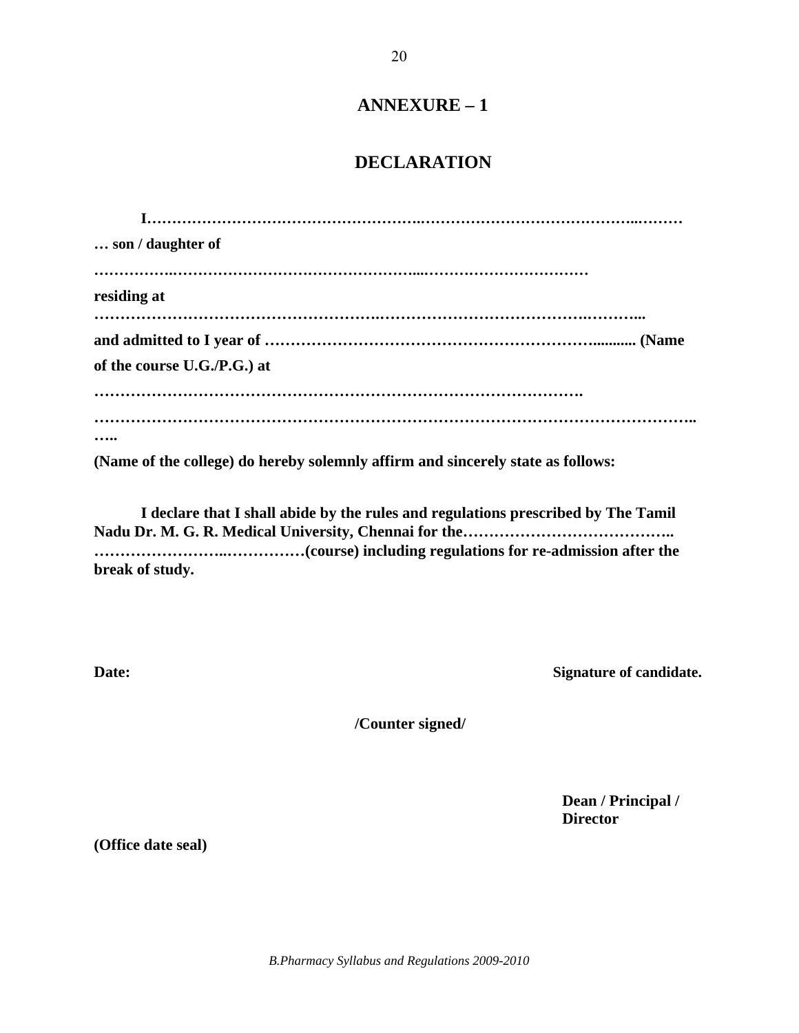## ANNEXURE – 1

## DECLARATION

**I………………………………………………..…………………………………..………**
**… son / daughter of**
**……………..……………………………………...……………………………**
**residing at**
**……………………………………………….…………………………………….………..**
**and admitted to I year of ………………………………………………………........... (Name of the course U.G./P.G.) at**
**………………………………………………………………………………….**
**……………………………………………………………………………………………………..**
**…..**
**(Name of the college) do hereby solemnly affirm and sincerely state as follows:**

**I declare that I shall abide by the rules and regulations prescribed by The Tamil Nadu Dr. M. G. R. Medical University, Chennai for the………………………………….. ……………………..……………(course) including regulations for re-admission after the break of study.**

**Date:** **Signature of candidate.**

**/Counter signed/**

**Dean / Principal / Director**

**(Office date seal)**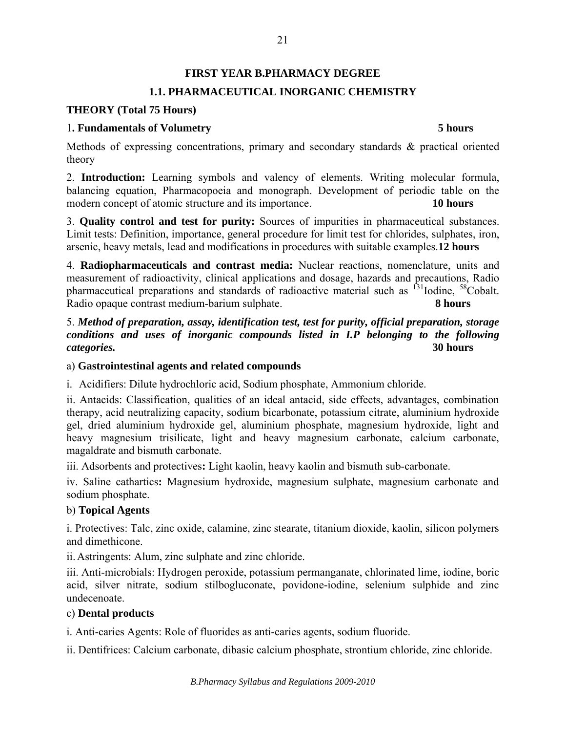## FIRST YEAR B.PHARMACY DEGREE

## 1.1. PHARMACEUTICAL INORGANIC CHEMISTRY

### THEORY (Total 75 Hours)

1**. Fundamentals of Volumetry** **5 hours**

Methods of expressing concentrations, primary and secondary standards & practical oriented theory

2. **Introduction:** Learning symbols and valency of elements. Writing molecular formula, balancing equation, Pharmacopoeia and monograph. Development of periodic table on the modern concept of atomic structure and its importance. **10 hours**

3. **Quality control and test for purity:** Sources of impurities in pharmaceutical substances. Limit tests: Definition, importance, general procedure for limit test for chlorides, sulphates, iron, arsenic, heavy metals, lead and modifications in procedures with suitable examples.**12 hours**

4. **Radiopharmaceuticals and contrast media:** Nuclear reactions, nomenclature, units and measurement of radioactivity, clinical applications and dosage, hazards and precautions, Radio pharmaceutical preparations and standards of radioactive material such as $^{131}$Iodine, $^{58}$Cobalt. Radio opaque contrast medium-barium sulphate. **8 hours**

5. ***Method of preparation, assay, identification test, test for purity, official preparation, storage conditions and uses of inorganic compounds listed in I.P belonging to the following categories.*** **30 hours**

a) **Gastrointestinal agents and related compounds**

i. Acidifiers: Dilute hydrochloric acid, Sodium phosphate, Ammonium chloride.

ii. Antacids: Classification, qualities of an ideal antacid, side effects, advantages, combination therapy, acid neutralizing capacity, sodium bicarbonate, potassium citrate, aluminium hydroxide gel, dried aluminium hydroxide gel, aluminium phosphate, magnesium hydroxide, light and heavy magnesium trisilicate, light and heavy magnesium carbonate, calcium carbonate, magaldrate and bismuth carbonate.

iii. Adsorbents and protectives**:** Light kaolin, heavy kaolin and bismuth sub-carbonate.

iv. Saline cathartics**:** Magnesium hydroxide, magnesium sulphate, magnesium carbonate and sodium phosphate.

b) **Topical Agents**

i. Protectives: Talc, zinc oxide, calamine, zinc stearate, titanium dioxide, kaolin, silicon polymers and dimethicone.

ii. Astringents: Alum, zinc sulphate and zinc chloride.

iii. Anti-microbials: Hydrogen peroxide, potassium permanganate, chlorinated lime, iodine, boric acid, silver nitrate, sodium stilbogluconate, povidone-iodine, selenium sulphide and zinc undecenoate.

c) **Dental products**

i. Anti-caries Agents: Role of fluorides as anti-caries agents, sodium fluoride.

ii. Dentifrices: Calcium carbonate, dibasic calcium phosphate, strontium chloride, zinc chloride.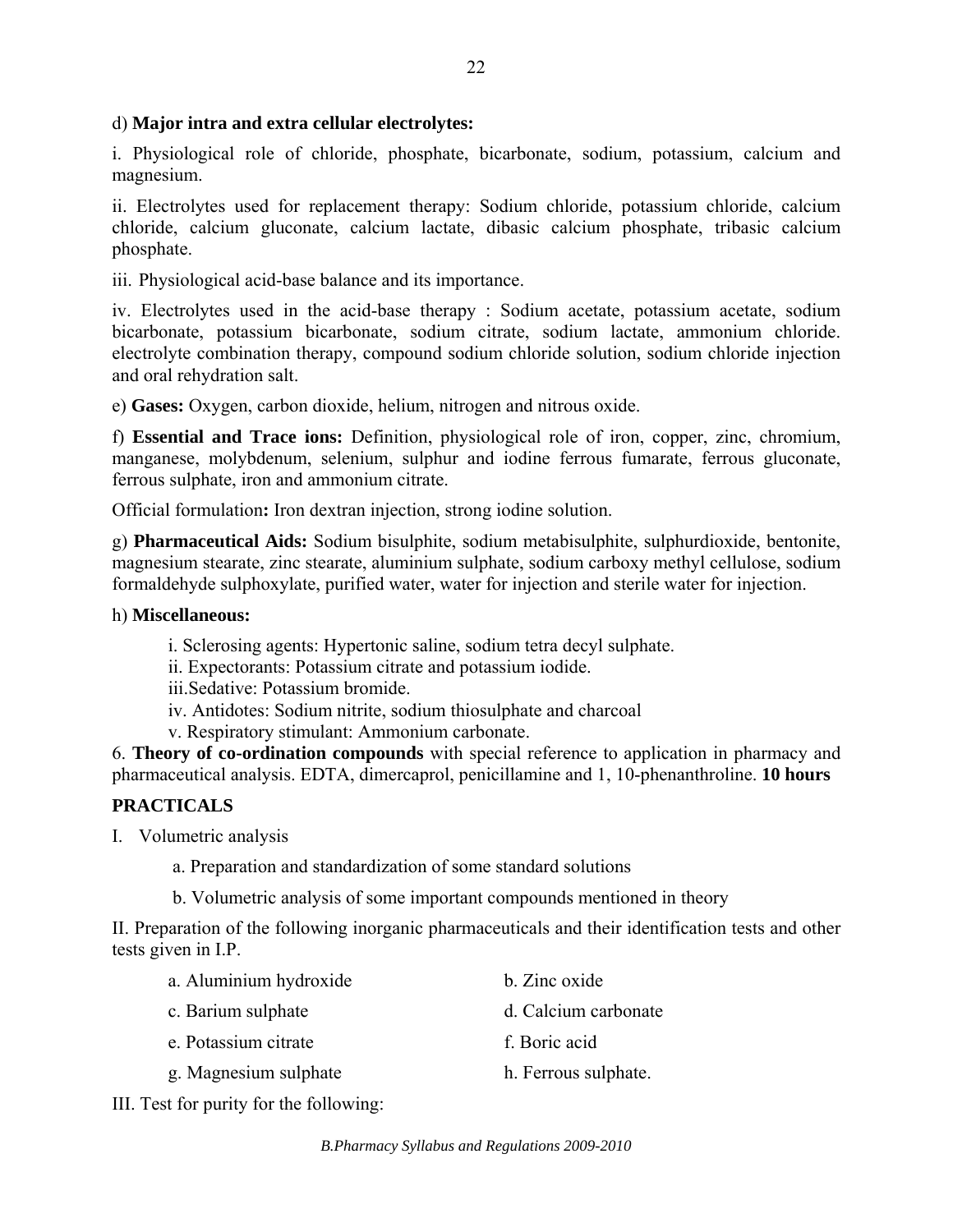d) **Major intra and extra cellular electrolytes:**

i. Physiological role of chloride, phosphate, bicarbonate, sodium, potassium, calcium and magnesium.

ii. Electrolytes used for replacement therapy: Sodium chloride, potassium chloride, calcium chloride, calcium gluconate, calcium lactate, dibasic calcium phosphate, tribasic calcium phosphate.

iii. Physiological acid-base balance and its importance.

iv. Electrolytes used in the acid-base therapy : Sodium acetate, potassium acetate, sodium bicarbonate, potassium bicarbonate, sodium citrate, sodium lactate, ammonium chloride. electrolyte combination therapy, compound sodium chloride solution, sodium chloride injection and oral rehydration salt.

e) **Gases:** Oxygen, carbon dioxide, helium, nitrogen and nitrous oxide.

f) **Essential and Trace ions:** Definition, physiological role of iron, copper, zinc, chromium, manganese, molybdenum, selenium, sulphur and iodine ferrous fumarate, ferrous gluconate, ferrous sulphate, iron and ammonium citrate.

Official formulation**:** Iron dextran injection, strong iodine solution.

g) **Pharmaceutical Aids:** Sodium bisulphite, sodium metabisulphite, sulphurdioxide, bentonite, magnesium stearate, zinc stearate, aluminium sulphate, sodium carboxy methyl cellulose, sodium formaldehyde sulphoxylate, purified water, water for injection and sterile water for injection.

h) **Miscellaneous:**

i. Sclerosing agents: Hypertonic saline, sodium tetra decyl sulphate.
ii. Expectorants: Potassium citrate and potassium iodide.
iii.Sedative: Potassium bromide.
iv. Antidotes: Sodium nitrite, sodium thiosulphate and charcoal
v. Respiratory stimulant: Ammonium carbonate.

6. **Theory of co-ordination compounds** with special reference to application in pharmacy and pharmaceutical analysis. EDTA, dimercaprol, penicillamine and 1, 10-phenanthroline. **10 hours**

## PRACTICALS

I. Volumetric analysis

a. Preparation and standardization of some standard solutions

b. Volumetric analysis of some important compounds mentioned in theory

II. Preparation of the following inorganic pharmaceuticals and their identification tests and other tests given in I.P.

a. Aluminium hydroxide
b. Zinc oxide
c. Barium sulphate
d. Calcium carbonate
e. Potassium citrate
f. Boric acid
g. Magnesium sulphate
h. Ferrous sulphate.

III. Test for purity for the following: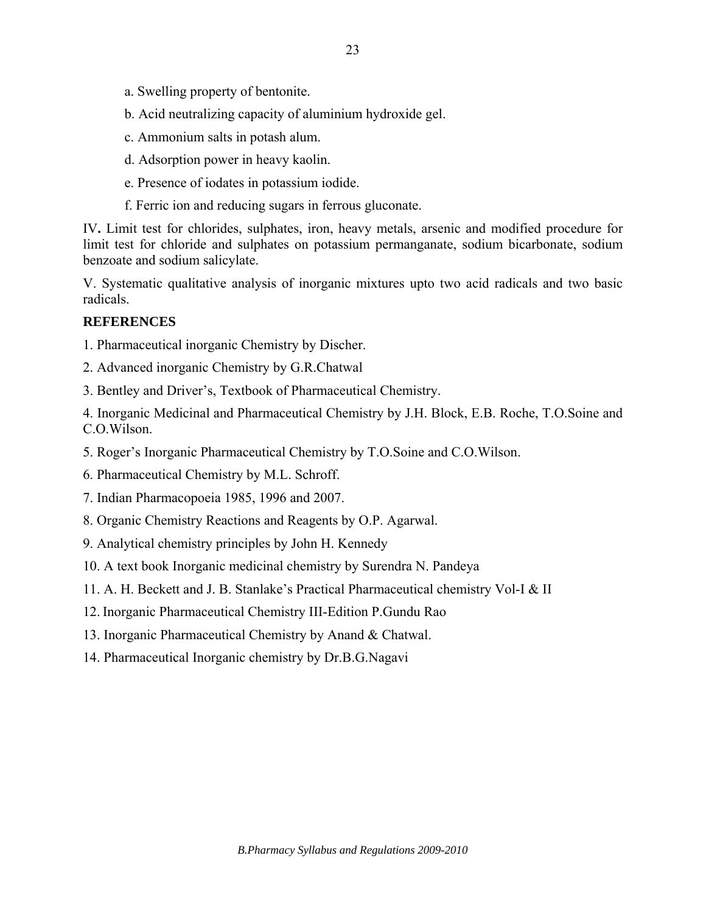a. Swelling property of bentonite.

b. Acid neutralizing capacity of aluminium hydroxide gel.

c. Ammonium salts in potash alum.

d. Adsorption power in heavy kaolin.

e. Presence of iodates in potassium iodide.

f. Ferric ion and reducing sugars in ferrous gluconate.

IV**.** Limit test for chlorides, sulphates, iron, heavy metals, arsenic and modified procedure for limit test for chloride and sulphates on potassium permanganate, sodium bicarbonate, sodium benzoate and sodium salicylate.

V. Systematic qualitative analysis of inorganic mixtures upto two acid radicals and two basic radicals.

**REFERENCES**

1. Pharmaceutical inorganic Chemistry by Discher.
2. Advanced inorganic Chemistry by G.R.Chatwal
3. Bentley and Driver's, Textbook of Pharmaceutical Chemistry.
4. Inorganic Medicinal and Pharmaceutical Chemistry by J.H. Block, E.B. Roche, T.O.Soine and C.O.Wilson.
5. Roger's Inorganic Pharmaceutical Chemistry by T.O.Soine and C.O.Wilson.
6. Pharmaceutical Chemistry by M.L. Schroff.
7. Indian Pharmacopoeia 1985, 1996 and 2007.
8. Organic Chemistry Reactions and Reagents by O.P. Agarwal.
9. Analytical chemistry principles by John H. Kennedy
10. A text book Inorganic medicinal chemistry by Surendra N. Pandeya
11. A. H. Beckett and J. B. Stanlake's Practical Pharmaceutical chemistry Vol-I & II
12. Inorganic Pharmaceutical Chemistry III-Edition P.Gundu Rao
13. Inorganic Pharmaceutical Chemistry by Anand & Chatwal.
14. Pharmaceutical Inorganic chemistry by Dr.B.G.Nagavi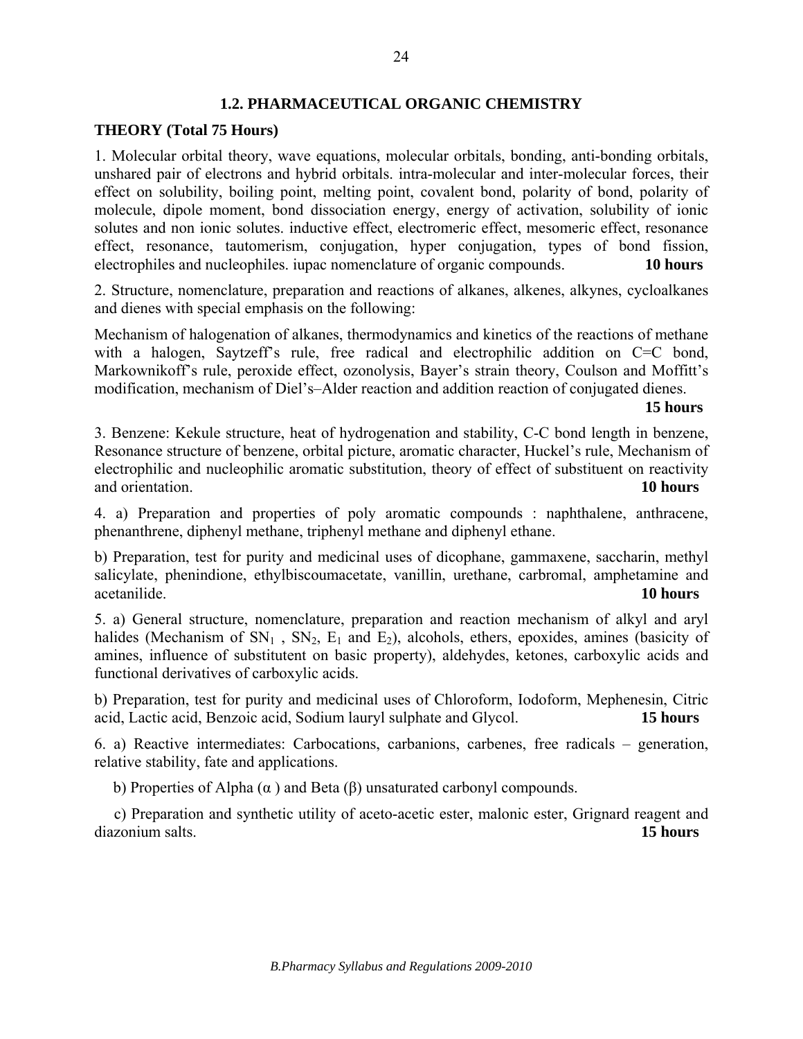## 1.2. PHARMACEUTICAL ORGANIC CHEMISTRY

**THEORY (Total 75 Hours)**

1. Molecular orbital theory, wave equations, molecular orbitals, bonding, anti-bonding orbitals, unshared pair of electrons and hybrid orbitals. intra-molecular and inter-molecular forces, their effect on solubility, boiling point, melting point, covalent bond, polarity of bond, polarity of molecule, dipole moment, bond dissociation energy, energy of activation, solubility of ionic solutes and non ionic solutes. inductive effect, electromeric effect, mesomeric effect, resonance effect, resonance, tautomerism, conjugation, hyper conjugation, types of bond fission, electrophiles and nucleophiles. iupac nomenclature of organic compounds. **10 hours**

2. Structure, nomenclature, preparation and reactions of alkanes, alkenes, alkynes, cycloalkanes and dienes with special emphasis on the following:

Mechanism of halogenation of alkanes, thermodynamics and kinetics of the reactions of methane with a halogen, Saytzeff's rule, free radical and electrophilic addition on C=C bond, Markownikoff's rule, peroxide effect, ozonolysis, Bayer's strain theory, Coulson and Moffitt's modification, mechanism of Diel's–Alder reaction and addition reaction of conjugated dienes. **15 hours**

3. Benzene: Kekule structure, heat of hydrogenation and stability, C-C bond length in benzene, Resonance structure of benzene, orbital picture, aromatic character, Huckel's rule, Mechanism of electrophilic and nucleophilic aromatic substitution, theory of effect of substituent on reactivity and orientation. **10 hours**

4. a) Preparation and properties of poly aromatic compounds : naphthalene, anthracene, phenanthrene, diphenyl methane, triphenyl methane and diphenyl ethane.

b) Preparation, test for purity and medicinal uses of dicophane, gammaxene, saccharin, methyl salicylate, phenindione, ethylbiscoumacetate, vanillin, urethane, carbromal, amphetamine and acetanilide. **10 hours**

5. a) General structure, nomenclature, preparation and reaction mechanism of alkyl and aryl halides (Mechanism of $SN_1$ , $SN_2$, $E_1$ and $E_2$), alcohols, ethers, epoxides, amines (basicity of amines, influence of substitutent on basic property), aldehydes, ketones, carboxylic acids and functional derivatives of carboxylic acids.

b) Preparation, test for purity and medicinal uses of Chloroform, Iodoform, Mephenesin, Citric acid, Lactic acid, Benzoic acid, Sodium lauryl sulphate and Glycol. **15 hours**

6. a) Reactive intermediates: Carbocations, carbanions, carbenes, free radicals – generation, relative stability, fate and applications.

b) Properties of Alpha ($\alpha$ ) and Beta ($\beta$) unsaturated carbonyl compounds.

c) Preparation and synthetic utility of aceto-acetic ester, malonic ester, Grignard reagent and diazonium salts. **15 hours**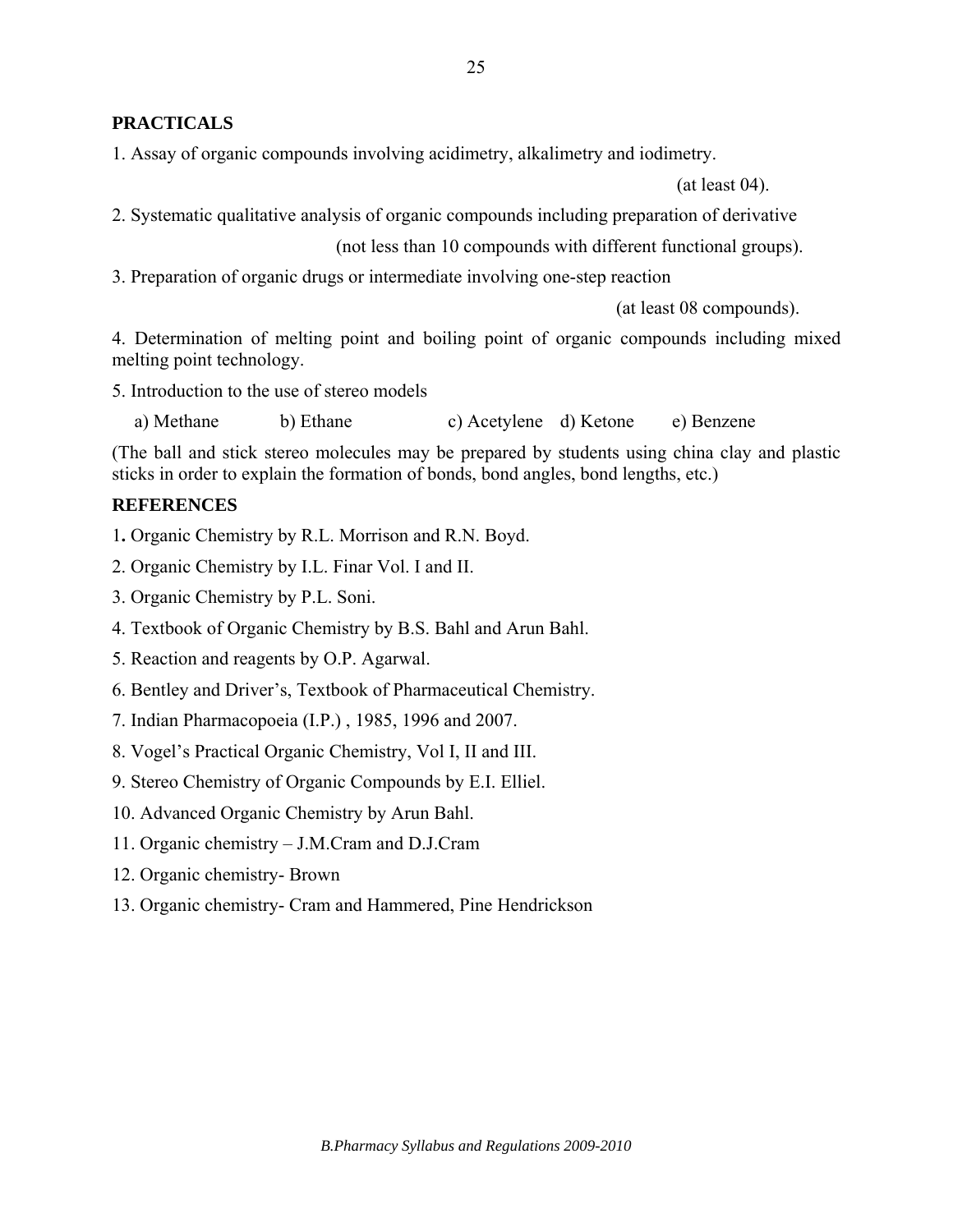## PRACTICALS

1. Assay of organic compounds involving acidimetry, alkalimetry and iodimetry. (at least 04).

2. Systematic qualitative analysis of organic compounds including preparation of derivative (not less than 10 compounds with different functional groups).

3. Preparation of organic drugs or intermediate involving one-step reaction (at least 08 compounds).

4. Determination of melting point and boiling point of organic compounds including mixed melting point technology.

5. Introduction to the use of stereo models

   a) Methane b) Ethane c) Acetylene d) Ketone e) Benzene

(The ball and stick stereo molecules may be prepared by students using china clay and plastic sticks in order to explain the formation of bonds, bond angles, bond lengths, etc.)

## REFERENCES

1. Organic Chemistry by R.L. Morrison and R.N. Boyd.
2. Organic Chemistry by I.L. Finar Vol. I and II.
3. Organic Chemistry by P.L. Soni.
4. Textbook of Organic Chemistry by B.S. Bahl and Arun Bahl.
5. Reaction and reagents by O.P. Agarwal.
6. Bentley and Driver's, Textbook of Pharmaceutical Chemistry.
7. Indian Pharmacopoeia (I.P.) , 1985, 1996 and 2007.
8. Vogel's Practical Organic Chemistry, Vol I, II and III.
9. Stereo Chemistry of Organic Compounds by E.I. Elliel.
10. Advanced Organic Chemistry by Arun Bahl.
11. Organic chemistry – J.M.Cram and D.J.Cram
12. Organic chemistry- Brown
13. Organic chemistry- Cram and Hammered, Pine Hendrickson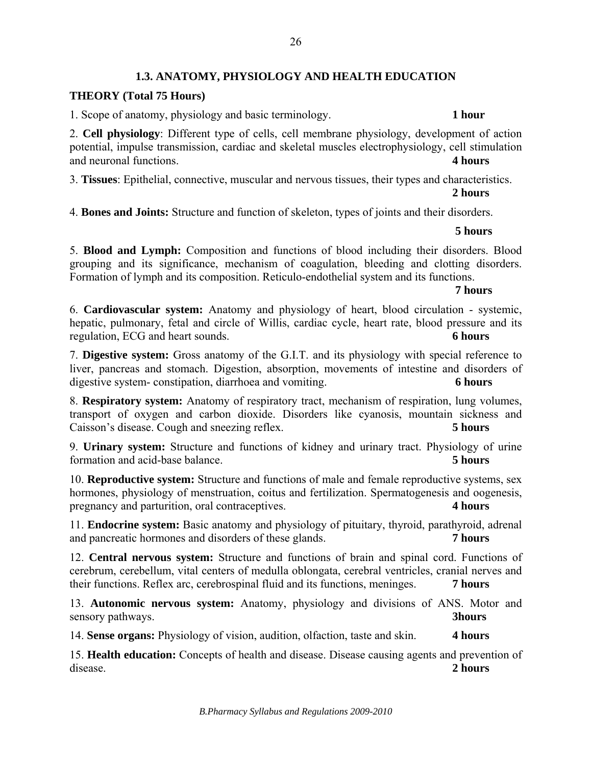## 1.3. ANATOMY, PHYSIOLOGY AND HEALTH EDUCATION

**THEORY (Total 75 Hours)**

1. Scope of anatomy, physiology and basic terminology. **1 hour**

2. **Cell physiology**: Different type of cells, cell membrane physiology, development of action potential, impulse transmission, cardiac and skeletal muscles electrophysiology, cell stimulation and neuronal functions. **4 hours**

3. **Tissues**: Epithelial, connective, muscular and nervous tissues, their types and characteristics. **2 hours**

4. **Bones and Joints:** Structure and function of skeleton, types of joints and their disorders. **5 hours**

5. **Blood and Lymph:** Composition and functions of blood including their disorders. Blood grouping and its significance, mechanism of coagulation, bleeding and clotting disorders. Formation of lymph and its composition. Reticulo-endothelial system and its functions. **7 hours**

6. **Cardiovascular system:** Anatomy and physiology of heart, blood circulation - systemic, hepatic, pulmonary, fetal and circle of Willis, cardiac cycle, heart rate, blood pressure and its regulation, ECG and heart sounds. **6 hours**

7. **Digestive system:** Gross anatomy of the G.I.T. and its physiology with special reference to liver, pancreas and stomach. Digestion, absorption, movements of intestine and disorders of digestive system- constipation, diarrhoea and vomiting. **6 hours**

8. **Respiratory system:** Anatomy of respiratory tract, mechanism of respiration, lung volumes, transport of oxygen and carbon dioxide. Disorders like cyanosis, mountain sickness and Caisson's disease. Cough and sneezing reflex. **5 hours**

9. **Urinary system:** Structure and functions of kidney and urinary tract. Physiology of urine formation and acid-base balance. **5 hours**

10. **Reproductive system:** Structure and functions of male and female reproductive systems, sex hormones, physiology of menstruation, coitus and fertilization. Spermatogenesis and oogenesis, pregnancy and parturition, oral contraceptives. **4 hours**

11. **Endocrine system:** Basic anatomy and physiology of pituitary, thyroid, parathyroid, adrenal and pancreatic hormones and disorders of these glands. **7 hours**

12. **Central nervous system:** Structure and functions of brain and spinal cord. Functions of cerebrum, cerebellum, vital centers of medulla oblongata, cerebral ventricles, cranial nerves and their functions. Reflex arc, cerebrospinal fluid and its functions, meninges. **7 hours**

13. **Autonomic nervous system:** Anatomy, physiology and divisions of ANS. Motor and sensory pathways. **3hours**

14. **Sense organs:** Physiology of vision, audition, olfaction, taste and skin. **4 hours**

15. **Health education:** Concepts of health and disease. Disease causing agents and prevention of disease. **2 hours**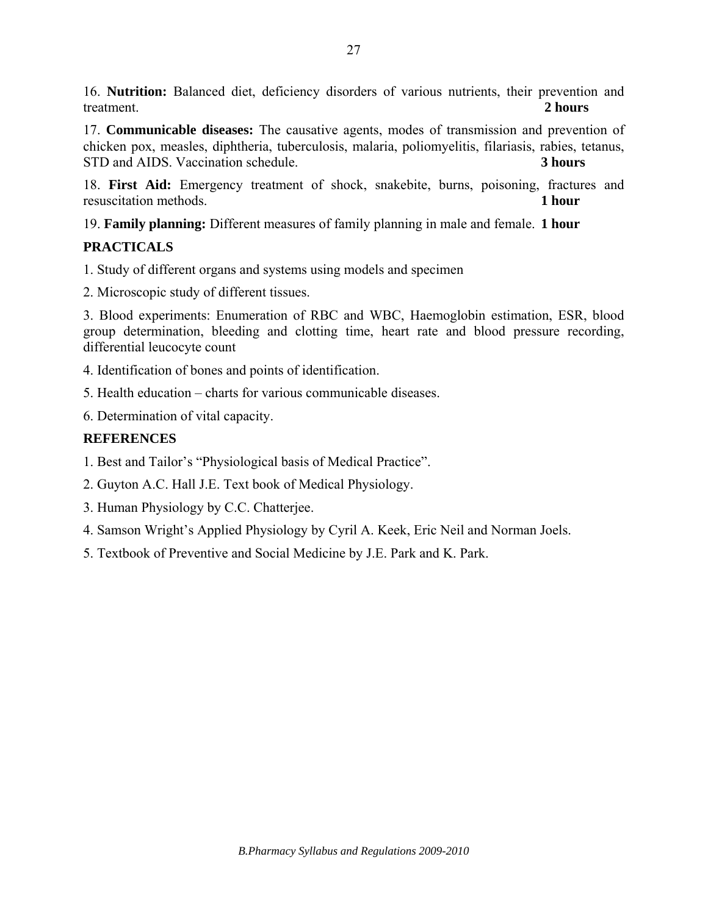16. **Nutrition:** Balanced diet, deficiency disorders of various nutrients, their prevention and treatment. **2 hours**

17. **Communicable diseases:** The causative agents, modes of transmission and prevention of chicken pox, measles, diphtheria, tuberculosis, malaria, poliomyelitis, filariasis, rabies, tetanus, STD and AIDS. Vaccination schedule. **3 hours**

18. **First Aid:** Emergency treatment of shock, snakebite, burns, poisoning, fractures and resuscitation methods. **1 hour**

19. **Family planning:** Different measures of family planning in male and female. **1 hour**

### PRACTICALS

1. Study of different organs and systems using models and specimen

2. Microscopic study of different tissues.

3. Blood experiments: Enumeration of RBC and WBC, Haemoglobin estimation, ESR, blood group determination, bleeding and clotting time, heart rate and blood pressure recording, differential leucocyte count

4. Identification of bones and points of identification.

5. Health education – charts for various communicable diseases.

6. Determination of vital capacity.

### REFERENCES

1. Best and Tailor's "Physiological basis of Medical Practice".

2. Guyton A.C. Hall J.E. Text book of Medical Physiology.

3. Human Physiology by C.C. Chatterjee.

4. Samson Wright's Applied Physiology by Cyril A. Keek, Eric Neil and Norman Joels.

5. Textbook of Preventive and Social Medicine by J.E. Park and K. Park.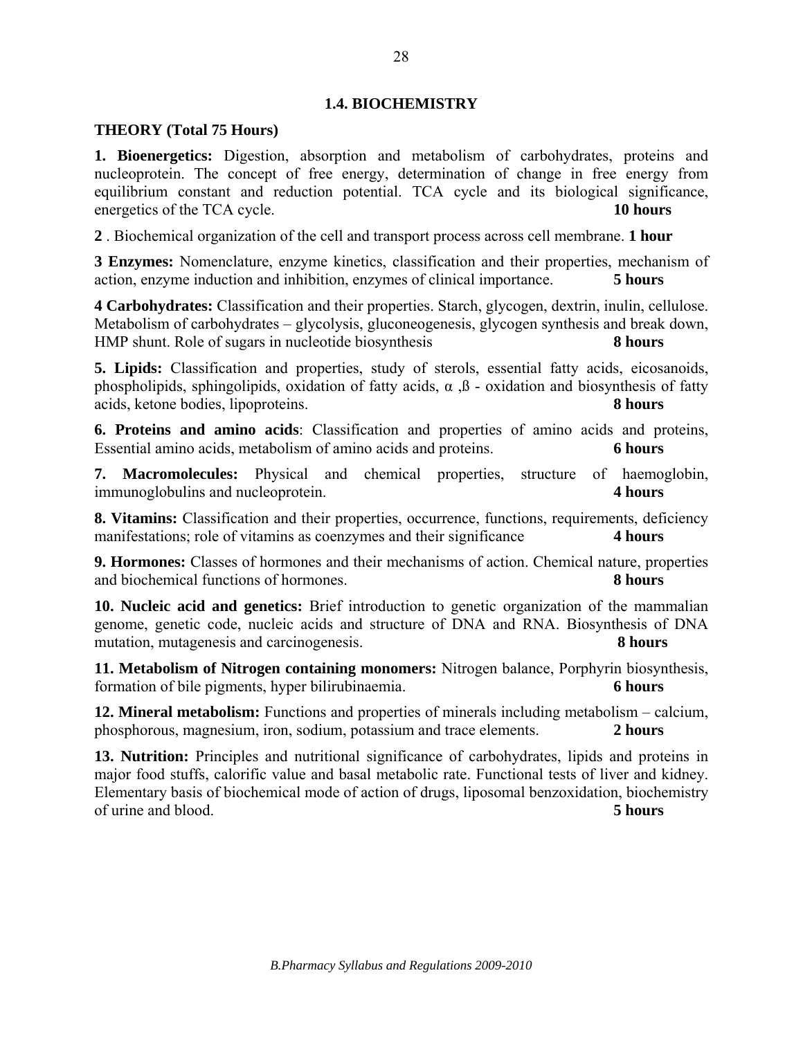## 1.4. BIOCHEMISTRY

**THEORY (Total 75 Hours)**

**1. Bioenergetics:** Digestion, absorption and metabolism of carbohydrates, proteins and nucleoprotein. The concept of free energy, determination of change in free energy from equilibrium constant and reduction potential. TCA cycle and its biological significance, energetics of the TCA cycle. **10 hours**

**2** . Biochemical organization of the cell and transport process across cell membrane. **1 hour**

**3 Enzymes:** Nomenclature, enzyme kinetics, classification and their properties, mechanism of action, enzyme induction and inhibition, enzymes of clinical importance. **5 hours**

**4 Carbohydrates:** Classification and their properties. Starch, glycogen, dextrin, inulin, cellulose. Metabolism of carbohydrates – glycolysis, gluconeogenesis, glycogen synthesis and break down, HMP shunt. Role of sugars in nucleotide biosynthesis **8 hours**

**5. Lipids:** Classification and properties, study of sterols, essential fatty acids, eicosanoids, phospholipids, sphingolipids, oxidation of fatty acids, $\alpha$ ,ß - oxidation and biosynthesis of fatty acids, ketone bodies, lipoproteins. **8 hours**

**6. Proteins and amino acids**: Classification and properties of amino acids and proteins, Essential amino acids, metabolism of amino acids and proteins. **6 hours**

**7. Macromolecules:** Physical and chemical properties, structure of haemoglobin, immunoglobulins and nucleoprotein. **4 hours**

**8. Vitamins:** Classification and their properties, occurrence, functions, requirements, deficiency manifestations; role of vitamins as coenzymes and their significance **4 hours**

**9. Hormones:** Classes of hormones and their mechanisms of action. Chemical nature, properties and biochemical functions of hormones. **8 hours**

**10. Nucleic acid and genetics:** Brief introduction to genetic organization of the mammalian genome, genetic code, nucleic acids and structure of DNA and RNA. Biosynthesis of DNA mutation, mutagenesis and carcinogenesis. **8 hours**

**11. Metabolism of Nitrogen containing monomers:** Nitrogen balance, Porphyrin biosynthesis, formation of bile pigments, hyper bilirubinaemia. **6 hours**

**12. Mineral metabolism:** Functions and properties of minerals including metabolism – calcium, phosphorous, magnesium, iron, sodium, potassium and trace elements. **2 hours**

**13. Nutrition:** Principles and nutritional significance of carbohydrates, lipids and proteins in major food stuffs, calorific value and basal metabolic rate. Functional tests of liver and kidney. Elementary basis of biochemical mode of action of drugs, liposomal benzoxidation, biochemistry of urine and blood. **5 hours**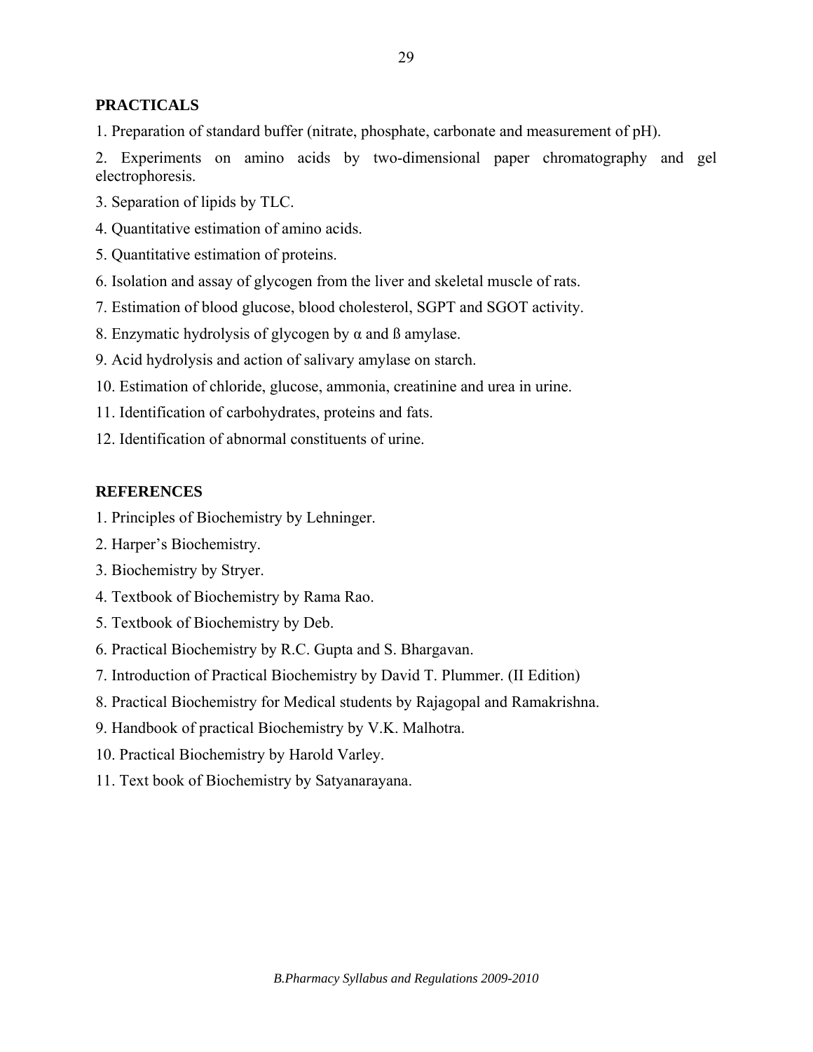## PRACTICALS

1. Preparation of standard buffer (nitrate, phosphate, carbonate and measurement of pH).
2. Experiments on amino acids by two-dimensional paper chromatography and gel electrophoresis.
3. Separation of lipids by TLC.
4. Quantitative estimation of amino acids.
5. Quantitative estimation of proteins.
6. Isolation and assay of glycogen from the liver and skeletal muscle of rats.
7. Estimation of blood glucose, blood cholesterol, SGPT and SGOT activity.
8. Enzymatic hydrolysis of glycogen by α and ß amylase.
9. Acid hydrolysis and action of salivary amylase on starch.
10. Estimation of chloride, glucose, ammonia, creatinine and urea in urine.
11. Identification of carbohydrates, proteins and fats.
12. Identification of abnormal constituents of urine.

## REFERENCES

1. Principles of Biochemistry by Lehninger.
2. Harper's Biochemistry.
3. Biochemistry by Stryer.
4. Textbook of Biochemistry by Rama Rao.
5. Textbook of Biochemistry by Deb.
6. Practical Biochemistry by R.C. Gupta and S. Bhargavan.
7. Introduction of Practical Biochemistry by David T. Plummer. (II Edition)
8. Practical Biochemistry for Medical students by Rajagopal and Ramakrishna.
9. Handbook of practical Biochemistry by V.K. Malhotra.
10. Practical Biochemistry by Harold Varley.
11. Text book of Biochemistry by Satyanarayana.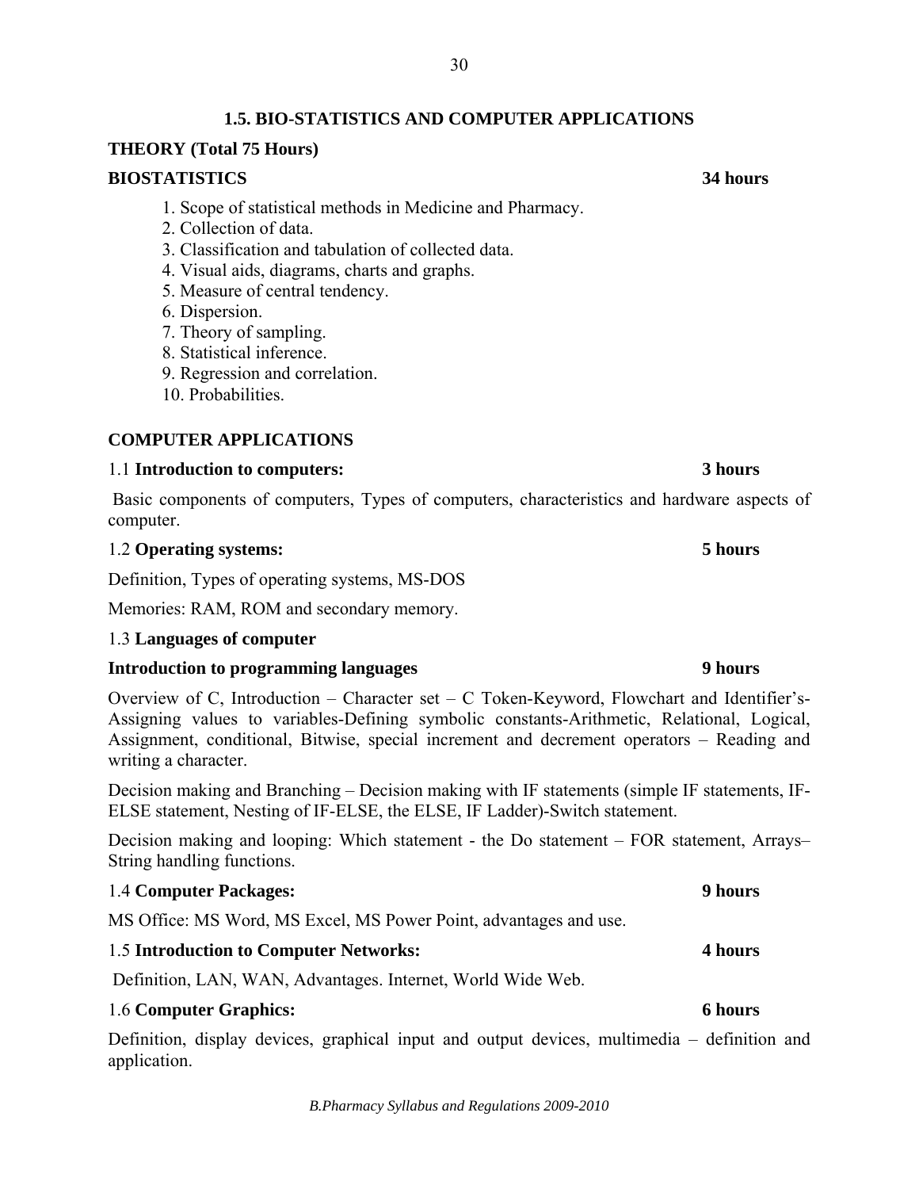## 1.5. BIO-STATISTICS AND COMPUTER APPLICATIONS

**THEORY (Total 75 Hours)**

**BIOSTATISTICS** **34 hours**

1. Scope of statistical methods in Medicine and Pharmacy.
2. Collection of data.
3. Classification and tabulation of collected data.
4. Visual aids, diagrams, charts and graphs.
5. Measure of central tendency.
6. Dispersion.
7. Theory of sampling.
8. Statistical inference.
9. Regression and correlation.
10. Probabilities.

**COMPUTER APPLICATIONS**

1.1 **Introduction to computers:** **3 hours**

Basic components of computers, Types of computers, characteristics and hardware aspects of computer.

1.2 **Operating systems:** **5 hours**

Definition, Types of operating systems, MS-DOS

Memories: RAM, ROM and secondary memory.

1.3 **Languages of computer**

**Introduction to programming languages** **9 hours**

Overview of C, Introduction – Character set – C Token-Keyword, Flowchart and Identifier's-Assigning values to variables-Defining symbolic constants-Arithmetic, Relational, Logical, Assignment, conditional, Bitwise, special increment and decrement operators – Reading and writing a character.

Decision making and Branching – Decision making with IF statements (simple IF statements, IF-ELSE statement, Nesting of IF-ELSE, the ELSE, IF Ladder)-Switch statement.

Decision making and looping: Which statement - the Do statement – FOR statement, Arrays–String handling functions.

1.4 **Computer Packages:** **9 hours**

MS Office: MS Word, MS Excel, MS Power Point, advantages and use.

1.5 **Introduction to Computer Networks:** **4 hours**

Definition, LAN, WAN, Advantages. Internet, World Wide Web.

1.6 **Computer Graphics:** **6 hours**

Definition, display devices, graphical input and output devices, multimedia – definition and application.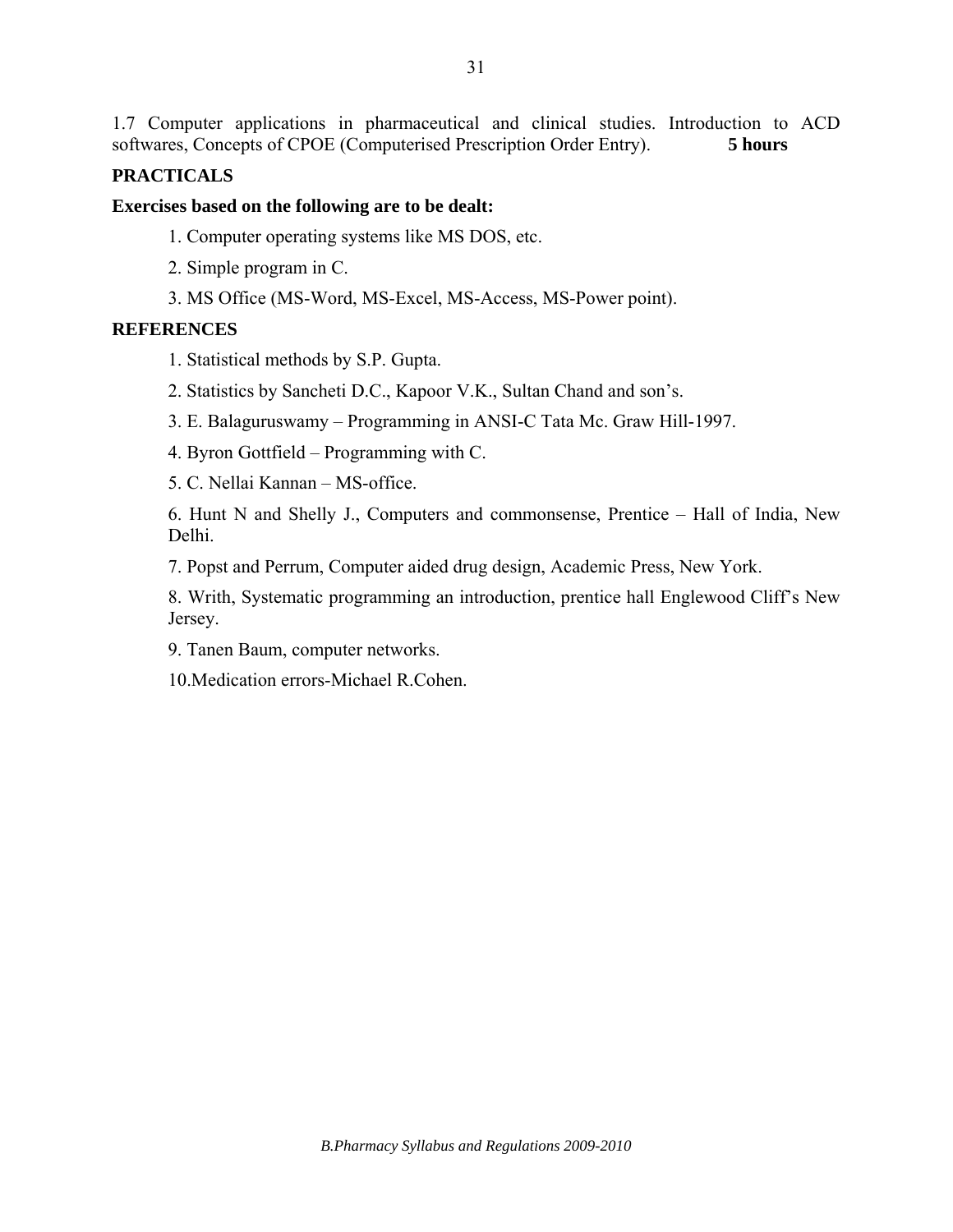1.7 Computer applications in pharmaceutical and clinical studies. Introduction to ACD softwares, Concepts of CPOE (Computerised Prescription Order Entry). **5 hours**

**PRACTICALS**

**Exercises based on the following are to be dealt:**

1. Computer operating systems like MS DOS, etc.
2. Simple program in C.
3. MS Office (MS-Word, MS-Excel, MS-Access, MS-Power point).

**REFERENCES**

1. Statistical methods by S.P. Gupta.
2. Statistics by Sancheti D.C., Kapoor V.K., Sultan Chand and son's.
3. E. Balaguruswamy – Programming in ANSI-C Tata Mc. Graw Hill-1997.
4. Byron Gottfield – Programming with C.
5. C. Nellai Kannan – MS-office.
6. Hunt N and Shelly J., Computers and commonsense, Prentice – Hall of India, New Delhi.
7. Popst and Perrum, Computer aided drug design, Academic Press, New York.
8. Writh, Systematic programming an introduction, prentice hall Englewood Cliff's New Jersey.
9. Tanen Baum, computer networks.
10. Medication errors-Michael R.Cohen.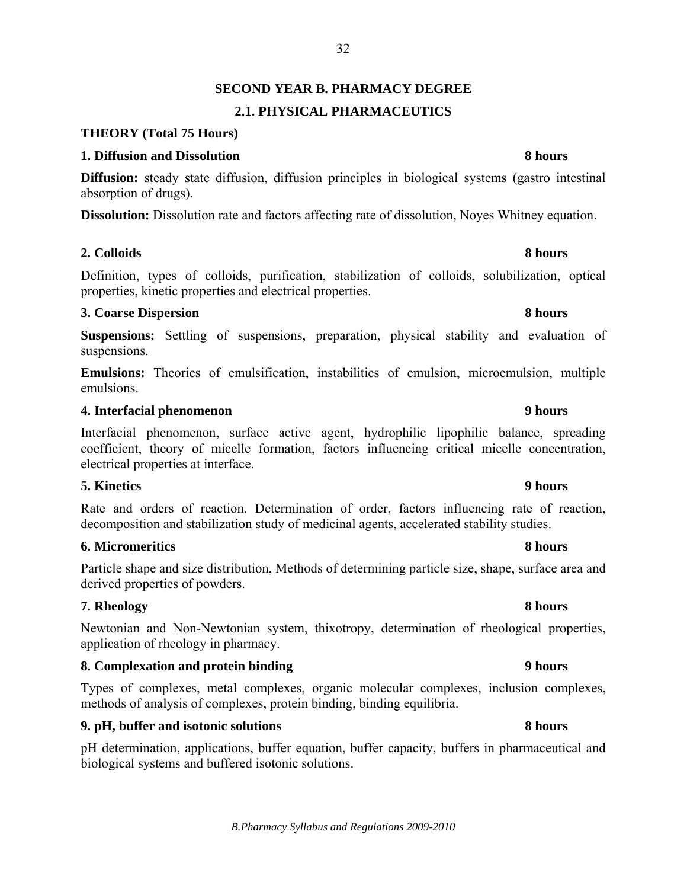## SECOND YEAR B. PHARMACY DEGREE

## 2.1. PHYSICAL PHARMACEUTICS

**THEORY (Total 75 Hours)**

**1. Diffusion and Dissolution** **8 hours**

**Diffusion:** steady state diffusion, diffusion principles in biological systems (gastro intestinal absorption of drugs).

**Dissolution:** Dissolution rate and factors affecting rate of dissolution, Noyes Whitney equation.

**2. Colloids** **8 hours**

Definition, types of colloids, purification, stabilization of colloids, solubilization, optical properties, kinetic properties and electrical properties.

**3. Coarse Dispersion** **8 hours**

**Suspensions:** Settling of suspensions, preparation, physical stability and evaluation of suspensions.

**Emulsions:** Theories of emulsification, instabilities of emulsion, microemulsion, multiple emulsions.

**4. Interfacial phenomenon** **9 hours**

Interfacial phenomenon, surface active agent, hydrophilic lipophilic balance, spreading coefficient, theory of micelle formation, factors influencing critical micelle concentration, electrical properties at interface.

**5. Kinetics** **9 hours**

Rate and orders of reaction. Determination of order, factors influencing rate of reaction, decomposition and stabilization study of medicinal agents, accelerated stability studies.

**6. Micromeritics** **8 hours**

Particle shape and size distribution, Methods of determining particle size, shape, surface area and derived properties of powders.

**7. Rheology** **8 hours**

Newtonian and Non-Newtonian system, thixotropy, determination of rheological properties, application of rheology in pharmacy.

**8. Complexation and protein binding** **9 hours**

Types of complexes, metal complexes, organic molecular complexes, inclusion complexes, methods of analysis of complexes, protein binding, binding equilibria.

**9. pH, buffer and isotonic solutions** **8 hours**

pH determination, applications, buffer equation, buffer capacity, buffers in pharmaceutical and biological systems and buffered isotonic solutions.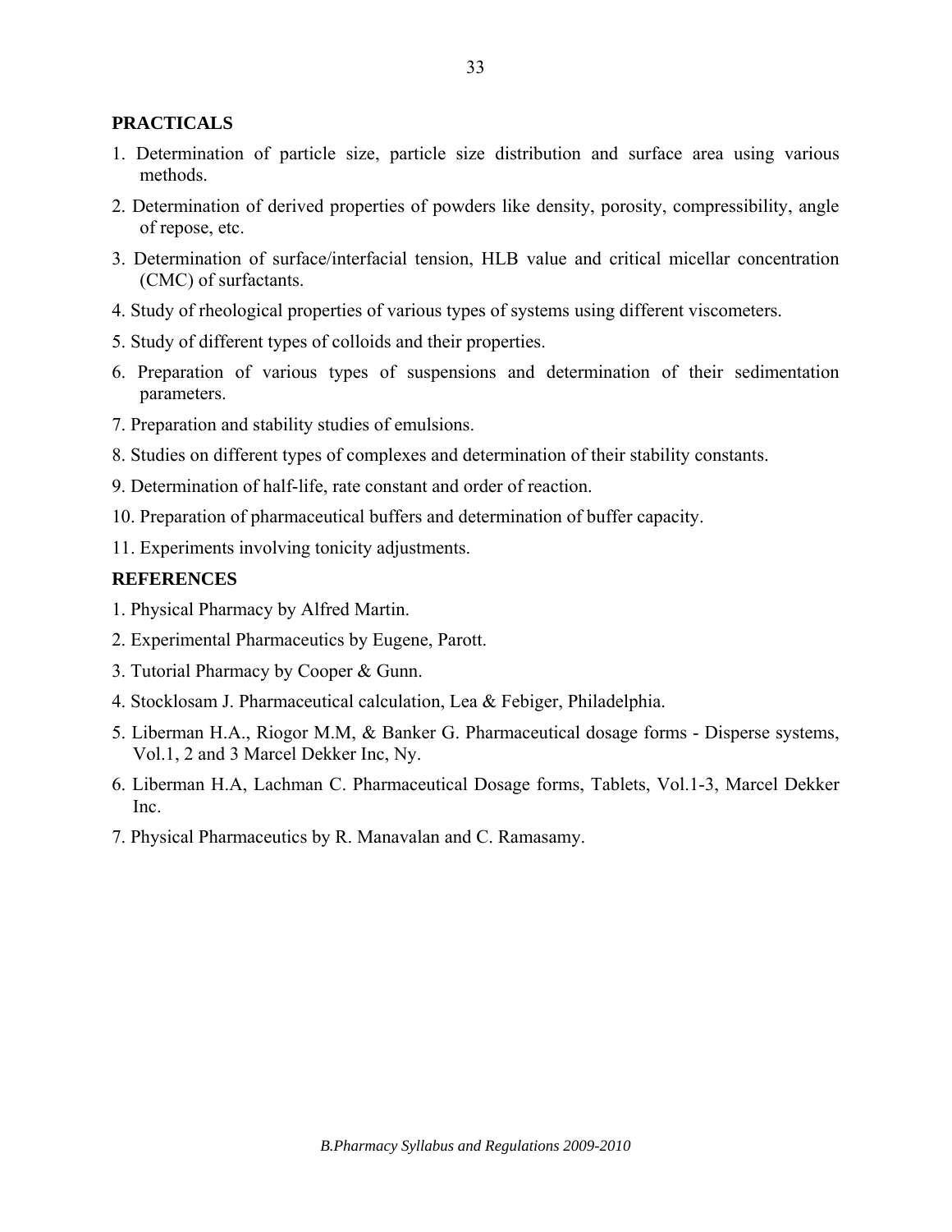**PRACTICALS**

1. Determination of particle size, particle size distribution and surface area using various methods.
2. Determination of derived properties of powders like density, porosity, compressibility, angle of repose, etc.
3. Determination of surface/interfacial tension, HLB value and critical micellar concentration (CMC) of surfactants.
4. Study of rheological properties of various types of systems using different viscometers.
5. Study of different types of colloids and their properties.
6. Preparation of various types of suspensions and determination of their sedimentation parameters.
7. Preparation and stability studies of emulsions.
8. Studies on different types of complexes and determination of their stability constants.
9. Determination of half-life, rate constant and order of reaction.
10. Preparation of pharmaceutical buffers and determination of buffer capacity.
11. Experiments involving tonicity adjustments.

**REFERENCES**

1. Physical Pharmacy by Alfred Martin.
2. Experimental Pharmaceutics by Eugene, Parott.
3. Tutorial Pharmacy by Cooper & Gunn.
4. Stocklosam J. Pharmaceutical calculation, Lea & Febiger, Philadelphia.
5. Liberman H.A., Riogor M.M, & Banker G. Pharmaceutical dosage forms - Disperse systems, Vol.1, 2 and 3 Marcel Dekker Inc, Ny.
6. Liberman H.A, Lachman C. Pharmaceutical Dosage forms, Tablets, Vol.1-3, Marcel Dekker Inc.
7. Physical Pharmaceutics by R. Manavalan and C. Ramasamy.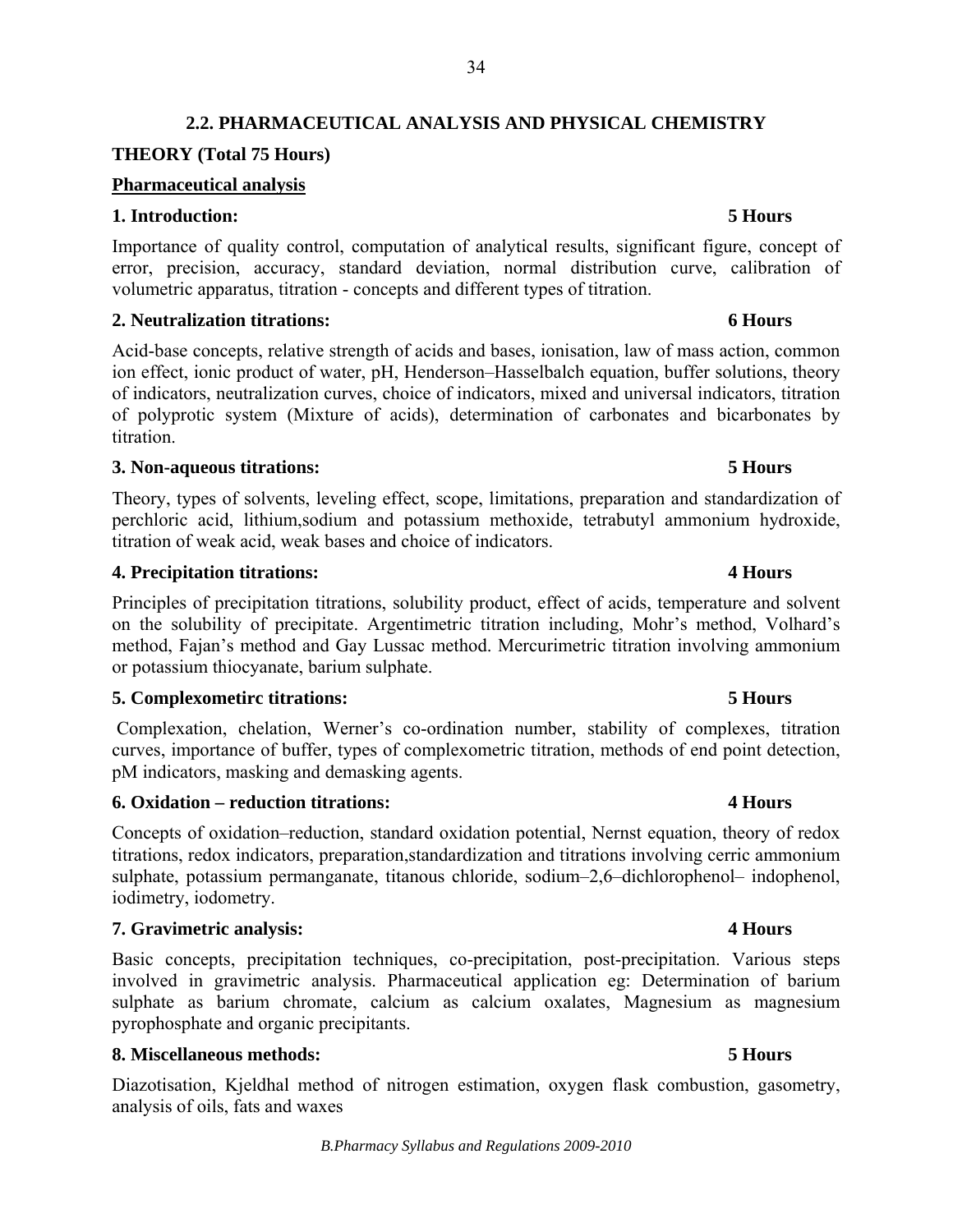## 2.2. PHARMACEUTICAL ANALYSIS AND PHYSICAL CHEMISTRY

**THEORY (Total 75 Hours)**

**Pharmaceutical analysis**

**1. Introduction: 5 Hours**

Importance of quality control, computation of analytical results, significant figure, concept of error, precision, accuracy, standard deviation, normal distribution curve, calibration of volumetric apparatus, titration - concepts and different types of titration.

**2. Neutralization titrations: 6 Hours**

Acid-base concepts, relative strength of acids and bases, ionisation, law of mass action, common ion effect, ionic product of water, pH, Henderson–Hasselbalch equation, buffer solutions, theory of indicators, neutralization curves, choice of indicators, mixed and universal indicators, titration of polyprotic system (Mixture of acids), determination of carbonates and bicarbonates by titration.

**3. Non-aqueous titrations: 5 Hours**

Theory, types of solvents, leveling effect, scope, limitations, preparation and standardization of perchloric acid, lithium,sodium and potassium methoxide, tetrabutyl ammonium hydroxide, titration of weak acid, weak bases and choice of indicators.

**4. Precipitation titrations: 4 Hours**

Principles of precipitation titrations, solubility product, effect of acids, temperature and solvent on the solubility of precipitate. Argentimetric titration including, Mohr's method, Volhard's method, Fajan's method and Gay Lussac method. Mercurimetric titration involving ammonium or potassium thiocyanate, barium sulphate.

**5. Complexometirc titrations: 5 Hours**

Complexation, chelation, Werner's co-ordination number, stability of complexes, titration curves, importance of buffer, types of complexometric titration, methods of end point detection, pM indicators, masking and demasking agents.

**6. Oxidation – reduction titrations: 4 Hours**

Concepts of oxidation–reduction, standard oxidation potential, Nernst equation, theory of redox titrations, redox indicators, preparation,standardization and titrations involving cerric ammonium sulphate, potassium permanganate, titanous chloride, sodium–2,6–dichlorophenol– indophenol, iodimetry, iodometry.

**7. Gravimetric analysis: 4 Hours**

Basic concepts, precipitation techniques, co-precipitation, post-precipitation. Various steps involved in gravimetric analysis. Pharmaceutical application eg: Determination of barium sulphate as barium chromate, calcium as calcium oxalates, Magnesium as magnesium pyrophosphate and organic precipitants.

**8. Miscellaneous methods: 5 Hours**

Diazotisation, Kjeldhal method of nitrogen estimation, oxygen flask combustion, gasometry, analysis of oils, fats and waxes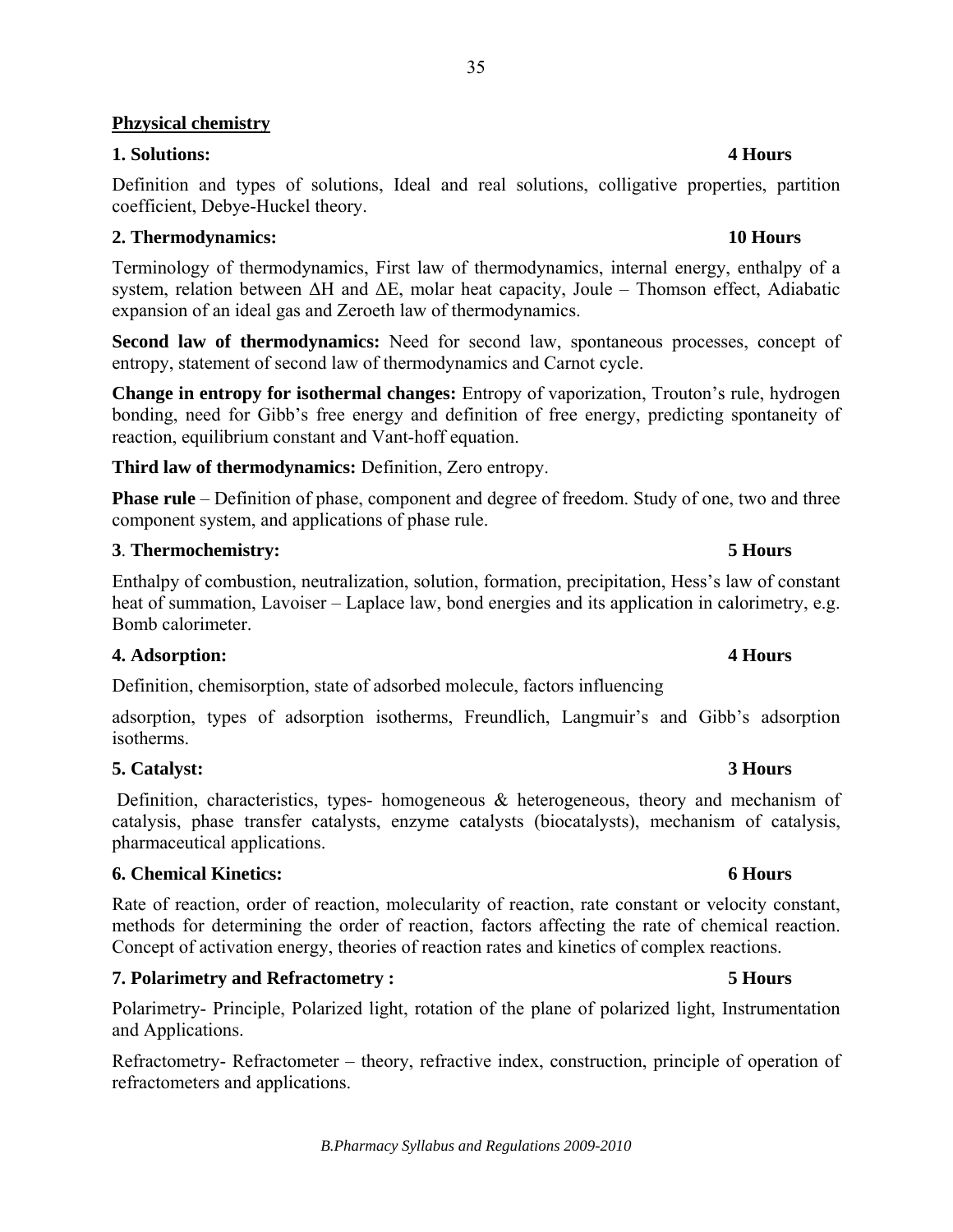**Phzysical chemistry**

**1. Solutions: 4 Hours**

Definition and types of solutions, Ideal and real solutions, colligative properties, partition coefficient, Debye-Huckel theory.

**2. Thermodynamics: 10 Hours**

Terminology of thermodynamics, First law of thermodynamics, internal energy, enthalpy of a system, relation between $\Delta H$ and $\Delta E$, molar heat capacity, Joule – Thomson effect, Adiabatic expansion of an ideal gas and Zeroeth law of thermodynamics.

**Second law of thermodynamics:** Need for second law, spontaneous processes, concept of entropy, statement of second law of thermodynamics and Carnot cycle.

**Change in entropy for isothermal changes:** Entropy of vaporization, Trouton's rule, hydrogen bonding, need for Gibb's free energy and definition of free energy, predicting spontaneity of reaction, equilibrium constant and Vant-hoff equation.

**Third law of thermodynamics:** Definition, Zero entropy.

**Phase rule** – Definition of phase, component and degree of freedom. Study of one, two and three component system, and applications of phase rule.

**3**. **Thermochemistry: 5 Hours**

Enthalpy of combustion, neutralization, solution, formation, precipitation, Hess's law of constant heat of summation, Lavoiser – Laplace law, bond energies and its application in calorimetry, e.g. Bomb calorimeter.

**4. Adsorption: 4 Hours**

Definition, chemisorption, state of adsorbed molecule, factors influencing

adsorption, types of adsorption isotherms, Freundlich, Langmuir's and Gibb's adsorption isotherms.

**5. Catalyst: 3 Hours**

Definition, characteristics, types- homogeneous & heterogeneous, theory and mechanism of catalysis, phase transfer catalysts, enzyme catalysts (biocatalysts), mechanism of catalysis, pharmaceutical applications.

**6. Chemical Kinetics: 6 Hours**

Rate of reaction, order of reaction, molecularity of reaction, rate constant or velocity constant, methods for determining the order of reaction, factors affecting the rate of chemical reaction. Concept of activation energy, theories of reaction rates and kinetics of complex reactions.

**7. Polarimetry and Refractometry : 5 Hours**

Polarimetry- Principle, Polarized light, rotation of the plane of polarized light, Instrumentation and Applications.

Refractometry- Refractometer – theory, refractive index, construction, principle of operation of refractometers and applications.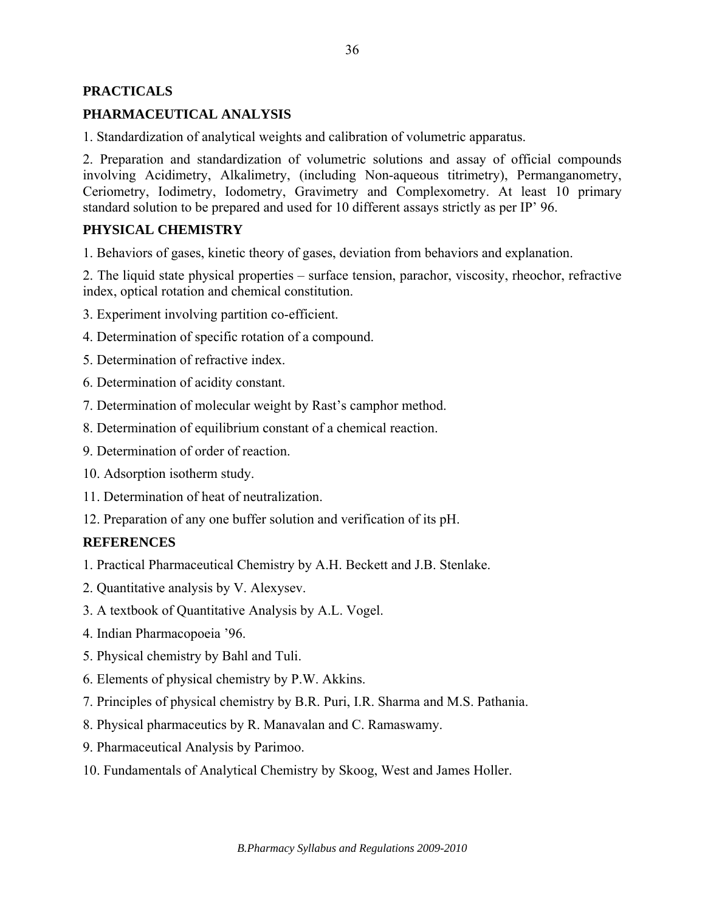## PRACTICALS

## PHARMACEUTICAL ANALYSIS

1. Standardization of analytical weights and calibration of volumetric apparatus.

2. Preparation and standardization of volumetric solutions and assay of official compounds involving Acidimetry, Alkalimetry, (including Non-aqueous titrimetry), Permanganometry, Ceriometry, Iodimetry, Iodometry, Gravimetry and Complexometry. At least 10 primary standard solution to be prepared and used for 10 different assays strictly as per IP' 96.

## PHYSICAL CHEMISTRY

1. Behaviors of gases, kinetic theory of gases, deviation from behaviors and explanation.

2. The liquid state physical properties – surface tension, parachor, viscosity, rheochor, refractive index, optical rotation and chemical constitution.

3. Experiment involving partition co-efficient.

4. Determination of specific rotation of a compound.

5. Determination of refractive index.

6. Determination of acidity constant.

7. Determination of molecular weight by Rast's camphor method.

8. Determination of equilibrium constant of a chemical reaction.

9. Determination of order of reaction.

10. Adsorption isotherm study.

11. Determination of heat of neutralization.

12. Preparation of any one buffer solution and verification of its pH.

## REFERENCES

1. Practical Pharmaceutical Chemistry by A.H. Beckett and J.B. Stenlake.
2. Quantitative analysis by V. Alexysev.
3. A textbook of Quantitative Analysis by A.L. Vogel.
4. Indian Pharmacopoeia '96.
5. Physical chemistry by Bahl and Tuli.
6. Elements of physical chemistry by P.W. Akkins.
7. Principles of physical chemistry by B.R. Puri, I.R. Sharma and M.S. Pathania.
8. Physical pharmaceutics by R. Manavalan and C. Ramaswamy.
9. Pharmaceutical Analysis by Parimoo.
10. Fundamentals of Analytical Chemistry by Skoog, West and James Holler.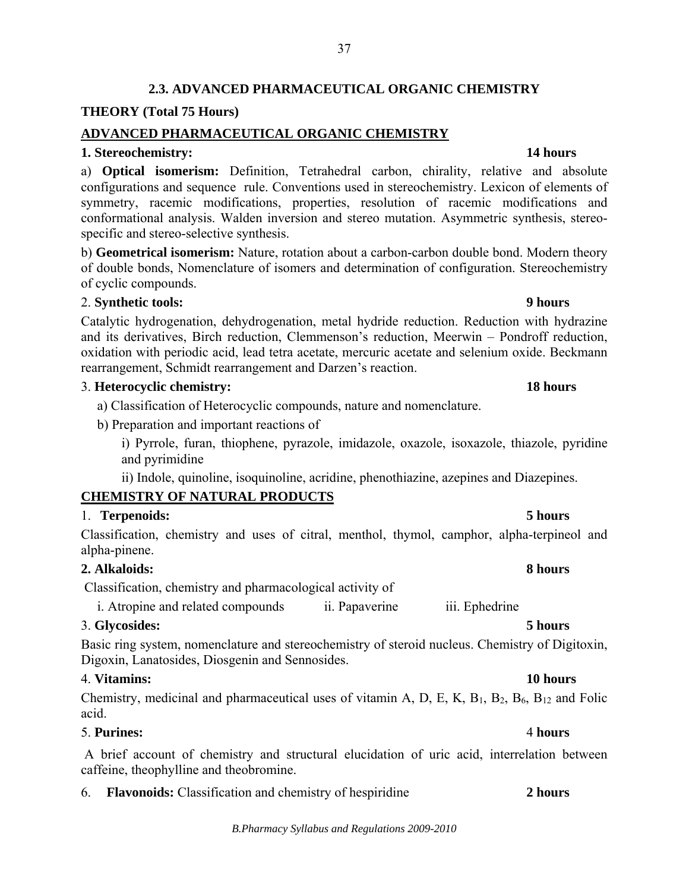## 2.3. ADVANCED PHARMACEUTICAL ORGANIC CHEMISTRY

**THEORY (Total 75 Hours)**

**ADVANCED PHARMACEUTICAL ORGANIC CHEMISTRY**

**1. Stereochemistry:** **14 hours**

a) **Optical isomerism:** Definition, Tetrahedral carbon, chirality, relative and absolute configurations and sequence rule. Conventions used in stereochemistry. Lexicon of elements of symmetry, racemic modifications, properties, resolution of racemic modifications and conformational analysis. Walden inversion and stereo mutation. Asymmetric synthesis, stereo-specific and stereo-selective synthesis.

b) **Geometrical isomerism:** Nature, rotation about a carbon-carbon double bond. Modern theory of double bonds, Nomenclature of isomers and determination of configuration. Stereochemistry of cyclic compounds.

2. **Synthetic tools:** **9 hours**

Catalytic hydrogenation, dehydrogenation, metal hydride reduction. Reduction with hydrazine and its derivatives, Birch reduction, Clemmenson's reduction, Meerwin – Pondroff reduction, oxidation with periodic acid, lead tetra acetate, mercuric acetate and selenium oxide. Beckmann rearrangement, Schmidt rearrangement and Darzen's reaction.

3. **Heterocyclic chemistry:** **18 hours**

a) Classification of Heterocyclic compounds, nature and nomenclature.

b) Preparation and important reactions of

i) Pyrrole, furan, thiophene, pyrazole, imidazole, oxazole, isoxazole, thiazole, pyridine and pyrimidine

ii) Indole, quinoline, isoquinoline, acridine, phenothiazine, azepines and Diazepines.

**CHEMISTRY OF NATURAL PRODUCTS**

1. **Terpenoids:** **5 hours**

Classification, chemistry and uses of citral, menthol, thymol, camphor, alpha-terpineol and alpha-pinene.

**2. Alkaloids:** **8 hours**

Classification, chemistry and pharmacological activity of

i. Atropine and related compounds  ii. Papaverine  iii. Ephedrine

3. **Glycosides:** **5 hours**

Basic ring system, nomenclature and stereochemistry of steroid nucleus. Chemistry of Digitoxin, Digoxin, Lanatosides, Diosgenin and Sennosides.

4. **Vitamins:** **10 hours**

Chemistry, medicinal and pharmaceutical uses of vitamin A, D, E, K, $B_1$, $B_2$, $B_6$, $B_{12}$ and Folic acid.

5. **Purines:** 4 **hours**

A brief account of chemistry and structural elucidation of uric acid, interrelation between caffeine, theophylline and theobromine.

6. **Flavonoids:** Classification and chemistry of hespiridine **2 hours**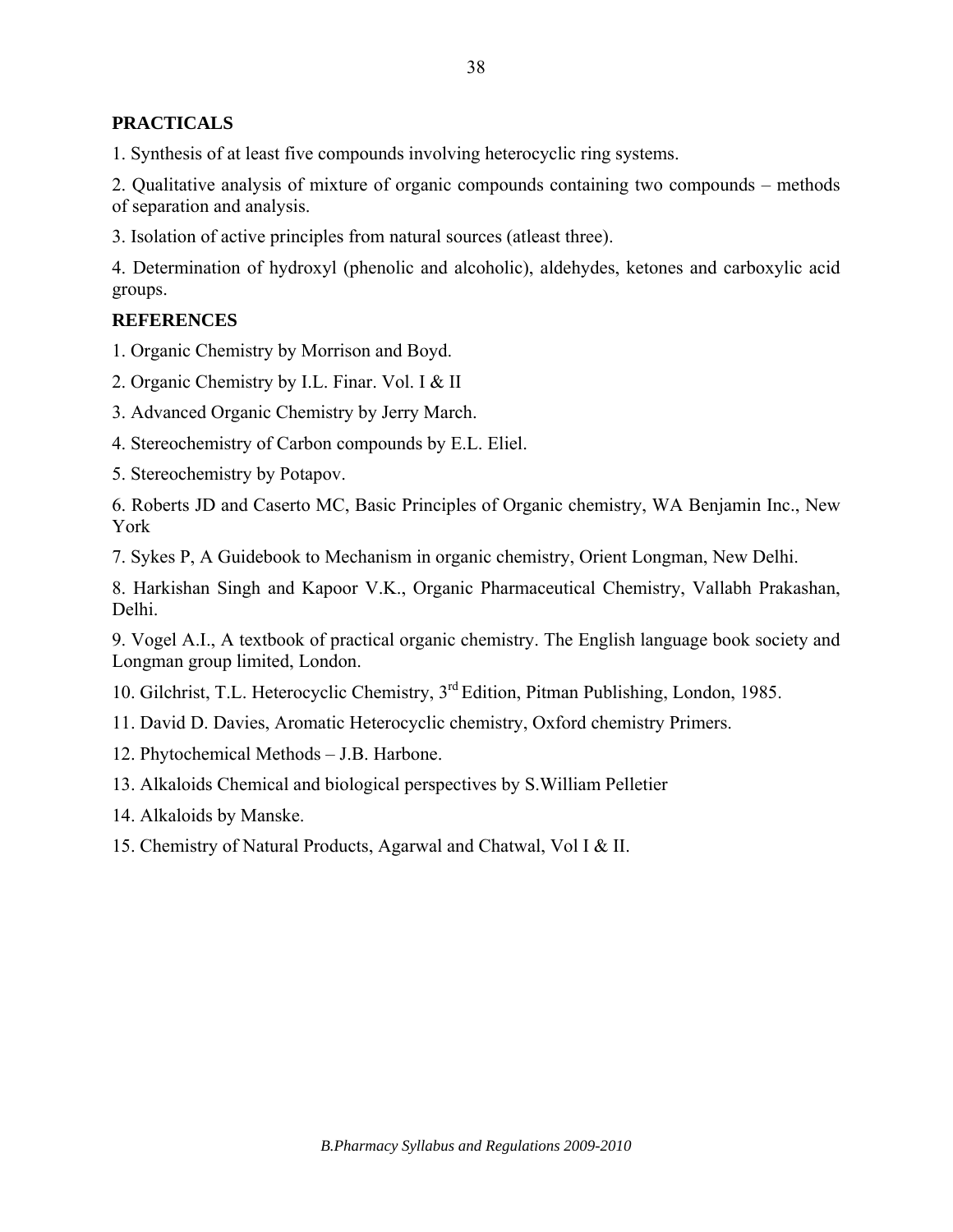**PRACTICALS**

1. Synthesis of at least five compounds involving heterocyclic ring systems.

2. Qualitative analysis of mixture of organic compounds containing two compounds – methods of separation and analysis.

3. Isolation of active principles from natural sources (atleast three).

4. Determination of hydroxyl (phenolic and alcoholic), aldehydes, ketones and carboxylic acid groups.

**REFERENCES**

1. Organic Chemistry by Morrison and Boyd.

2. Organic Chemistry by I.L. Finar. Vol. I & II

3. Advanced Organic Chemistry by Jerry March.

4. Stereochemistry of Carbon compounds by E.L. Eliel.

5. Stereochemistry by Potapov.

6. Roberts JD and Caserto MC, Basic Principles of Organic chemistry, WA Benjamin Inc., New York

7. Sykes P, A Guidebook to Mechanism in organic chemistry, Orient Longman, New Delhi.

8. Harkishan Singh and Kapoor V.K., Organic Pharmaceutical Chemistry, Vallabh Prakashan, Delhi.

9. Vogel A.I., A textbook of practical organic chemistry. The English language book society and Longman group limited, London.

10. Gilchrist, T.L. Heterocyclic Chemistry, 3rd Edition, Pitman Publishing, London, 1985.

11. David D. Davies, Aromatic Heterocyclic chemistry, Oxford chemistry Primers.

12. Phytochemical Methods – J.B. Harbone.

13. Alkaloids Chemical and biological perspectives by S.William Pelletier

14. Alkaloids by Manske.

15. Chemistry of Natural Products, Agarwal and Chatwal, Vol I & II.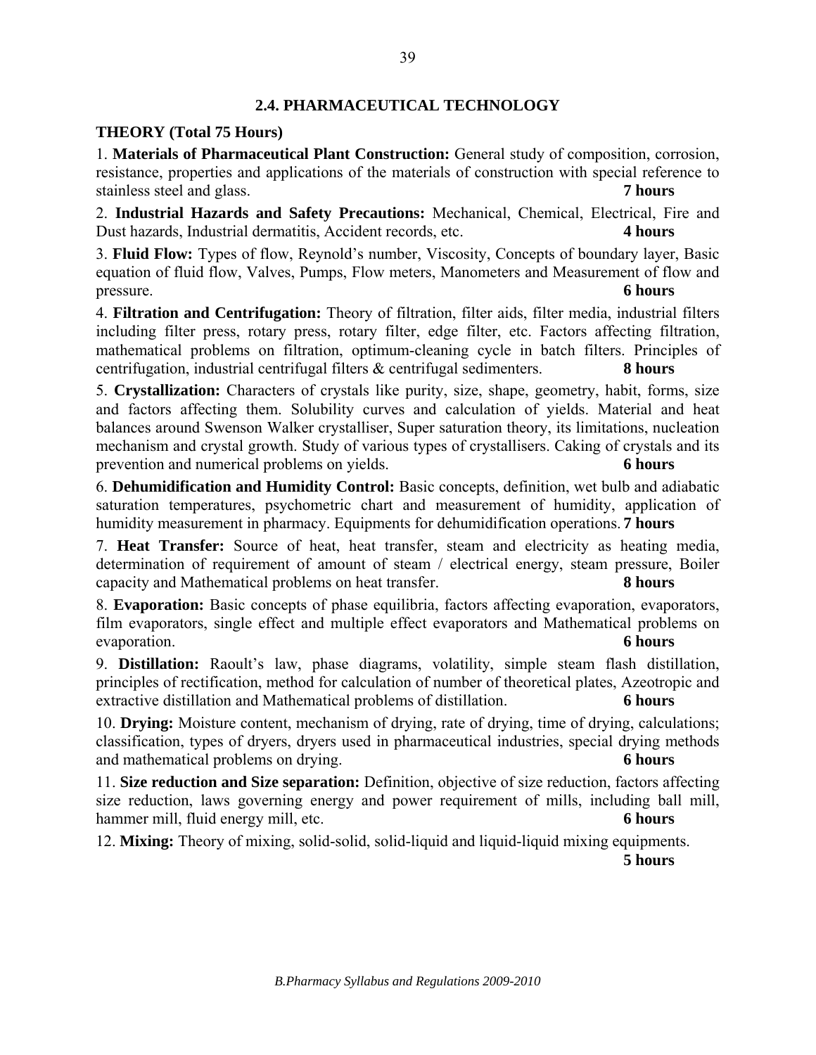## 2.4. PHARMACEUTICAL TECHNOLOGY

### THEORY (Total 75 Hours)

1. **Materials of Pharmaceutical Plant Construction:** General study of composition, corrosion, resistance, properties and applications of the materials of construction with special reference to stainless steel and glass. **7 hours**

2. **Industrial Hazards and Safety Precautions:** Mechanical, Chemical, Electrical, Fire and Dust hazards, Industrial dermatitis, Accident records, etc. **4 hours**

3. **Fluid Flow:** Types of flow, Reynold's number, Viscosity, Concepts of boundary layer, Basic equation of fluid flow, Valves, Pumps, Flow meters, Manometers and Measurement of flow and pressure. **6 hours**

4. **Filtration and Centrifugation:** Theory of filtration, filter aids, filter media, industrial filters including filter press, rotary press, rotary filter, edge filter, etc. Factors affecting filtration, mathematical problems on filtration, optimum-cleaning cycle in batch filters. Principles of centrifugation, industrial centrifugal filters & centrifugal sedimenters. **8 hours**

5. **Crystallization:** Characters of crystals like purity, size, shape, geometry, habit, forms, size and factors affecting them. Solubility curves and calculation of yields. Material and heat balances around Swenson Walker crystalliser, Super saturation theory, its limitations, nucleation mechanism and crystal growth. Study of various types of crystallisers. Caking of crystals and its prevention and numerical problems on yields. **6 hours**

6. **Dehumidification and Humidity Control:** Basic concepts, definition, wet bulb and adiabatic saturation temperatures, psychometric chart and measurement of humidity, application of humidity measurement in pharmacy. Equipments for dehumidification operations. **7 hours**

7. **Heat Transfer:** Source of heat, heat transfer, steam and electricity as heating media, determination of requirement of amount of steam / electrical energy, steam pressure, Boiler capacity and Mathematical problems on heat transfer. **8 hours**

8. **Evaporation:** Basic concepts of phase equilibria, factors affecting evaporation, evaporators, film evaporators, single effect and multiple effect evaporators and Mathematical problems on evaporation. **6 hours**

9. **Distillation:** Raoult's law, phase diagrams, volatility, simple steam flash distillation, principles of rectification, method for calculation of number of theoretical plates, Azeotropic and extractive distillation and Mathematical problems of distillation. **6 hours**

10. **Drying:** Moisture content, mechanism of drying, rate of drying, time of drying, calculations; classification, types of dryers, dryers used in pharmaceutical industries, special drying methods and mathematical problems on drying. **6 hours**

11. **Size reduction and Size separation:** Definition, objective of size reduction, factors affecting size reduction, laws governing energy and power requirement of mills, including ball mill, hammer mill, fluid energy mill, etc. **6 hours**

12. **Mixing:** Theory of mixing, solid-solid, solid-liquid and liquid-liquid mixing equipments. **5 hours**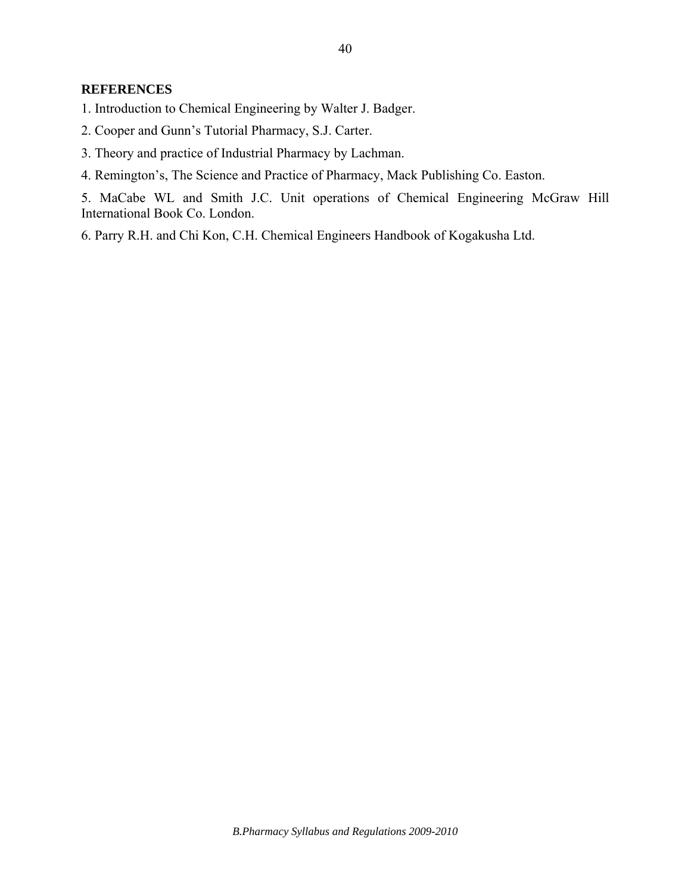**REFERENCES**

1. Introduction to Chemical Engineering by Walter J. Badger.

2. Cooper and Gunn's Tutorial Pharmacy, S.J. Carter.

3. Theory and practice of Industrial Pharmacy by Lachman.

4. Remington's, The Science and Practice of Pharmacy, Mack Publishing Co. Easton.

5. MaCabe WL and Smith J.C. Unit operations of Chemical Engineering McGraw Hill International Book Co. London.

6. Parry R.H. and Chi Kon, C.H. Chemical Engineers Handbook of Kogakusha Ltd.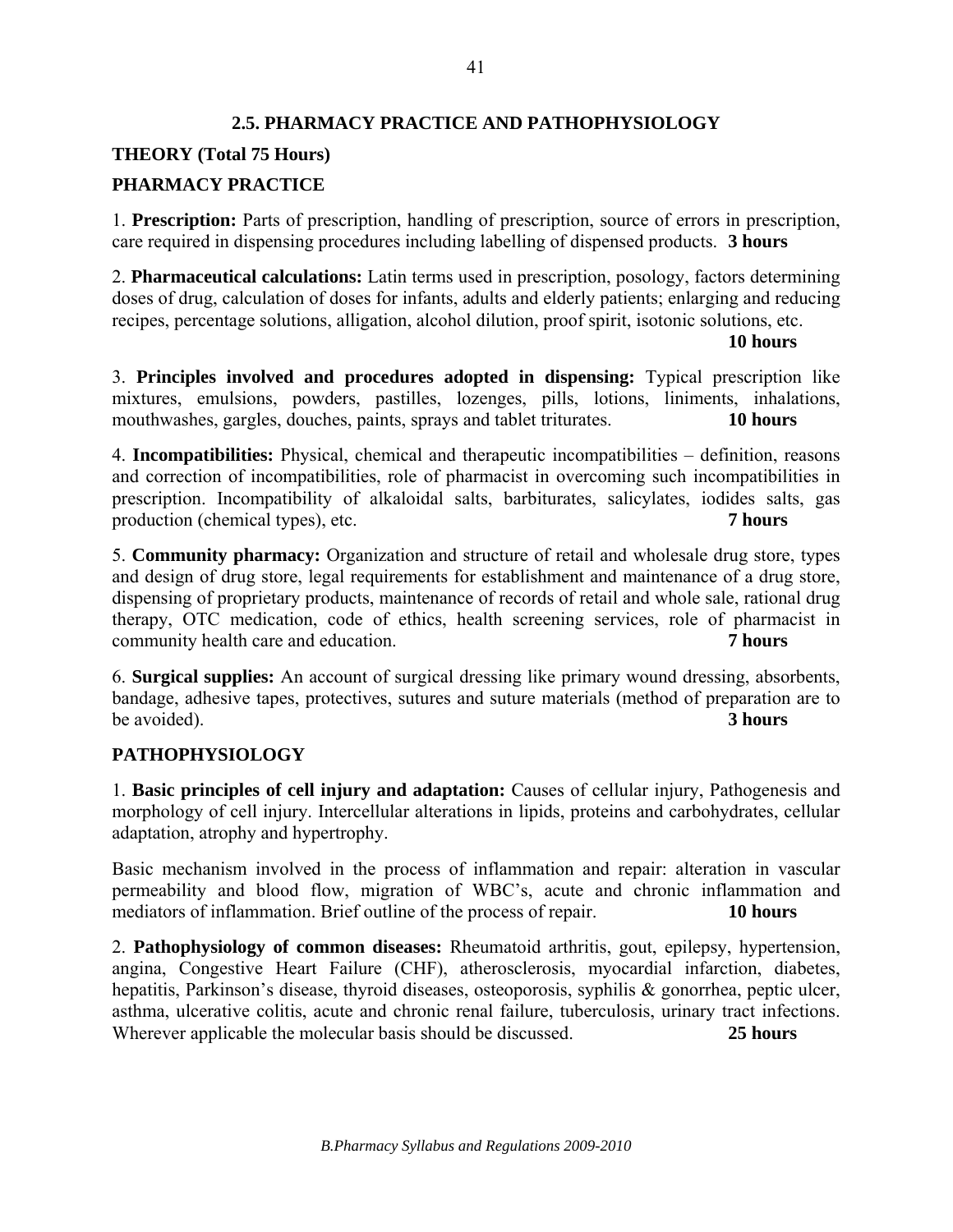## 2.5. PHARMACY PRACTICE AND PATHOPHYSIOLOGY

**THEORY (Total 75 Hours)**

### PHARMACY PRACTICE

1. **Prescription:** Parts of prescription, handling of prescription, source of errors in prescription, care required in dispensing procedures including labelling of dispensed products. **3 hours**

2. **Pharmaceutical calculations:** Latin terms used in prescription, posology, factors determining doses of drug, calculation of doses for infants, adults and elderly patients; enlarging and reducing recipes, percentage solutions, alligation, alcohol dilution, proof spirit, isotonic solutions, etc. **10 hours**

3. **Principles involved and procedures adopted in dispensing:** Typical prescription like mixtures, emulsions, powders, pastilles, lozenges, pills, lotions, liniments, inhalations, mouthwashes, gargles, douches, paints, sprays and tablet triturates. **10 hours**

4. **Incompatibilities:** Physical, chemical and therapeutic incompatibilities – definition, reasons and correction of incompatibilities, role of pharmacist in overcoming such incompatibilities in prescription. Incompatibility of alkaloidal salts, barbiturates, salicylates, iodides salts, gas production (chemical types), etc. **7 hours**

5. **Community pharmacy:** Organization and structure of retail and wholesale drug store, types and design of drug store, legal requirements for establishment and maintenance of a drug store, dispensing of proprietary products, maintenance of records of retail and whole sale, rational drug therapy, OTC medication, code of ethics, health screening services, role of pharmacist in community health care and education. **7 hours**

6. **Surgical supplies:** An account of surgical dressing like primary wound dressing, absorbents, bandage, adhesive tapes, protectives, sutures and suture materials (method of preparation are to be avoided). **3 hours**

### PATHOPHYSIOLOGY

1. **Basic principles of cell injury and adaptation:** Causes of cellular injury, Pathogenesis and morphology of cell injury. Intercellular alterations in lipids, proteins and carbohydrates, cellular adaptation, atrophy and hypertrophy.

Basic mechanism involved in the process of inflammation and repair: alteration in vascular permeability and blood flow, migration of WBC's, acute and chronic inflammation and mediators of inflammation. Brief outline of the process of repair. **10 hours**

2. **Pathophysiology of common diseases:** Rheumatoid arthritis, gout, epilepsy, hypertension, angina, Congestive Heart Failure (CHF), atherosclerosis, myocardial infarction, diabetes, hepatitis, Parkinson's disease, thyroid diseases, osteoporosis, syphilis & gonorrhea, peptic ulcer, asthma, ulcerative colitis, acute and chronic renal failure, tuberculosis, urinary tract infections. Wherever applicable the molecular basis should be discussed. **25 hours**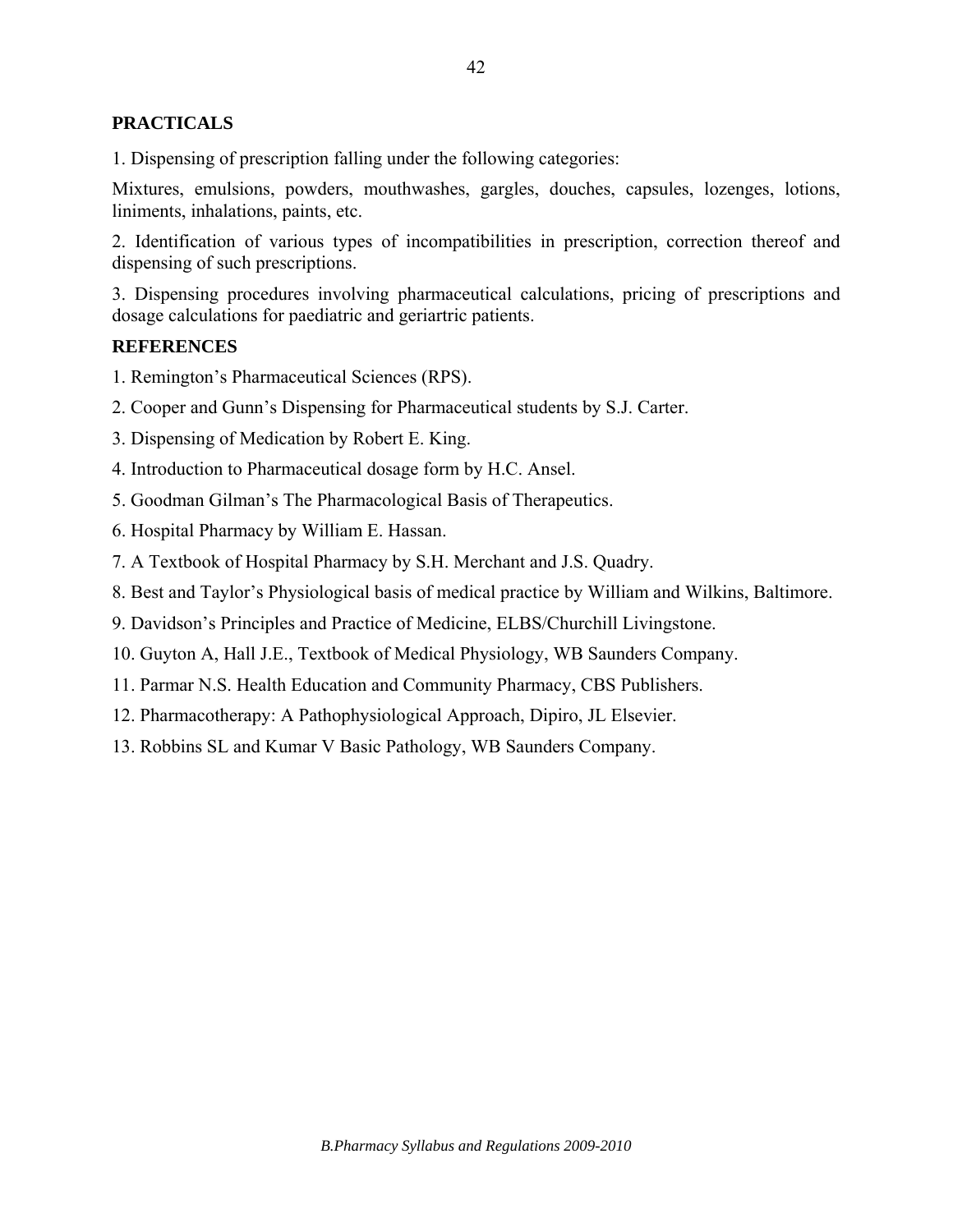## PRACTICALS

1. Dispensing of prescription falling under the following categories:

Mixtures, emulsions, powders, mouthwashes, gargles, douches, capsules, lozenges, lotions, liniments, inhalations, paints, etc.

2. Identification of various types of incompatibilities in prescription, correction thereof and dispensing of such prescriptions.

3. Dispensing procedures involving pharmaceutical calculations, pricing of prescriptions and dosage calculations for paediatric and geriartric patients.

## REFERENCES

1. Remington's Pharmaceutical Sciences (RPS).
2. Cooper and Gunn's Dispensing for Pharmaceutical students by S.J. Carter.
3. Dispensing of Medication by Robert E. King.
4. Introduction to Pharmaceutical dosage form by H.C. Ansel.
5. Goodman Gilman's The Pharmacological Basis of Therapeutics.
6. Hospital Pharmacy by William E. Hassan.
7. A Textbook of Hospital Pharmacy by S.H. Merchant and J.S. Quadry.
8. Best and Taylor's Physiological basis of medical practice by William and Wilkins, Baltimore.
9. Davidson's Principles and Practice of Medicine, ELBS/Churchill Livingstone.
10. Guyton A, Hall J.E., Textbook of Medical Physiology, WB Saunders Company.
11. Parmar N.S. Health Education and Community Pharmacy, CBS Publishers.
12. Pharmacotherapy: A Pathophysiological Approach, Dipiro, JL Elsevier.
13. Robbins SL and Kumar V Basic Pathology, WB Saunders Company.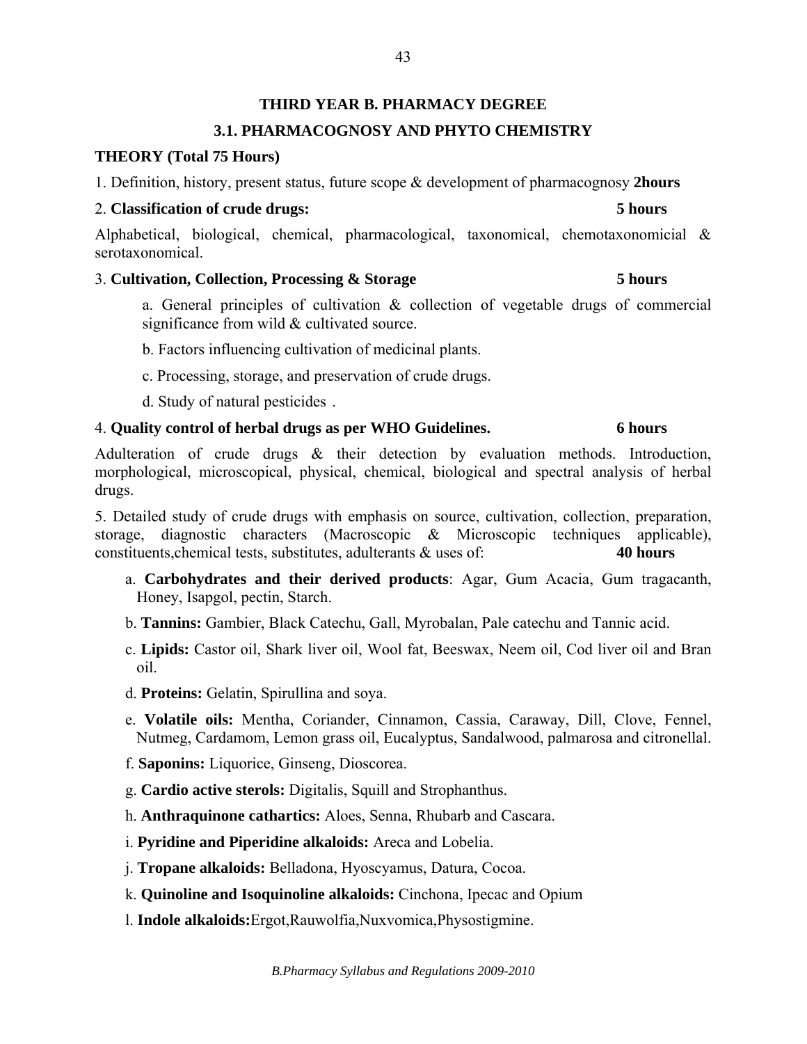## THIRD YEAR B. PHARMACY DEGREE

### 3.1. PHARMACOGNOSY AND PHYTO CHEMISTRY

**THEORY (Total 75 Hours)**

1. Definition, history, present status, future scope & development of pharmacognosy **2hours**

2. **Classification of crude drugs:** **5 hours**

Alphabetical, biological, chemical, pharmacological, taxonomical, chemotaxonomicial & serotaxonomical.

3. **Cultivation, Collection, Processing & Storage** **5 hours**

a. General principles of cultivation & collection of vegetable drugs of commercial significance from wild & cultivated source.

b. Factors influencing cultivation of medicinal plants.

c. Processing, storage, and preservation of crude drugs.

d. Study of natural pesticides .

4. **Quality control of herbal drugs as per WHO Guidelines.** **6 hours**

Adulteration of crude drugs & their detection by evaluation methods. Introduction, morphological, microscopical, physical, chemical, biological and spectral analysis of herbal drugs.

5. Detailed study of crude drugs with emphasis on source, cultivation, collection, preparation, storage, diagnostic characters (Macroscopic & Microscopic techniques applicable), constituents,chemical tests, substitutes, adulterants & uses of: **40 hours**

a. **Carbohydrates and their derived products**: Agar, Gum Acacia, Gum tragacanth, Honey, Isapgol, pectin, Starch.

b. **Tannins:** Gambier, Black Catechu, Gall, Myrobalan, Pale catechu and Tannic acid.

c. **Lipids:** Castor oil, Shark liver oil, Wool fat, Beeswax, Neem oil, Cod liver oil and Bran oil.

d. **Proteins:** Gelatin, Spirullina and soya.

e. **Volatile oils:** Mentha, Coriander, Cinnamon, Cassia, Caraway, Dill, Clove, Fennel, Nutmeg, Cardamom, Lemon grass oil, Eucalyptus, Sandalwood, palmarosa and citronellal.

f. **Saponins:** Liquorice, Ginseng, Dioscorea.

g. **Cardio active sterols:** Digitalis, Squill and Strophanthus.

h. **Anthraquinone cathartics:** Aloes, Senna, Rhubarb and Cascara.

i. **Pyridine and Piperidine alkaloids:** Areca and Lobelia.

j. **Tropane alkaloids:** Belladona, Hyoscyamus, Datura, Cocoa.

k. **Quinoline and Isoquinoline alkaloids:** Cinchona, Ipecac and Opium

l. **Indole alkaloids:**Ergot,Rauwolfia,Nuxvomica,Physostigmine.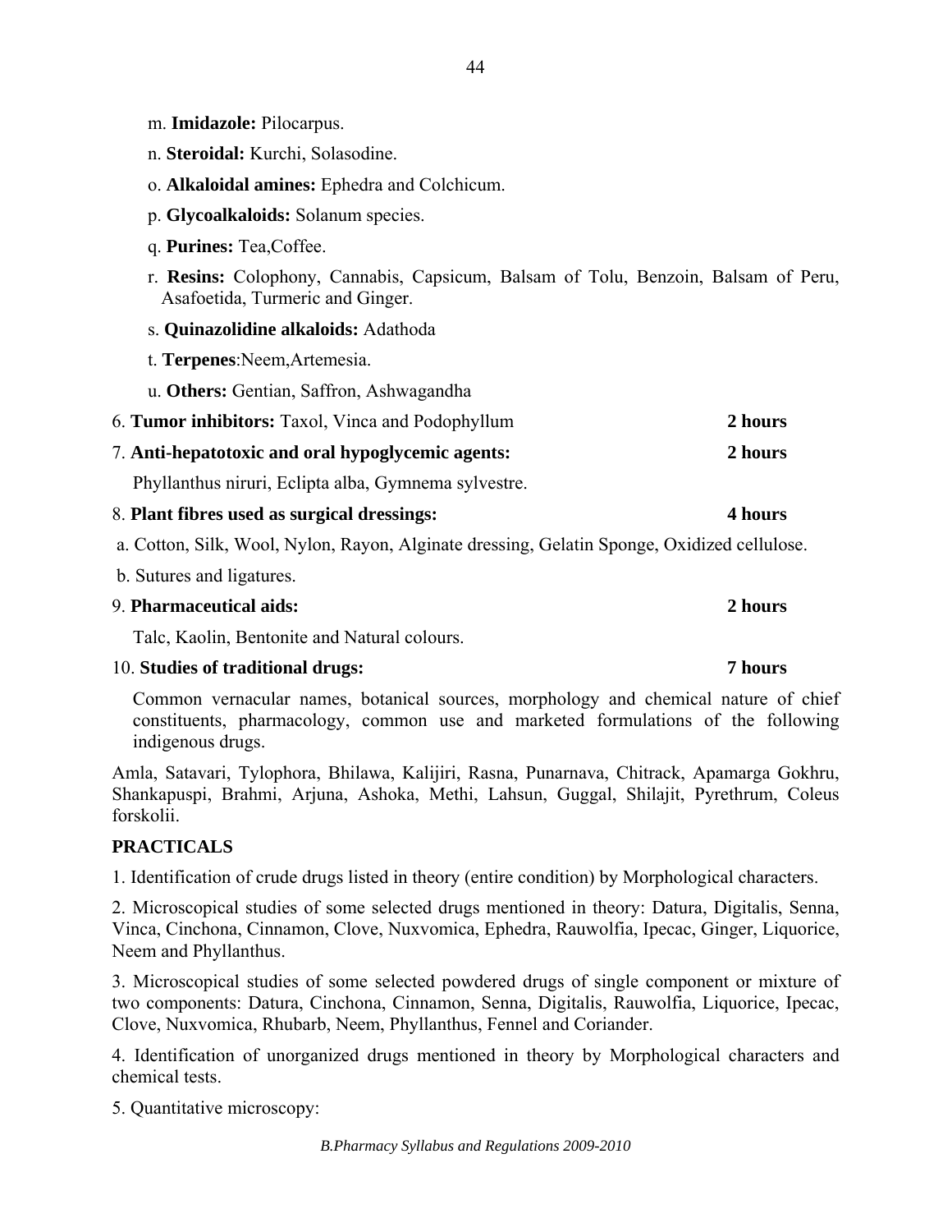m. **Imidazole:** Pilocarpus.

n. **Steroidal:** Kurchi, Solasodine.

o. **Alkaloidal amines:** Ephedra and Colchicum.

p. **Glycoalkaloids:** Solanum species.

q. **Purines:** Tea,Coffee.

r. **Resins:** Colophony, Cannabis, Capsicum, Balsam of Tolu, Benzoin, Balsam of Peru, Asafoetida, Turmeric and Ginger.

s. **Quinazolidine alkaloids:** Adathoda

t. **Terpenes**:Neem,Artemesia.

u. **Others:** Gentian, Saffron, Ashwagandha

6. **Tumor inhibitors:** Taxol, Vinca and Podophyllum **2 hours**

7. **Anti-hepatotoxic and oral hypoglycemic agents:** **2 hours**

   Phyllanthus niruri, Eclipta alba, Gymnema sylvestre.

8. **Plant fibres used as surgical dressings:** **4 hours**

   a. Cotton, Silk, Wool, Nylon, Rayon, Alginate dressing, Gelatin Sponge, Oxidized cellulose.

   b. Sutures and ligatures.

9. **Pharmaceutical aids:** **2 hours**

   Talc, Kaolin, Bentonite and Natural colours.

10. **Studies of traditional drugs:** **7 hours**

    Common vernacular names, botanical sources, morphology and chemical nature of chief constituents, pharmacology, common use and marketed formulations of the following indigenous drugs.

Amla, Satavari, Tylophora, Bhilawa, Kalijiri, Rasna, Punarnava, Chitrack, Apamarga Gokhru, Shankapuspi, Brahmi, Arjuna, Ashoka, Methi, Lahsun, Guggal, Shilajit, Pyrethrum, Coleus forskolii.

**PRACTICALS**

1. Identification of crude drugs listed in theory (entire condition) by Morphological characters.

2. Microscopical studies of some selected drugs mentioned in theory: Datura, Digitalis, Senna, Vinca, Cinchona, Cinnamon, Clove, Nuxvomica, Ephedra, Rauwolfia, Ipecac, Ginger, Liquorice, Neem and Phyllanthus.

3. Microscopical studies of some selected powdered drugs of single component or mixture of two components: Datura, Cinchona, Cinnamon, Senna, Digitalis, Rauwolfia, Liquorice, Ipecac, Clove, Nuxvomica, Rhubarb, Neem, Phyllanthus, Fennel and Coriander.

4. Identification of unorganized drugs mentioned in theory by Morphological characters and chemical tests.

5. Quantitative microscopy: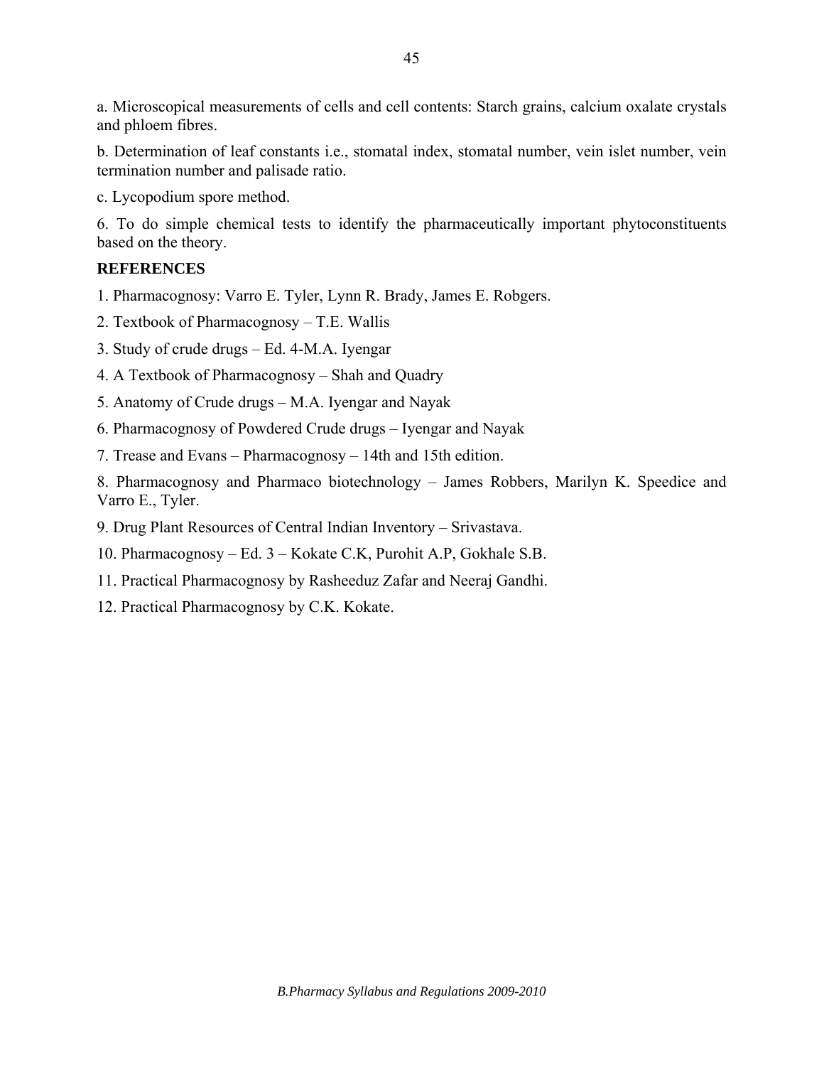a. Microscopical measurements of cells and cell contents: Starch grains, calcium oxalate crystals and phloem fibres.

b. Determination of leaf constants i.e., stomatal index, stomatal number, vein islet number, vein termination number and palisade ratio.

c. Lycopodium spore method.

6. To do simple chemical tests to identify the pharmaceutically important phytoconstituents based on the theory.

**REFERENCES**

1. Pharmacognosy: Varro E. Tyler, Lynn R. Brady, James E. Robgers.

2. Textbook of Pharmacognosy – T.E. Wallis

3. Study of crude drugs – Ed. 4-M.A. Iyengar

4. A Textbook of Pharmacognosy – Shah and Quadry

5. Anatomy of Crude drugs – M.A. Iyengar and Nayak

6. Pharmacognosy of Powdered Crude drugs – Iyengar and Nayak

7. Trease and Evans – Pharmacognosy – 14th and 15th edition.

8. Pharmacognosy and Pharmaco biotechnology – James Robbers, Marilyn K. Speedice and Varro E., Tyler.

9. Drug Plant Resources of Central Indian Inventory – Srivastava.

10. Pharmacognosy – Ed. 3 – Kokate C.K, Purohit A.P, Gokhale S.B.

11. Practical Pharmacognosy by Rasheeduz Zafar and Neeraj Gandhi.

12. Practical Pharmacognosy by C.K. Kokate.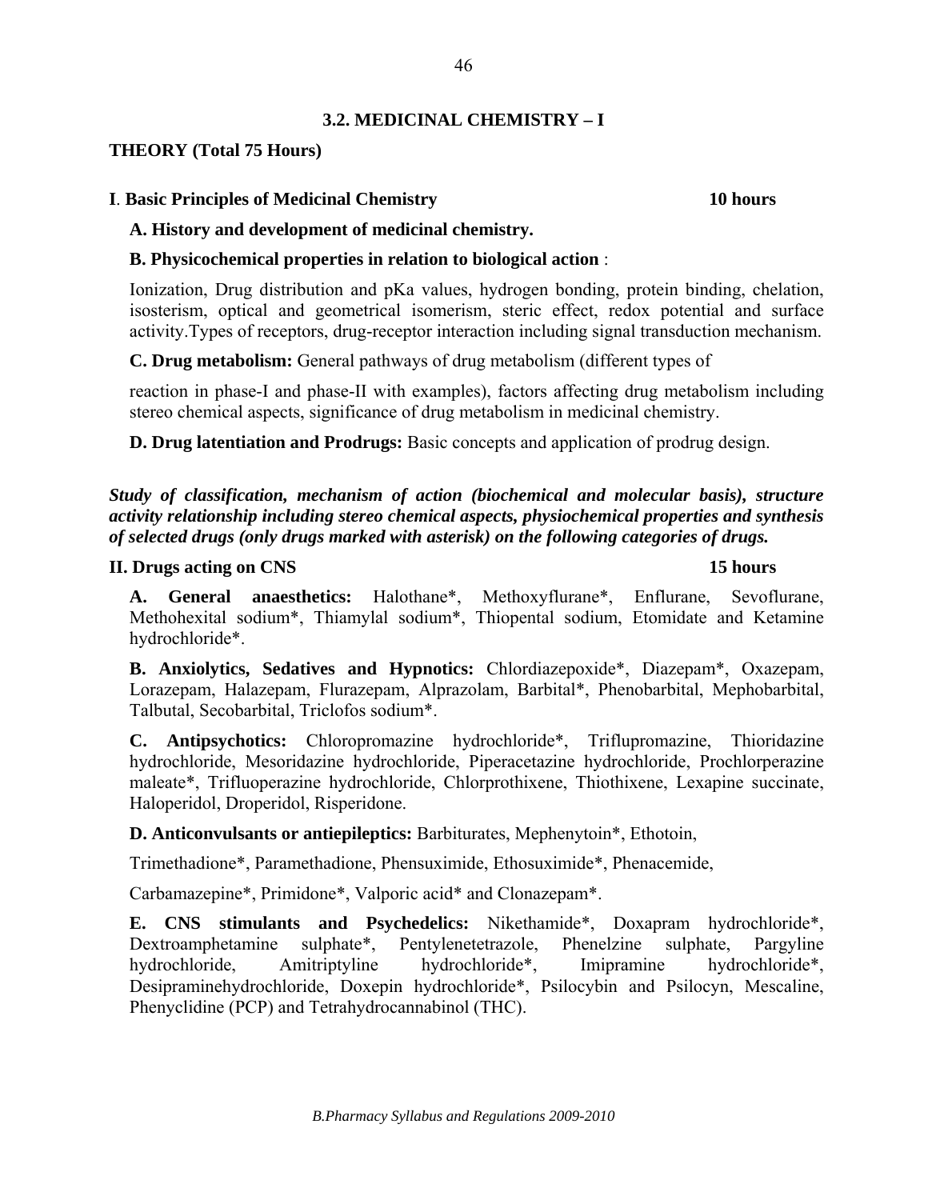## 3.2. MEDICINAL CHEMISTRY – I

**THEORY (Total 75 Hours)**

**I. Basic Principles of Medicinal Chemistry** **10 hours**

**A. History and development of medicinal chemistry.**

**B. Physicochemical properties in relation to biological action** :

Ionization, Drug distribution and pKa values, hydrogen bonding, protein binding, chelation, isosterism, optical and geometrical isomerism, steric effect, redox potential and surface activity.Types of receptors, drug-receptor interaction including signal transduction mechanism.

**C. Drug metabolism:** General pathways of drug metabolism (different types of

reaction in phase-I and phase-II with examples), factors affecting drug metabolism including stereo chemical aspects, significance of drug metabolism in medicinal chemistry.

**D. Drug latentiation and Prodrugs:** Basic concepts and application of prodrug design.

***Study of classification, mechanism of action (biochemical and molecular basis), structure activity relationship including stereo chemical aspects, physiochemical properties and synthesis of selected drugs (only drugs marked with asterisk) on the following categories of drugs.***

**II. Drugs acting on CNS** **15 hours**

**A. General anaesthetics:** Halothane*, Methoxyflurane*, Enflurane, Sevoflurane, Methohexital sodium*, Thiamylal sodium*, Thiopental sodium, Etomidate and Ketamine hydrochloride*.

**B. Anxiolytics, Sedatives and Hypnotics:** Chlordiazepoxide*, Diazepam*, Oxazepam, Lorazepam, Halazepam, Flurazepam, Alprazolam, Barbital*, Phenobarbital, Mephobarbital, Talbutal, Secobarbital, Triclofos sodium*.

**C. Antipsychotics:** Chloropromazine hydrochloride*, Triflupromazine, Thioridazine hydrochloride, Mesoridazine hydrochloride, Piperacetazine hydrochloride, Prochlorperazine maleate*, Trifluoperazine hydrochloride, Chlorprothixene, Thiothixene, Lexapine succinate, Haloperidol, Droperidol, Risperidone.

**D. Anticonvulsants or antiepileptics:** Barbiturates, Mephenytoin*, Ethotoin,

Trimethadione*, Paramethadione, Phensuximide, Ethosuximide*, Phenacemide,

Carbamazepine*, Primidone*, Valporic acid* and Clonazepam*.

**E. CNS stimulants and Psychedelics:** Nikethamide*, Doxapram hydrochloride*, Dextroamphetamine sulphate*, Pentylenetetrazole, Phenelzine sulphate, Pargyline hydrochloride, Amitriptyline hydrochloride*, Imipramine hydrochloride*, Desipraminehydrochloride, Doxepin hydrochloride*, Psilocybin and Psilocyn, Mescaline, Phenyclidine (PCP) and Tetrahydrocannabinol (THC).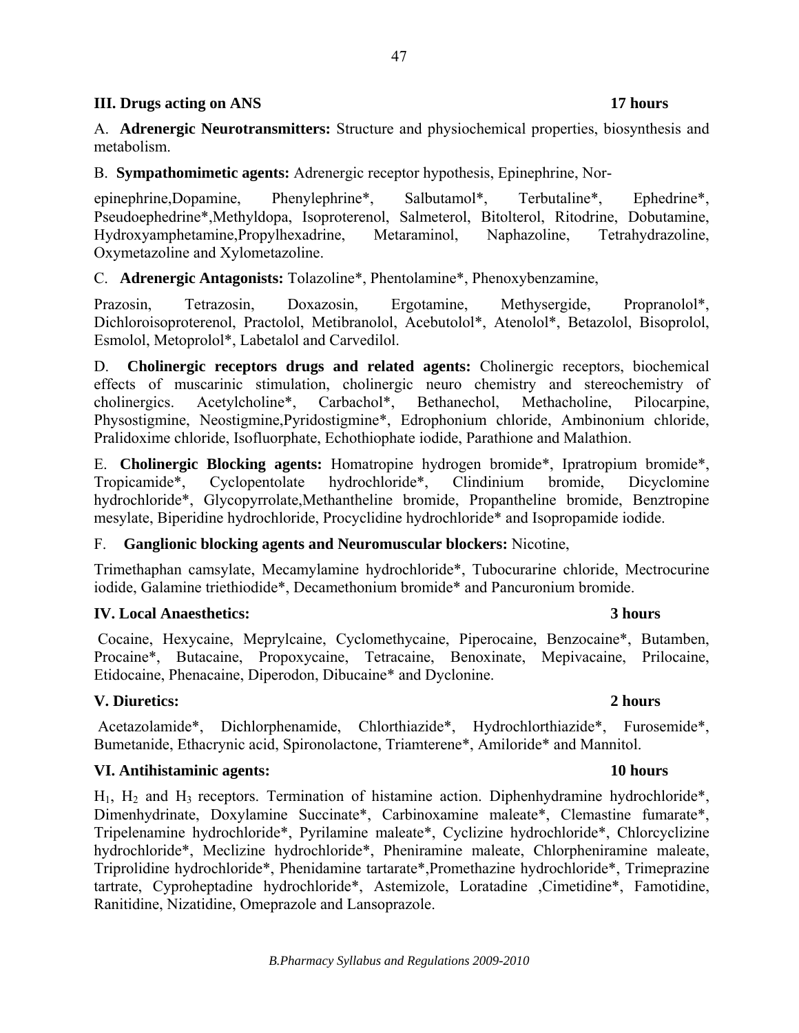**III. Drugs acting on ANS** **17 hours**

A. **Adrenergic Neurotransmitters:** Structure and physiochemical properties, biosynthesis and metabolism.

B. **Sympathomimetic agents:** Adrenergic receptor hypothesis, Epinephrine, Nor-epinephrine,Dopamine, Phenylephrine*, Salbutamol*, Terbutaline*, Ephedrine*, Pseudoephedrine*,Methyldopa, Isoproterenol, Salmeterol, Bitolterol, Ritodrine, Dobutamine, Hydroxyamphetamine,Propylhexadrine, Metaraminol, Naphazoline, Tetrahydrazoline, Oxymetazoline and Xylometazoline.

C. **Adrenergic Antagonists:** Tolazoline*, Phentolamine*, Phenoxybenzamine, Prazosin, Tetrazosin, Doxazosin, Ergotamine, Methysergide, Propranolol*, Dichloroisoproterenol, Practolol, Metibranolol, Acebutolol*, Atenolol*, Betazolol, Bisoprolol, Esmolol, Metoprolol*, Labetalol and Carvedilol.

D. **Cholinergic receptors drugs and related agents:** Cholinergic receptors, biochemical effects of muscarinic stimulation, cholinergic neuro chemistry and stereochemistry of cholinergics. Acetylcholine*, Carbachol*, Bethanechol, Methacholine, Pilocarpine, Physostigmine, Neostigmine,Pyridostigmine*, Edrophonium chloride, Ambinonium chloride, Pralidoxime chloride, Isofluorphate, Echothiophate iodide, Parathione and Malathion.

E. **Cholinergic Blocking agents:** Homatropine hydrogen bromide*, Ipratropium bromide*, Tropicamide*, Cyclopentolate hydrochloride*, Clindinium bromide, Dicyclomine hydrochloride*, Glycopyrrolate,Methantheline bromide, Propantheline bromide, Benztropine mesylate, Biperidine hydrochloride, Procyclidine hydrochloride* and Isopropamide iodide.

F. **Ganglionic blocking agents and Neuromuscular blockers:** Nicotine, Trimethaphan camsylate, Mecamylamine hydrochloride*, Tubocurarine chloride, Mectrocurine iodide, Galamine triethiodide*, Decamethonium bromide* and Pancuronium bromide.

**IV. Local Anaesthetics:** **3 hours**

Cocaine, Hexycaine, Meprylcaine, Cyclomethycaine, Piperocaine, Benzocaine*, Butamben, Procaine*, Butacaine, Propoxycaine, Tetracaine, Benoxinate, Mepivacaine, Prilocaine, Etidocaine, Phenacaine, Diperodon, Dibucaine* and Dyclonine.

**V. Diuretics:** **2 hours**

Acetazolamide*, Dichlorphenamide, Chlorthiazide*, Hydrochlorthiazide*, Furosemide*, Bumetanide, Ethacrynic acid, Spironolactone, Triamterene*, Amiloride* and Mannitol.

**VI. Antihistaminic agents:** **10 hours**

$H_1$, $H_2$ and $H_3$ receptors. Termination of histamine action. Diphenhydramine hydrochloride*, Dimenhydrinate, Doxylamine Succinate*, Carbinoxamine maleate*, Clemastine fumarate*, Tripelenamine hydrochloride*, Pyrilamine maleate*, Cyclizine hydrochloride*, Chlorcyclizine hydrochloride*, Meclizine hydrochloride*, Pheniramine maleate, Chlorpheniramine maleate, Triprolidine hydrochloride*, Phenidamine tartarate*,Promethazine hydrochloride*, Trimeprazine tartrate, Cyproheptadine hydrochloride*, Astemizole, Loratadine ,Cimetidine*, Famotidine, Ranitidine, Nizatidine, Omeprazole and Lansoprazole.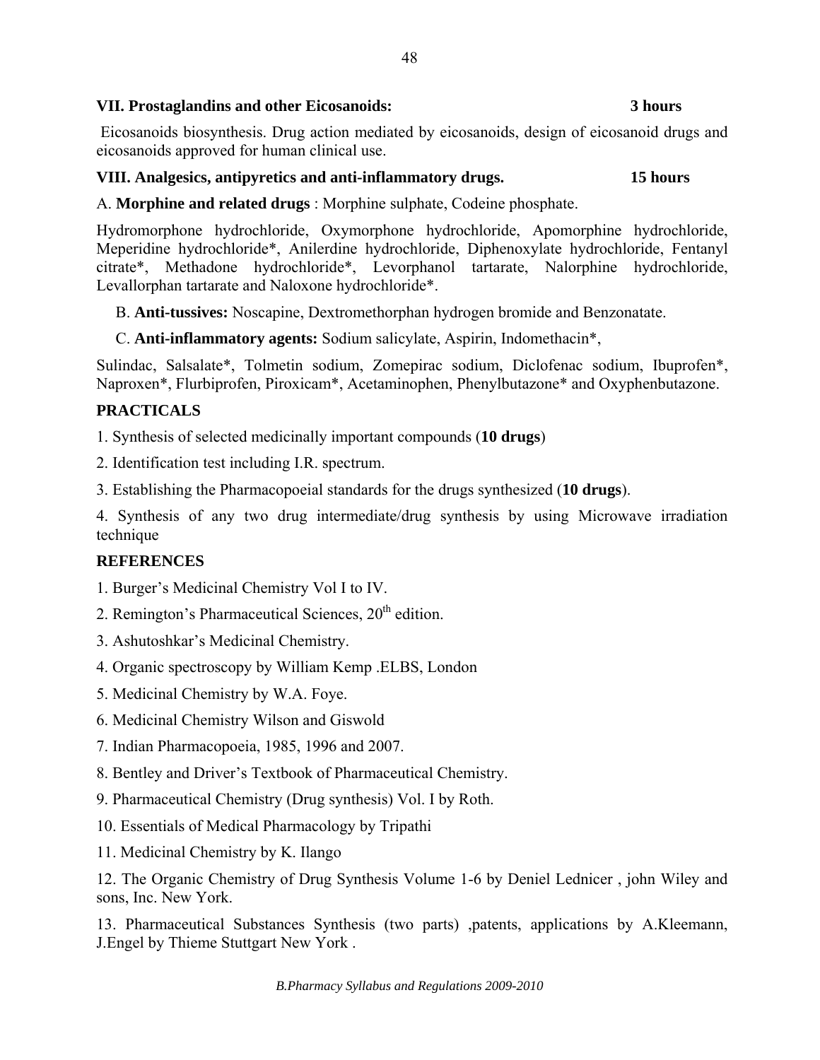**VII. Prostaglandins and other Eicosanoids:** **3 hours**

Eicosanoids biosynthesis. Drug action mediated by eicosanoids, design of eicosanoid drugs and eicosanoids approved for human clinical use.

**VIII. Analgesics, antipyretics and anti-inflammatory drugs.** **15 hours**

A. **Morphine and related drugs** : Morphine sulphate, Codeine phosphate.

Hydromorphone hydrochloride, Oxymorphone hydrochloride, Apomorphine hydrochloride, Meperidine hydrochloride*, Anilerdine hydrochloride, Diphenoxylate hydrochloride, Fentanyl citrate*, Methadone hydrochloride*, Levorphanol tartarate, Nalorphine hydrochloride, Levallorphan tartarate and Naloxone hydrochloride*.

B. **Anti-tussives:** Noscapine, Dextromethorphan hydrogen bromide and Benzonatate.

C. **Anti-inflammatory agents:** Sodium salicylate, Aspirin, Indomethacin*,

Sulindac, Salsalate*, Tolmetin sodium, Zomepirac sodium, Diclofenac sodium, Ibuprofen*, Naproxen*, Flurbiprofen, Piroxicam*, Acetaminophen, Phenylbutazone* and Oxyphenbutazone.

**PRACTICALS**

1. Synthesis of selected medicinally important compounds (**10 drugs**)

2. Identification test including I.R. spectrum.

3. Establishing the Pharmacopoeial standards for the drugs synthesized (**10 drugs**).

4. Synthesis of any two drug intermediate/drug synthesis by using Microwave irradiation technique

**REFERENCES**

1. Burger's Medicinal Chemistry Vol I to IV.

2. Remington's Pharmaceutical Sciences, 20th edition.

3. Ashutoshkar's Medicinal Chemistry.

4. Organic spectroscopy by William Kemp .ELBS, London

5. Medicinal Chemistry by W.A. Foye.

6. Medicinal Chemistry Wilson and Giswold

7. Indian Pharmacopoeia, 1985, 1996 and 2007.

8. Bentley and Driver's Textbook of Pharmaceutical Chemistry.

9. Pharmaceutical Chemistry (Drug synthesis) Vol. I by Roth.

10. Essentials of Medical Pharmacology by Tripathi

11. Medicinal Chemistry by K. Ilango

12. The Organic Chemistry of Drug Synthesis Volume 1-6 by Deniel Lednicer , john Wiley and sons, Inc. New York.

13. Pharmaceutical Substances Synthesis (two parts) ,patents, applications by A.Kleemann, J.Engel by Thieme Stuttgart New York .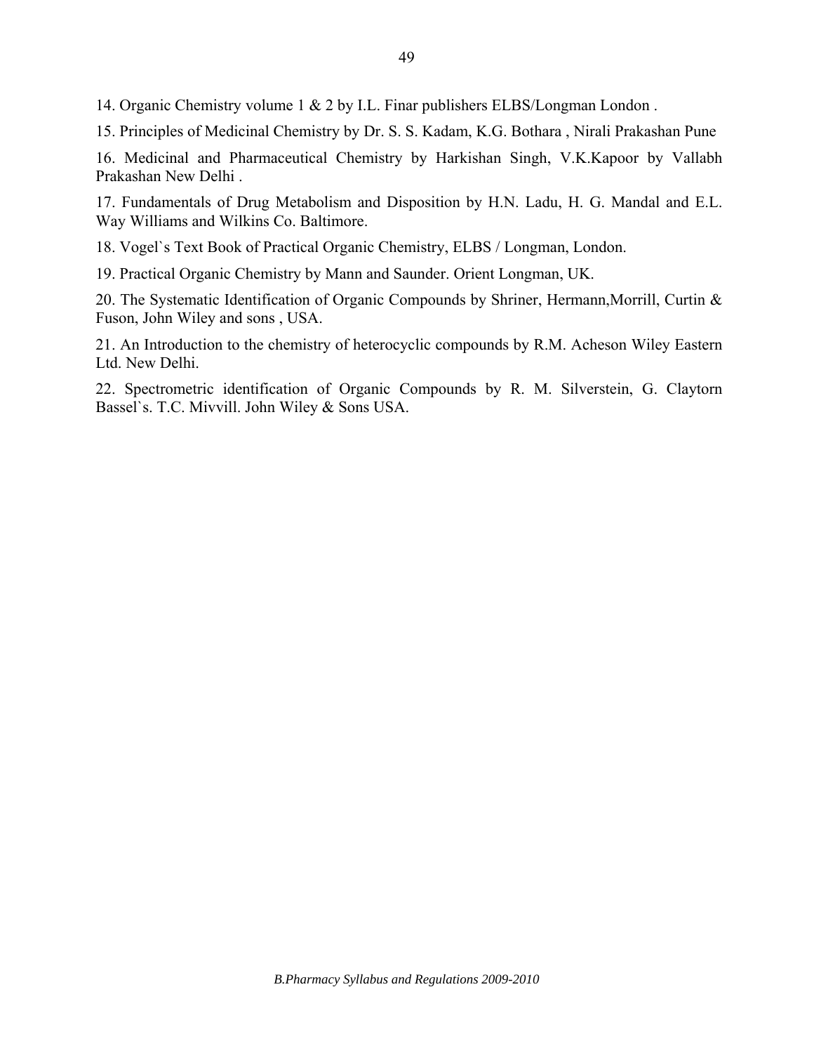14. Organic Chemistry volume 1 & 2 by I.L. Finar publishers ELBS/Longman London .

15. Principles of Medicinal Chemistry by Dr. S. S. Kadam, K.G. Bothara , Nirali Prakashan Pune

16. Medicinal and Pharmaceutical Chemistry by Harkishan Singh, V.K.Kapoor by Vallabh Prakashan New Delhi .

17. Fundamentals of Drug Metabolism and Disposition by H.N. Ladu, H. G. Mandal and E.L. Way Williams and Wilkins Co. Baltimore.

18. Vogel`s Text Book of Practical Organic Chemistry, ELBS / Longman, London.

19. Practical Organic Chemistry by Mann and Saunder. Orient Longman, UK.

20. The Systematic Identification of Organic Compounds by Shriner, Hermann,Morrill, Curtin & Fuson, John Wiley and sons , USA.

21. An Introduction to the chemistry of heterocyclic compounds by R.M. Acheson Wiley Eastern Ltd. New Delhi.

22. Spectrometric identification of Organic Compounds by R. M. Silverstein, G. Claytorn Bassel`s. T.C. Mivvill. John Wiley & Sons USA.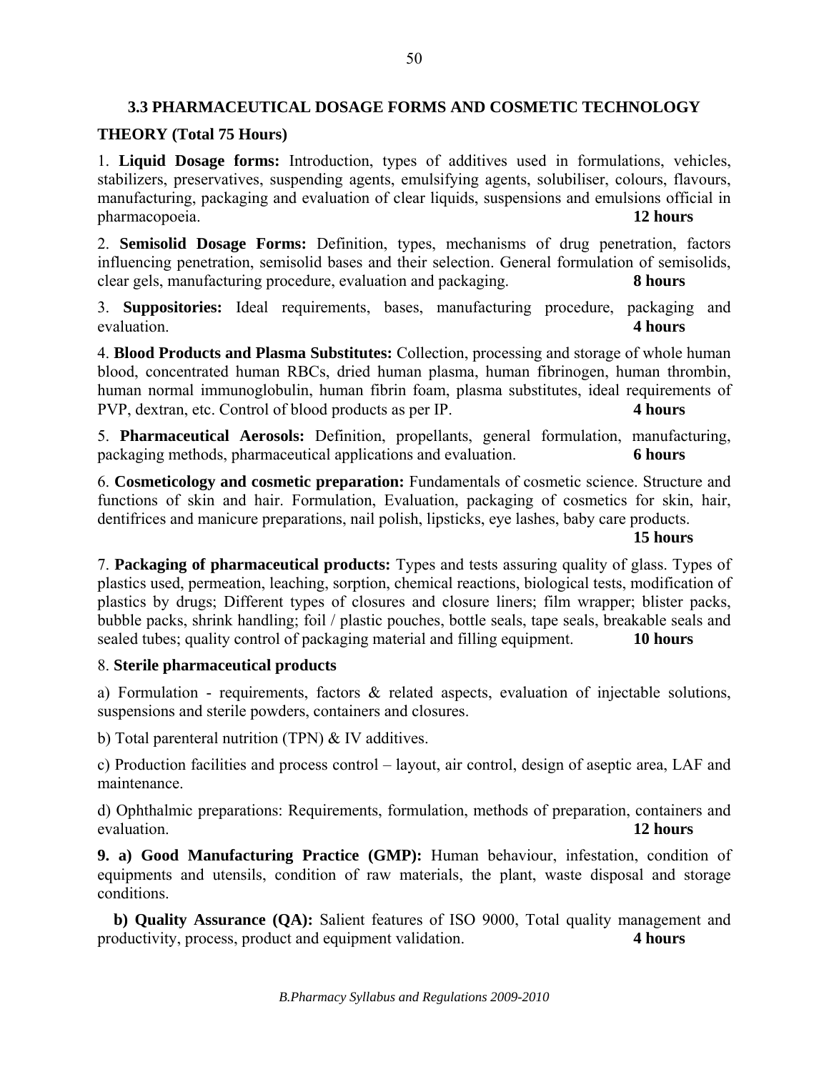### 3.3 PHARMACEUTICAL DOSAGE FORMS AND COSMETIC TECHNOLOGY

**THEORY (Total 75 Hours)**

1. **Liquid Dosage forms:** Introduction, types of additives used in formulations, vehicles, stabilizers, preservatives, suspending agents, emulsifying agents, solubiliser, colours, flavours, manufacturing, packaging and evaluation of clear liquids, suspensions and emulsions official in pharmacopoeia. **12 hours**

2. **Semisolid Dosage Forms:** Definition, types, mechanisms of drug penetration, factors influencing penetration, semisolid bases and their selection. General formulation of semisolids, clear gels, manufacturing procedure, evaluation and packaging. **8 hours**

3. **Suppositories:** Ideal requirements, bases, manufacturing procedure, packaging and evaluation. **4 hours**

4. **Blood Products and Plasma Substitutes:** Collection, processing and storage of whole human blood, concentrated human RBCs, dried human plasma, human fibrinogen, human thrombin, human normal immunoglobulin, human fibrin foam, plasma substitutes, ideal requirements of PVP, dextran, etc. Control of blood products as per IP. **4 hours**

5. **Pharmaceutical Aerosols:** Definition, propellants, general formulation, manufacturing, packaging methods, pharmaceutical applications and evaluation. **6 hours**

6. **Cosmeticology and cosmetic preparation:** Fundamentals of cosmetic science. Structure and functions of skin and hair. Formulation, Evaluation, packaging of cosmetics for skin, hair, dentifrices and manicure preparations, nail polish, lipsticks, eye lashes, baby care products. **15 hours**

7. **Packaging of pharmaceutical products:** Types and tests assuring quality of glass. Types of plastics used, permeation, leaching, sorption, chemical reactions, biological tests, modification of plastics by drugs; Different types of closures and closure liners; film wrapper; blister packs, bubble packs, shrink handling; foil / plastic pouches, bottle seals, tape seals, breakable seals and sealed tubes; quality control of packaging material and filling equipment. **10 hours**

8. **Sterile pharmaceutical products**

a) Formulation - requirements, factors & related aspects, evaluation of injectable solutions, suspensions and sterile powders, containers and closures.

b) Total parenteral nutrition (TPN) & IV additives.

c) Production facilities and process control – layout, air control, design of aseptic area, LAF and maintenance.

d) Ophthalmic preparations: Requirements, formulation, methods of preparation, containers and evaluation. **12 hours**

**9. a) Good Manufacturing Practice (GMP):** Human behaviour, infestation, condition of equipments and utensils, condition of raw materials, the plant, waste disposal and storage conditions.

**b) Quality Assurance (QA):** Salient features of ISO 9000, Total quality management and productivity, process, product and equipment validation. **4 hours**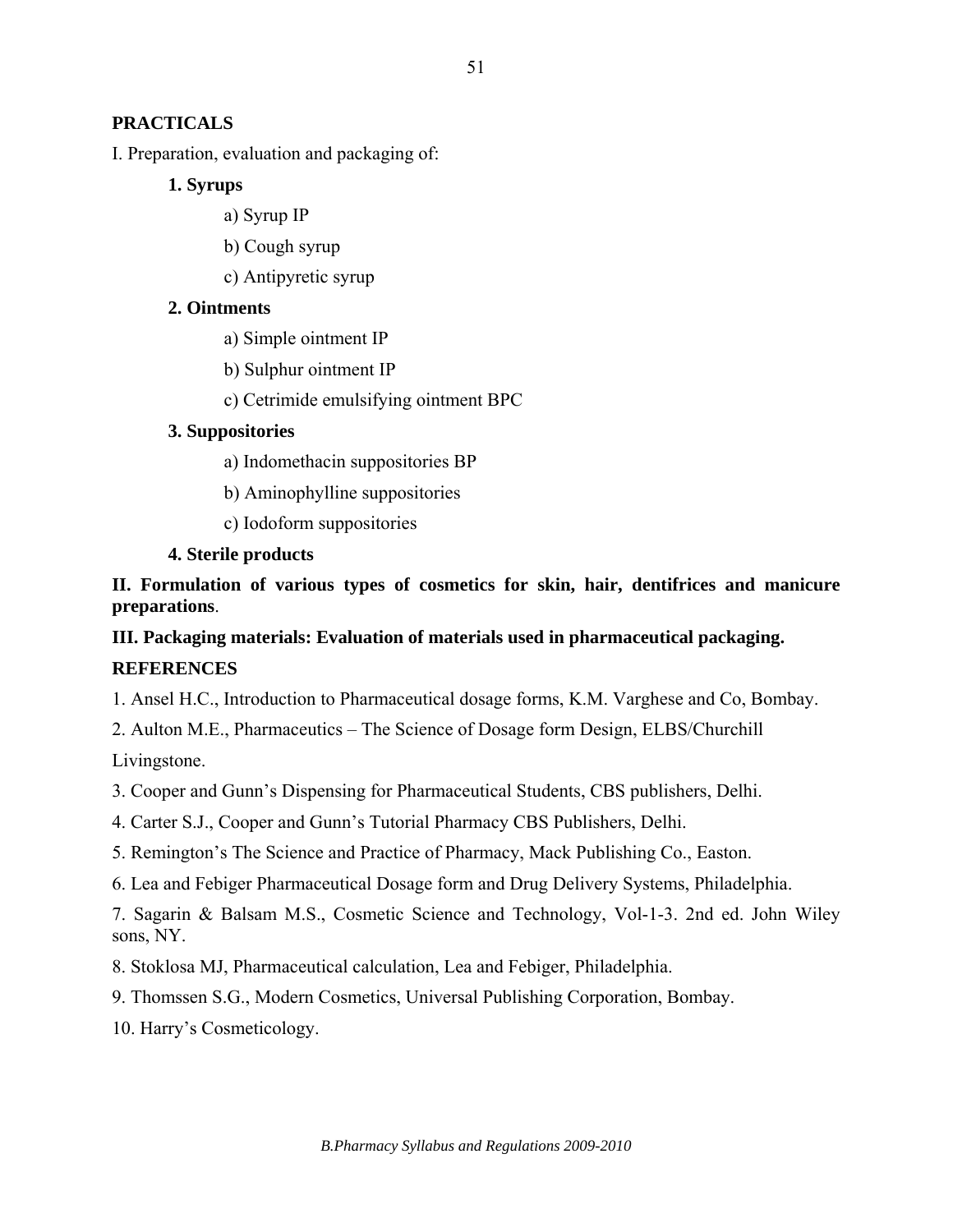## PRACTICALS

I. Preparation, evaluation and packaging of:

**1. Syrups**

a) Syrup IP

b) Cough syrup

c) Antipyretic syrup

**2. Ointments**

a) Simple ointment IP

b) Sulphur ointment IP

c) Cetrimide emulsifying ointment BPC

**3. Suppositories**

a) Indomethacin suppositories BP

b) Aminophylline suppositories

c) Iodoform suppositories

**4. Sterile products**

**II. Formulation of various types of cosmetics for skin, hair, dentifrices and manicure preparations**.

**III. Packaging materials: Evaluation of materials used in pharmaceutical packaging.**

## REFERENCES

1. Ansel H.C., Introduction to Pharmaceutical dosage forms, K.M. Varghese and Co, Bombay.
2. Aulton M.E., Pharmaceutics – The Science of Dosage form Design, ELBS/Churchill Livingstone.
3. Cooper and Gunn's Dispensing for Pharmaceutical Students, CBS publishers, Delhi.
4. Carter S.J., Cooper and Gunn's Tutorial Pharmacy CBS Publishers, Delhi.
5. Remington's The Science and Practice of Pharmacy, Mack Publishing Co., Easton.
6. Lea and Febiger Pharmaceutical Dosage form and Drug Delivery Systems, Philadelphia.
7. Sagarin & Balsam M.S., Cosmetic Science and Technology, Vol-1-3. 2nd ed. John Wiley sons, NY.
8. Stoklosa MJ, Pharmaceutical calculation, Lea and Febiger, Philadelphia.
9. Thomssen S.G., Modern Cosmetics, Universal Publishing Corporation, Bombay.
10. Harry's Cosmeticology.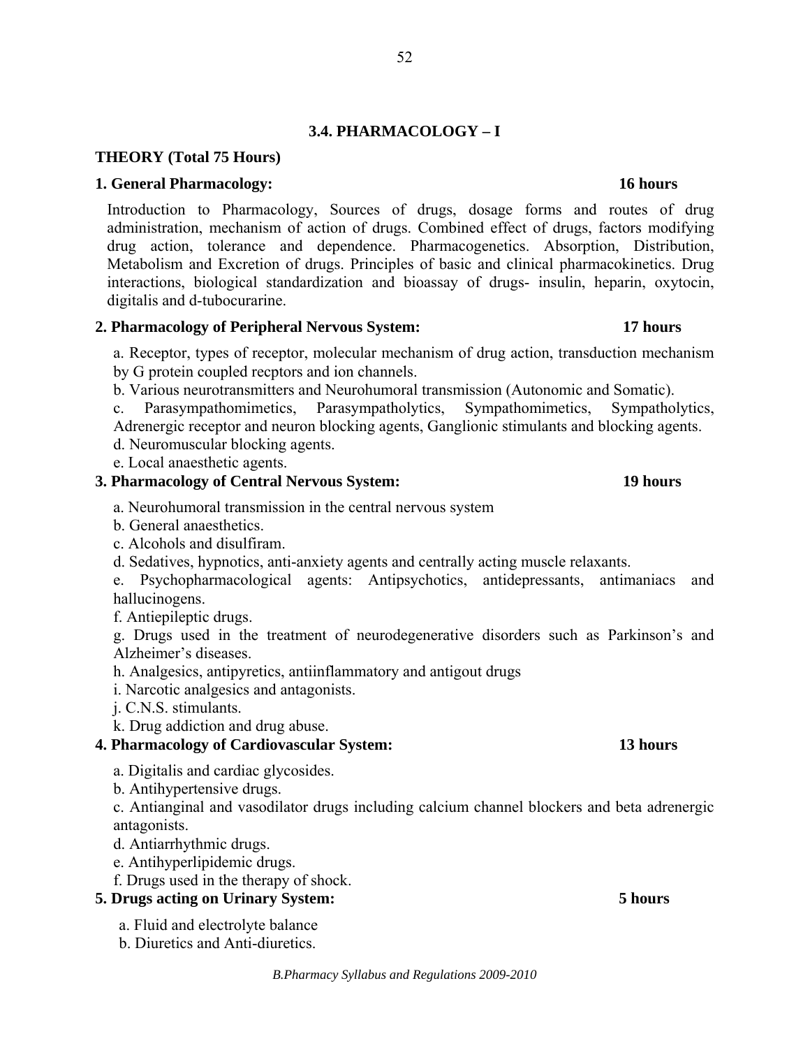## 3.4. PHARMACOLOGY – I

**THEORY (Total 75 Hours)**

**1. General Pharmacology: 16 hours**

Introduction to Pharmacology, Sources of drugs, dosage forms and routes of drug administration, mechanism of action of drugs. Combined effect of drugs, factors modifying drug action, tolerance and dependence. Pharmacogenetics. Absorption, Distribution, Metabolism and Excretion of drugs. Principles of basic and clinical pharmacokinetics. Drug interactions, biological standardization and bioassay of drugs- insulin, heparin, oxytocin, digitalis and d-tubocurarine.

**2. Pharmacology of Peripheral Nervous System: 17 hours**

a. Receptor, types of receptor, molecular mechanism of drug action, transduction mechanism by G protein coupled recptors and ion channels.

b. Various neurotransmitters and Neurohumoral transmission (Autonomic and Somatic).

c. Parasympathomimetics, Parasympatholytics, Sympathomimetics, Sympatholytics, Adrenergic receptor and neuron blocking agents, Ganglionic stimulants and blocking agents.

d. Neuromuscular blocking agents.

e. Local anaesthetic agents.

**3. Pharmacology of Central Nervous System: 19 hours**

a. Neurohumoral transmission in the central nervous system

b. General anaesthetics.

c. Alcohols and disulfiram.

d. Sedatives, hypnotics, anti-anxiety agents and centrally acting muscle relaxants.

e. Psychopharmacological agents: Antipsychotics, antidepressants, antimaniacs and hallucinogens.

f. Antiepileptic drugs.

g. Drugs used in the treatment of neurodegenerative disorders such as Parkinson's and Alzheimer's diseases.

h. Analgesics, antipyretics, antiinflammatory and antigout drugs

i. Narcotic analgesics and antagonists.

j. C.N.S. stimulants.

k. Drug addiction and drug abuse.

**4. Pharmacology of Cardiovascular System: 13 hours**

a. Digitalis and cardiac glycosides.

b. Antihypertensive drugs.

c. Antianginal and vasodilator drugs including calcium channel blockers and beta adrenergic antagonists.

d. Antiarrhythmic drugs.

e. Antihyperlipidemic drugs.

f. Drugs used in the therapy of shock.

**5. Drugs acting on Urinary System: 5 hours**

a. Fluid and electrolyte balance

b. Diuretics and Anti-diuretics.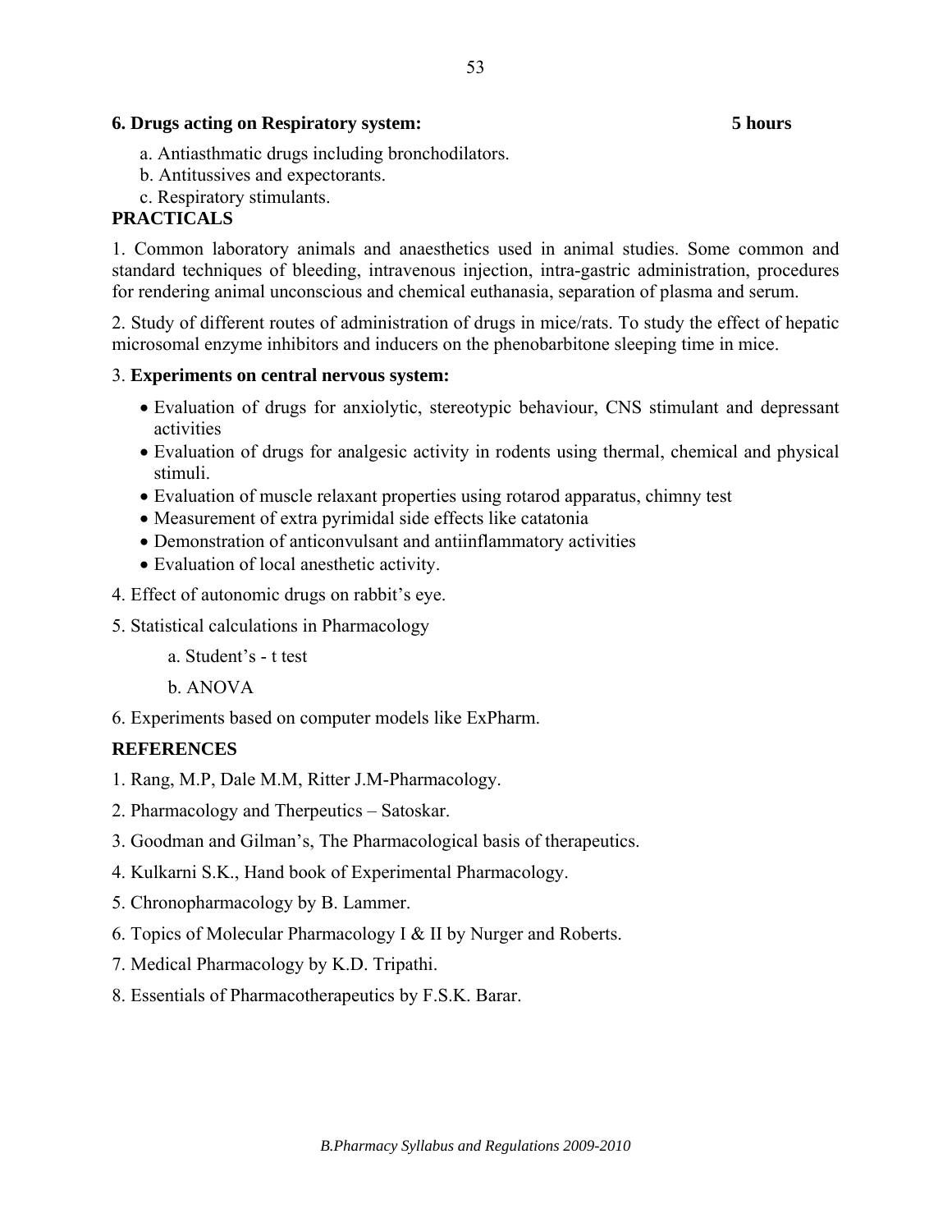**6. Drugs acting on Respiratory system: 5 hours**

a. Antiasthmatic drugs including bronchodilators.

b. Antitussives and expectorants.

c. Respiratory stimulants.

## PRACTICALS

1. Common laboratory animals and anaesthetics used in animal studies. Some common and standard techniques of bleeding, intravenous injection, intra-gastric administration, procedures for rendering animal unconscious and chemical euthanasia, separation of plasma and serum.

2. Study of different routes of administration of drugs in mice/rats. To study the effect of hepatic microsomal enzyme inhibitors and inducers on the phenobarbitone sleeping time in mice.

3. **Experiments on central nervous system:**

- Evaluation of drugs for anxiolytic, stereotypic behaviour, CNS stimulant and depressant activities
- Evaluation of drugs for analgesic activity in rodents using thermal, chemical and physical stimuli.
- Evaluation of muscle relaxant properties using rotarod apparatus, chimny test
- Measurement of extra pyrimidal side effects like catatonia
- Demonstration of anticonvulsant and antiinflammatory activities
- Evaluation of local anesthetic activity.

4. Effect of autonomic drugs on rabbit's eye.

5. Statistical calculations in Pharmacology

   a. Student's - t test

   b. ANOVA

6. Experiments based on computer models like ExPharm.

## REFERENCES

1. Rang, M.P, Dale M.M, Ritter J.M-Pharmacology.
2. Pharmacology and Therpeutics – Satoskar.
3. Goodman and Gilman's, The Pharmacological basis of therapeutics.
4. Kulkarni S.K., Hand book of Experimental Pharmacology.
5. Chronopharmacology by B. Lammer.
6. Topics of Molecular Pharmacology I & II by Nurger and Roberts.
7. Medical Pharmacology by K.D. Tripathi.
8. Essentials of Pharmacotherapeutics by F.S.K. Barar.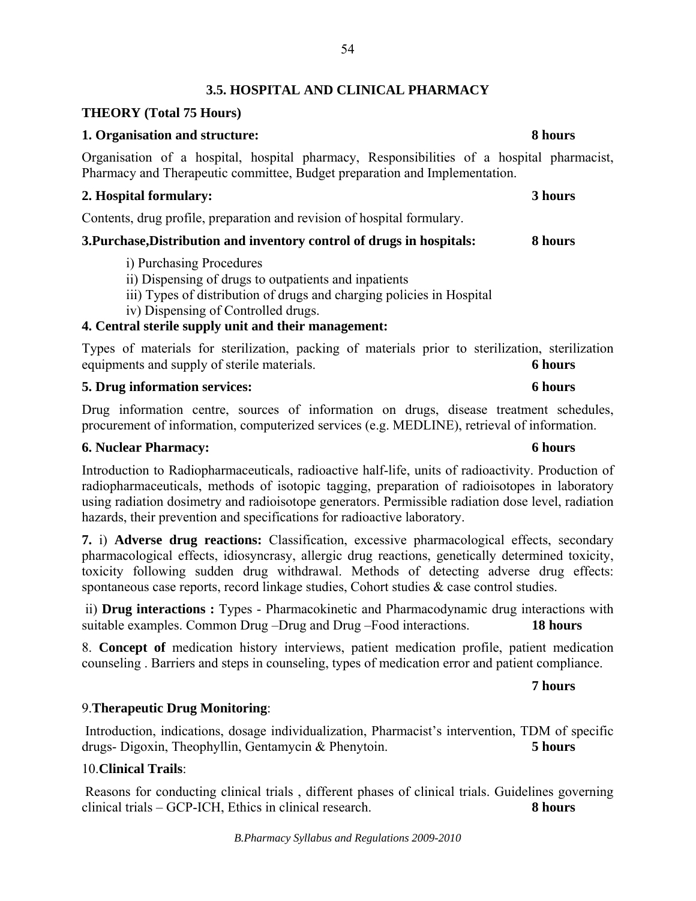## 3.5. HOSPITAL AND CLINICAL PHARMACY

**THEORY (Total 75 Hours)**

**1. Organisation and structure: 8 hours**

Organisation of a hospital, hospital pharmacy, Responsibilities of a hospital pharmacist, Pharmacy and Therapeutic committee, Budget preparation and Implementation.

**2. Hospital formulary: 3 hours**

Contents, drug profile, preparation and revision of hospital formulary.

**3.Purchase,Distribution and inventory control of drugs in hospitals: 8 hours**

i) Purchasing Procedures
ii) Dispensing of drugs to outpatients and inpatients
iii) Types of distribution of drugs and charging policies in Hospital
iv) Dispensing of Controlled drugs.

**4. Central sterile supply unit and their management:**

Types of materials for sterilization, packing of materials prior to sterilization, sterilization equipments and supply of sterile materials. **6 hours**

**5. Drug information services: 6 hours**

Drug information centre, sources of information on drugs, disease treatment schedules, procurement of information, computerized services (e.g. MEDLINE), retrieval of information.

**6. Nuclear Pharmacy: 6 hours**

Introduction to Radiopharmaceuticals, radioactive half-life, units of radioactivity. Production of radiopharmaceuticals, methods of isotopic tagging, preparation of radioisotopes in laboratory using radiation dosimetry and radioisotope generators. Permissible radiation dose level, radiation hazards, their prevention and specifications for radioactive laboratory.

**7.** i) **Adverse drug reactions:** Classification, excessive pharmacological effects, secondary pharmacological effects, idiosyncrasy, allergic drug reactions, genetically determined toxicity, toxicity following sudden drug withdrawal. Methods of detecting adverse drug effects: spontaneous case reports, record linkage studies, Cohort studies & case control studies.

ii) **Drug interactions :** Types - Pharmacokinetic and Pharmacodynamic drug interactions with suitable examples. Common Drug –Drug and Drug –Food interactions. **18 hours**

8. **Concept of** medication history interviews, patient medication profile, patient medication counseling . Barriers and steps in counseling, types of medication error and patient compliance.

**7 hours**

9.**Therapeutic Drug Monitoring**:

Introduction, indications, dosage individualization, Pharmacist's intervention, TDM of specific drugs- Digoxin, Theophyllin, Gentamycin & Phenytoin. **5 hours**

10.**Clinical Trails**:

Reasons for conducting clinical trials , different phases of clinical trials. Guidelines governing clinical trials – GCP-ICH, Ethics in clinical research. **8 hours**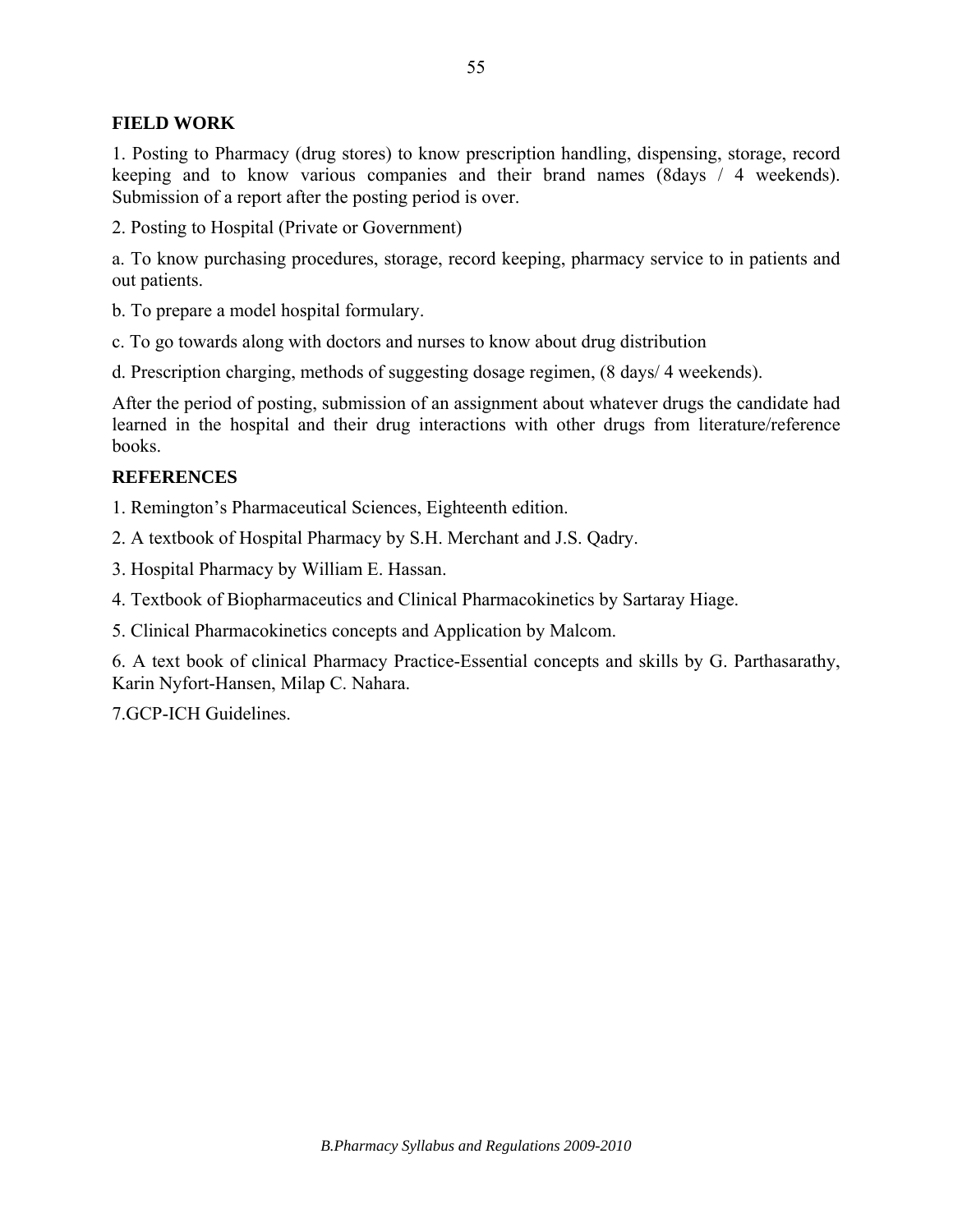## FIELD WORK

1. Posting to Pharmacy (drug stores) to know prescription handling, dispensing, storage, record keeping and to know various companies and their brand names (8days / 4 weekends). Submission of a report after the posting period is over.

2. Posting to Hospital (Private or Government)

a. To know purchasing procedures, storage, record keeping, pharmacy service to in patients and out patients.

b. To prepare a model hospital formulary.

c. To go towards along with doctors and nurses to know about drug distribution

d. Prescription charging, methods of suggesting dosage regimen, (8 days/ 4 weekends).

After the period of posting, submission of an assignment about whatever drugs the candidate had learned in the hospital and their drug interactions with other drugs from literature/reference books.

## REFERENCES

1. Remington's Pharmaceutical Sciences, Eighteenth edition.

2. A textbook of Hospital Pharmacy by S.H. Merchant and J.S. Qadry.

3. Hospital Pharmacy by William E. Hassan.

4. Textbook of Biopharmaceutics and Clinical Pharmacokinetics by Sartaray Hiage.

5. Clinical Pharmacokinetics concepts and Application by Malcom.

6. A text book of clinical Pharmacy Practice-Essential concepts and skills by G. Parthasarathy, Karin Nyfort-Hansen, Milap C. Nahara.

7.GCP-ICH Guidelines.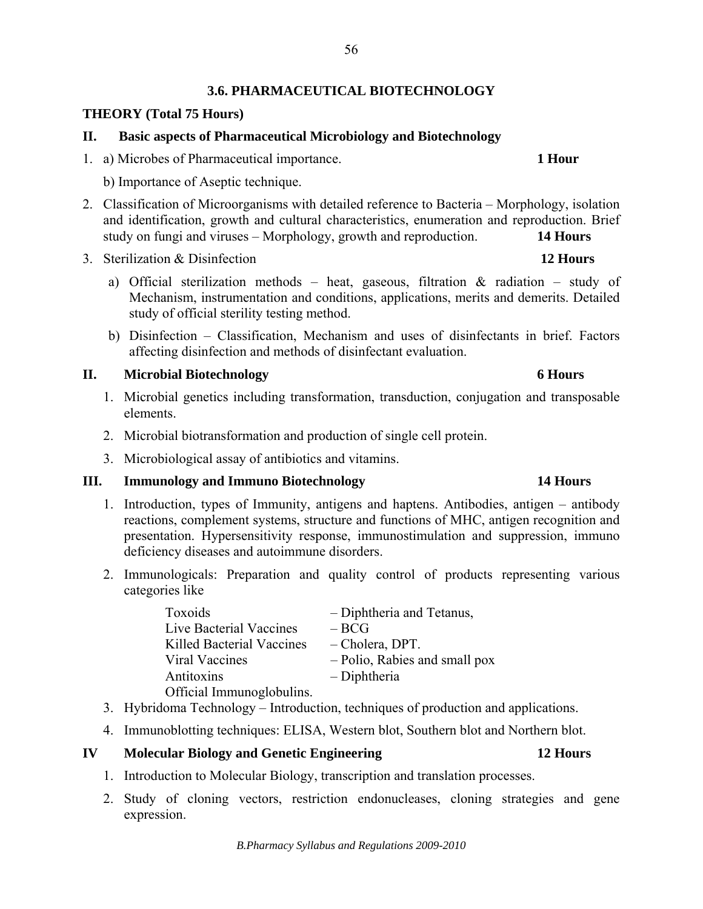## 3.6. PHARMACEUTICAL BIOTECHNOLOGY

**THEORY (Total 75 Hours)**

### II. Basic aspects of Pharmaceutical Microbiology and Biotechnology

1. a) Microbes of Pharmaceutical importance. **1 Hour**

   b) Importance of Aseptic technique.

2. Classification of Microorganisms with detailed reference to Bacteria – Morphology, isolation and identification, growth and cultural characteristics, enumeration and reproduction. Brief study on fungi and viruses – Morphology, growth and reproduction. **14 Hours**

3. Sterilization & Disinfection **12 Hours**

   a) Official sterilization methods – heat, gaseous, filtration & radiation – study of Mechanism, instrumentation and conditions, applications, merits and demerits. Detailed study of official sterility testing method.

   b) Disinfection – Classification, Mechanism and uses of disinfectants in brief. Factors affecting disinfection and methods of disinfectant evaluation.

### II. Microbial Biotechnology **6 Hours**

1. Microbial genetics including transformation, transduction, conjugation and transposable elements.
2. Microbial biotransformation and production of single cell protein.
3. Microbiological assay of antibiotics and vitamins.

### III. Immunology and Immuno Biotechnology **14 Hours**

1. Introduction, types of Immunity, antigens and haptens. Antibodies, antigen – antibody reactions, complement systems, structure and functions of MHC, antigen recognition and presentation. Hypersensitivity response, immunostimulation and suppression, immuno deficiency diseases and autoimmune disorders.
2. Immunologicals: Preparation and quality control of products representing various categories like

   | | |
   |---|---|
   | Toxoids | – Diphtheria and Tetanus, |
   | Live Bacterial Vaccines | – BCG |
   | Killed Bacterial Vaccines | – Cholera, DPT. |
   | Viral Vaccines | – Polio, Rabies and small pox |
   | Antitoxins | – Diphtheria |
   | Official Immunoglobulins. | |

3. Hybridoma Technology – Introduction, techniques of production and applications.
4. Immunoblotting techniques: ELISA, Western blot, Southern blot and Northern blot.

### IV Molecular Biology and Genetic Engineering **12 Hours**

1. Introduction to Molecular Biology, transcription and translation processes.
2. Study of cloning vectors, restriction endonucleases, cloning strategies and gene expression.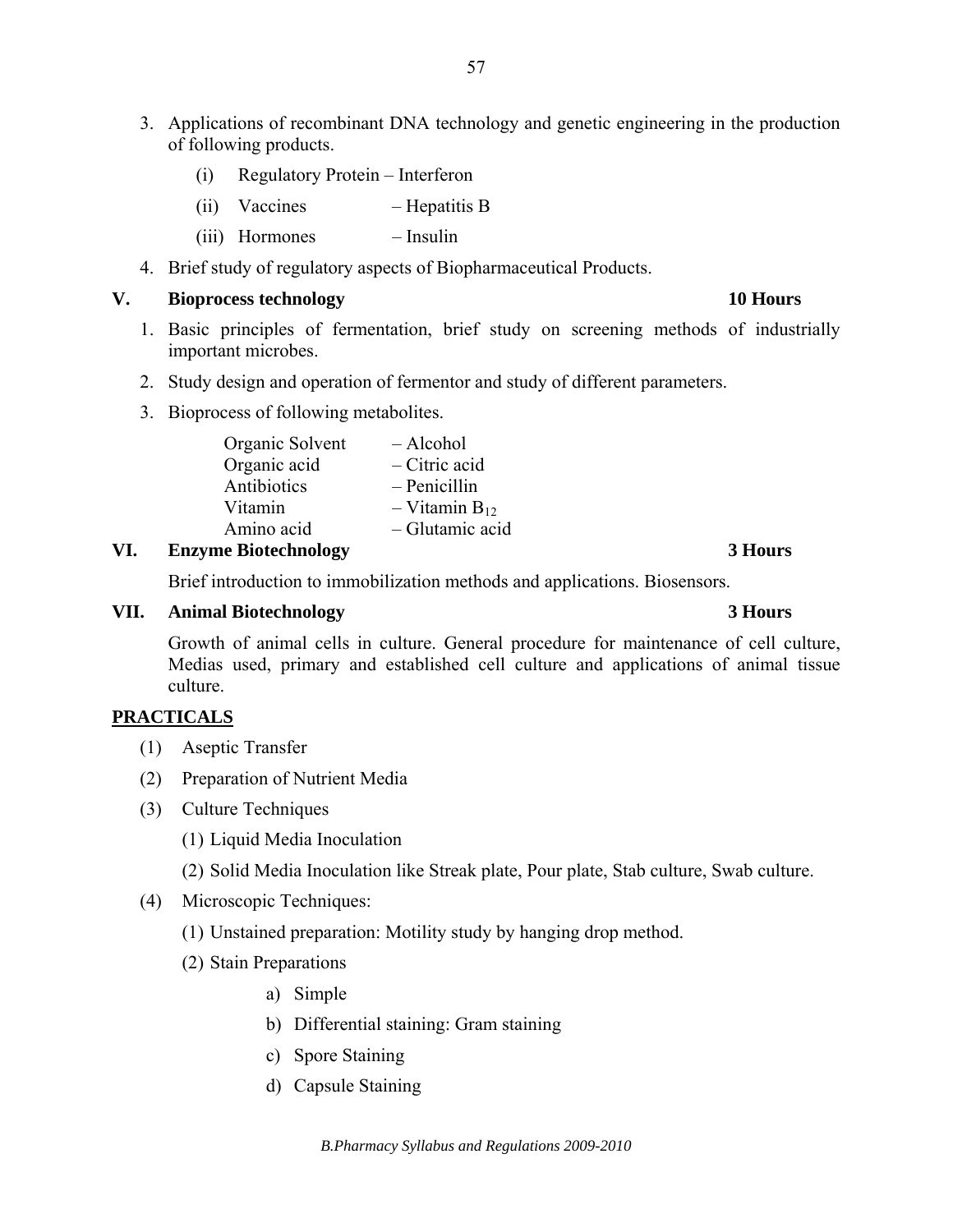3. Applications of recombinant DNA technology and genetic engineering in the production of following products.

   (i) Regulatory Protein – Interferon

   (ii) Vaccines – Hepatitis B

   (iii) Hormones – Insulin

4. Brief study of regulatory aspects of Biopharmaceutical Products.

## V. Bioprocess technology **10 Hours**

1. Basic principles of fermentation, brief study on screening methods of industrially important microbes.

2. Study design and operation of fermentor and study of different parameters.

3. Bioprocess of following metabolites.

   Organic Solvent – Alcohol
   Organic acid – Citric acid
   Antibiotics – Penicillin
   Vitamin – Vitamin $B_{12}$
   Amino acid – Glutamic acid

## VI. Enzyme Biotechnology **3 Hours**

Brief introduction to immobilization methods and applications. Biosensors.

## VII. Animal Biotechnology **3 Hours**

Growth of animal cells in culture. General procedure for maintenance of cell culture, Medias used, primary and established cell culture and applications of animal tissue culture.

## PRACTICALS

(1) Aseptic Transfer

(2) Preparation of Nutrient Media

(3) Culture Techniques

   (1) Liquid Media Inoculation

   (2) Solid Media Inoculation like Streak plate, Pour plate, Stab culture, Swab culture.

(4) Microscopic Techniques:

   (1) Unstained preparation: Motility study by hanging drop method.

   (2) Stain Preparations

      a) Simple

      b) Differential staining: Gram staining

      c) Spore Staining

      d) Capsule Staining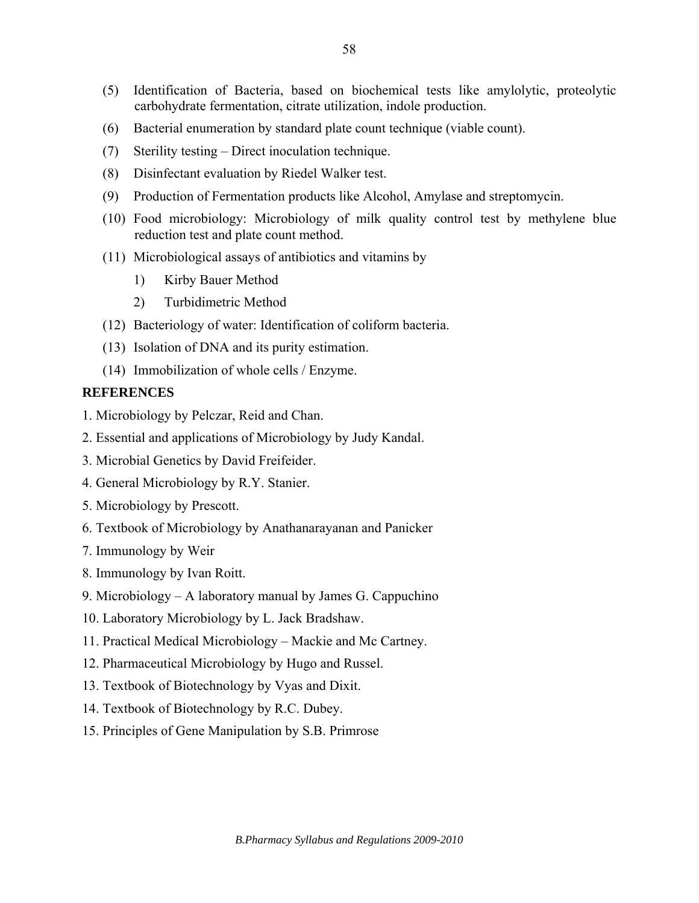(5) Identification of Bacteria, based on biochemical tests like amylolytic, proteolytic carbohydrate fermentation, citrate utilization, indole production.

(6) Bacterial enumeration by standard plate count technique (viable count).

(7) Sterility testing – Direct inoculation technique.

(8) Disinfectant evaluation by Riedel Walker test.

(9) Production of Fermentation products like Alcohol, Amylase and streptomycin.

(10) Food microbiology: Microbiology of milk quality control test by methylene blue reduction test and plate count method.

(11) Microbiological assays of antibiotics and vitamins by

1) Kirby Bauer Method

2) Turbidimetric Method

(12) Bacteriology of water: Identification of coliform bacteria.

(13) Isolation of DNA and its purity estimation.

(14) Immobilization of whole cells / Enzyme.

**REFERENCES**

1. Microbiology by Pelczar, Reid and Chan.
2. Essential and applications of Microbiology by Judy Kandal.
3. Microbial Genetics by David Freifeider.
4. General Microbiology by R.Y. Stanier.
5. Microbiology by Prescott.
6. Textbook of Microbiology by Anathanarayanan and Panicker
7. Immunology by Weir
8. Immunology by Ivan Roitt.
9. Microbiology – A laboratory manual by James G. Cappuchino
10. Laboratory Microbiology by L. Jack Bradshaw.
11. Practical Medical Microbiology – Mackie and Mc Cartney.
12. Pharmaceutical Microbiology by Hugo and Russel.
13. Textbook of Biotechnology by Vyas and Dixit.
14. Textbook of Biotechnology by R.C. Dubey.
15. Principles of Gene Manipulation by S.B. Primrose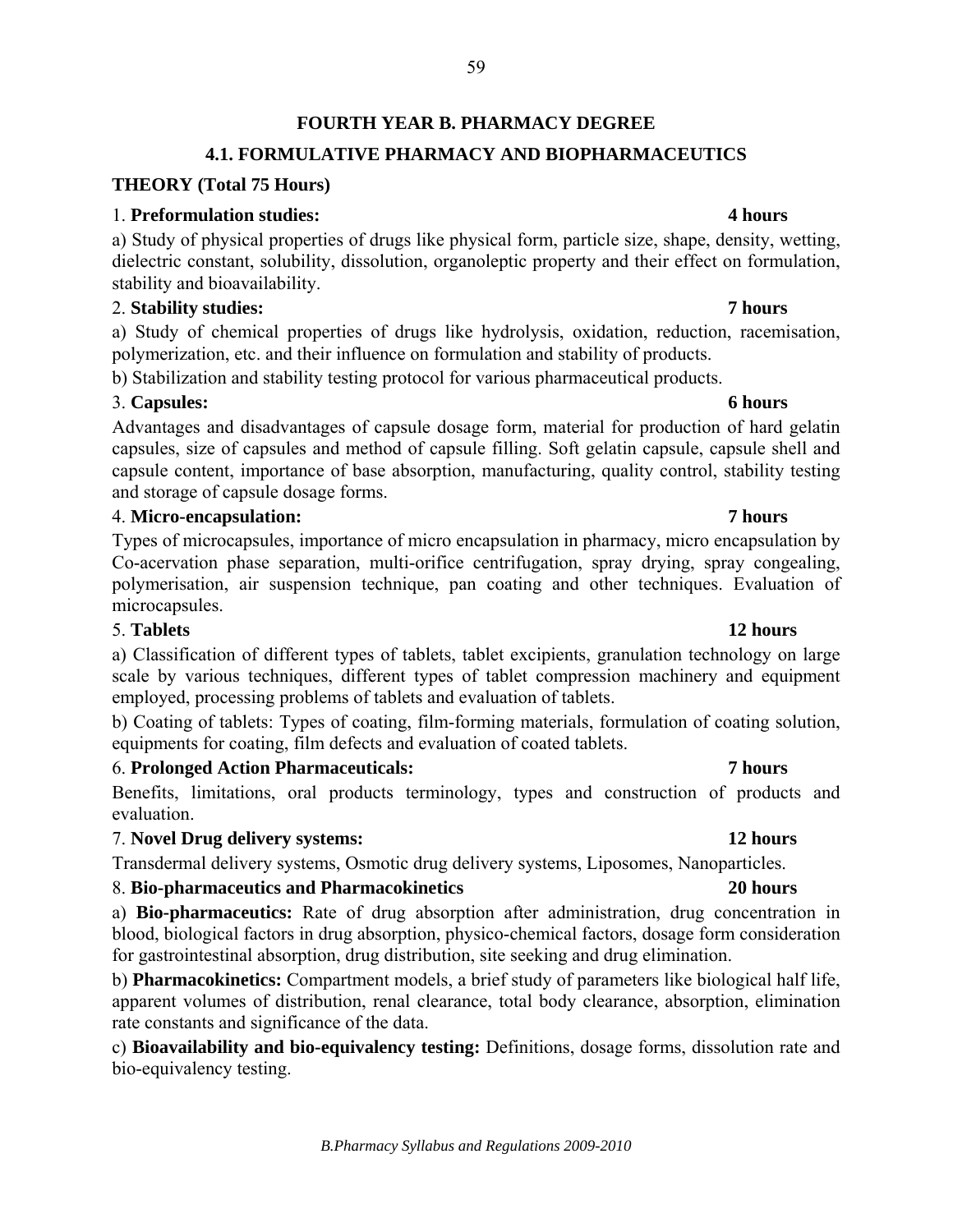# FOURTH YEAR B. PHARMACY DEGREE

## 4.1. FORMULATIVE PHARMACY AND BIOPHARMACEUTICS

### THEORY (Total 75 Hours)

1. **Preformulation studies:** **4 hours**

a) Study of physical properties of drugs like physical form, particle size, shape, density, wetting, dielectric constant, solubility, dissolution, organoleptic property and their effect on formulation, stability and bioavailability.

2. **Stability studies:** **7 hours**

a) Study of chemical properties of drugs like hydrolysis, oxidation, reduction, racemisation, polymerization, etc. and their influence on formulation and stability of products.

b) Stabilization and stability testing protocol for various pharmaceutical products.

3. **Capsules:** **6 hours**

Advantages and disadvantages of capsule dosage form, material for production of hard gelatin capsules, size of capsules and method of capsule filling. Soft gelatin capsule, capsule shell and capsule content, importance of base absorption, manufacturing, quality control, stability testing and storage of capsule dosage forms.

4. **Micro-encapsulation:** **7 hours**

Types of microcapsules, importance of micro encapsulation in pharmacy, micro encapsulation by Co-acervation phase separation, multi-orifice centrifugation, spray drying, spray congealing, polymerisation, air suspension technique, pan coating and other techniques. Evaluation of microcapsules.

5. **Tablets** **12 hours**

a) Classification of different types of tablets, tablet excipients, granulation technology on large scale by various techniques, different types of tablet compression machinery and equipment employed, processing problems of tablets and evaluation of tablets.

b) Coating of tablets: Types of coating, film-forming materials, formulation of coating solution, equipments for coating, film defects and evaluation of coated tablets.

6. **Prolonged Action Pharmaceuticals:** **7 hours**

Benefits, limitations, oral products terminology, types and construction of products and evaluation.

7. **Novel Drug delivery systems:** **12 hours**

Transdermal delivery systems, Osmotic drug delivery systems, Liposomes, Nanoparticles.

8. **Bio-pharmaceutics and Pharmacokinetics** **20 hours**

a) **Bio-pharmaceutics:** Rate of drug absorption after administration, drug concentration in blood, biological factors in drug absorption, physico-chemical factors, dosage form consideration for gastrointestinal absorption, drug distribution, site seeking and drug elimination.

b) **Pharmacokinetics:** Compartment models, a brief study of parameters like biological half life, apparent volumes of distribution, renal clearance, total body clearance, absorption, elimination rate constants and significance of the data.

c) **Bioavailability and bio-equivalency testing:** Definitions, dosage forms, dissolution rate and bio-equivalency testing.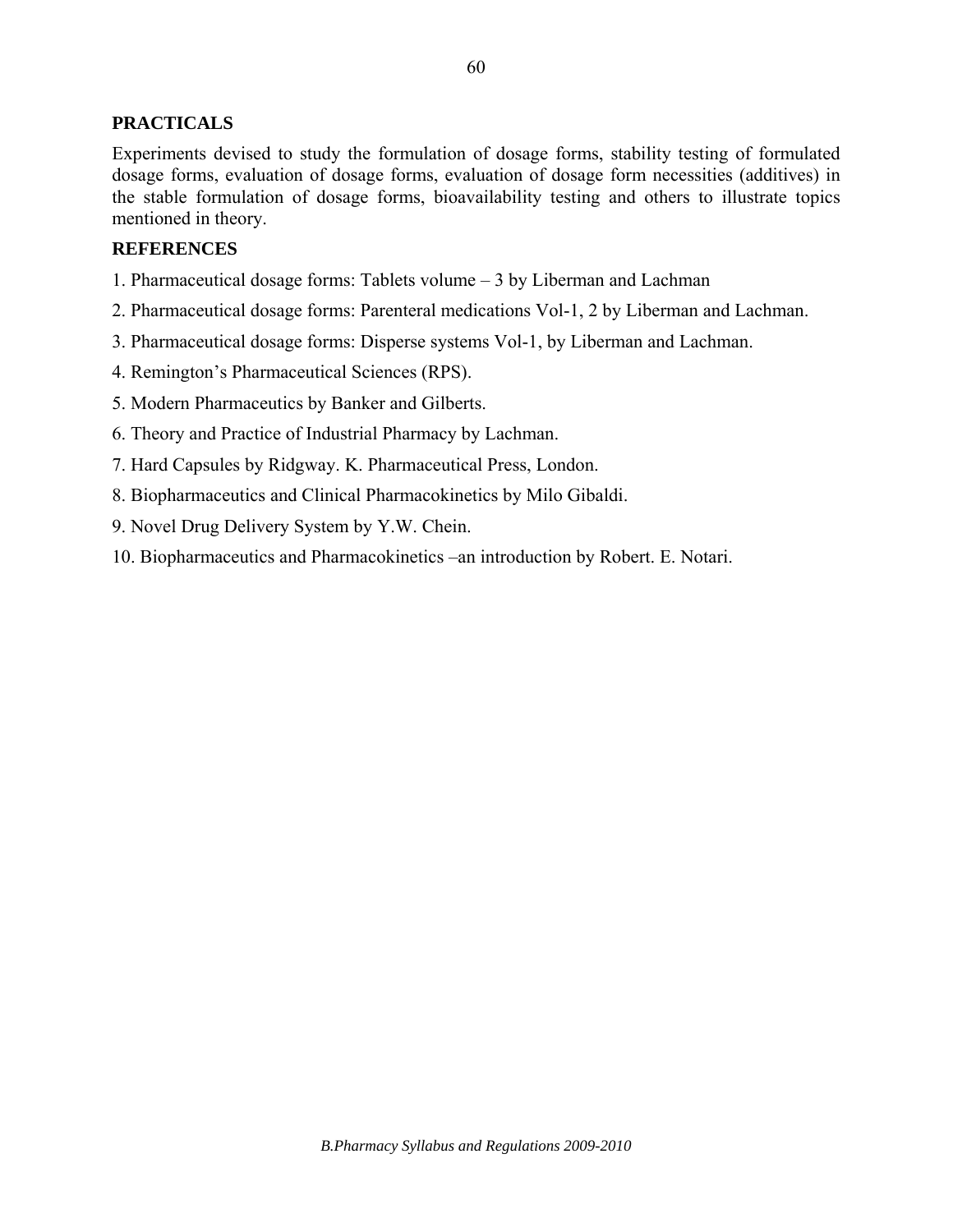## PRACTICALS

Experiments devised to study the formulation of dosage forms, stability testing of formulated dosage forms, evaluation of dosage forms, evaluation of dosage form necessities (additives) in the stable formulation of dosage forms, bioavailability testing and others to illustrate topics mentioned in theory.

## REFERENCES

1. Pharmaceutical dosage forms: Tablets volume – 3 by Liberman and Lachman
2. Pharmaceutical dosage forms: Parenteral medications Vol-1, 2 by Liberman and Lachman.
3. Pharmaceutical dosage forms: Disperse systems Vol-1, by Liberman and Lachman.
4. Remington's Pharmaceutical Sciences (RPS).
5. Modern Pharmaceutics by Banker and Gilberts.
6. Theory and Practice of Industrial Pharmacy by Lachman.
7. Hard Capsules by Ridgway. K. Pharmaceutical Press, London.
8. Biopharmaceutics and Clinical Pharmacokinetics by Milo Gibaldi.
9. Novel Drug Delivery System by Y.W. Chein.
10. Biopharmaceutics and Pharmacokinetics –an introduction by Robert. E. Notari.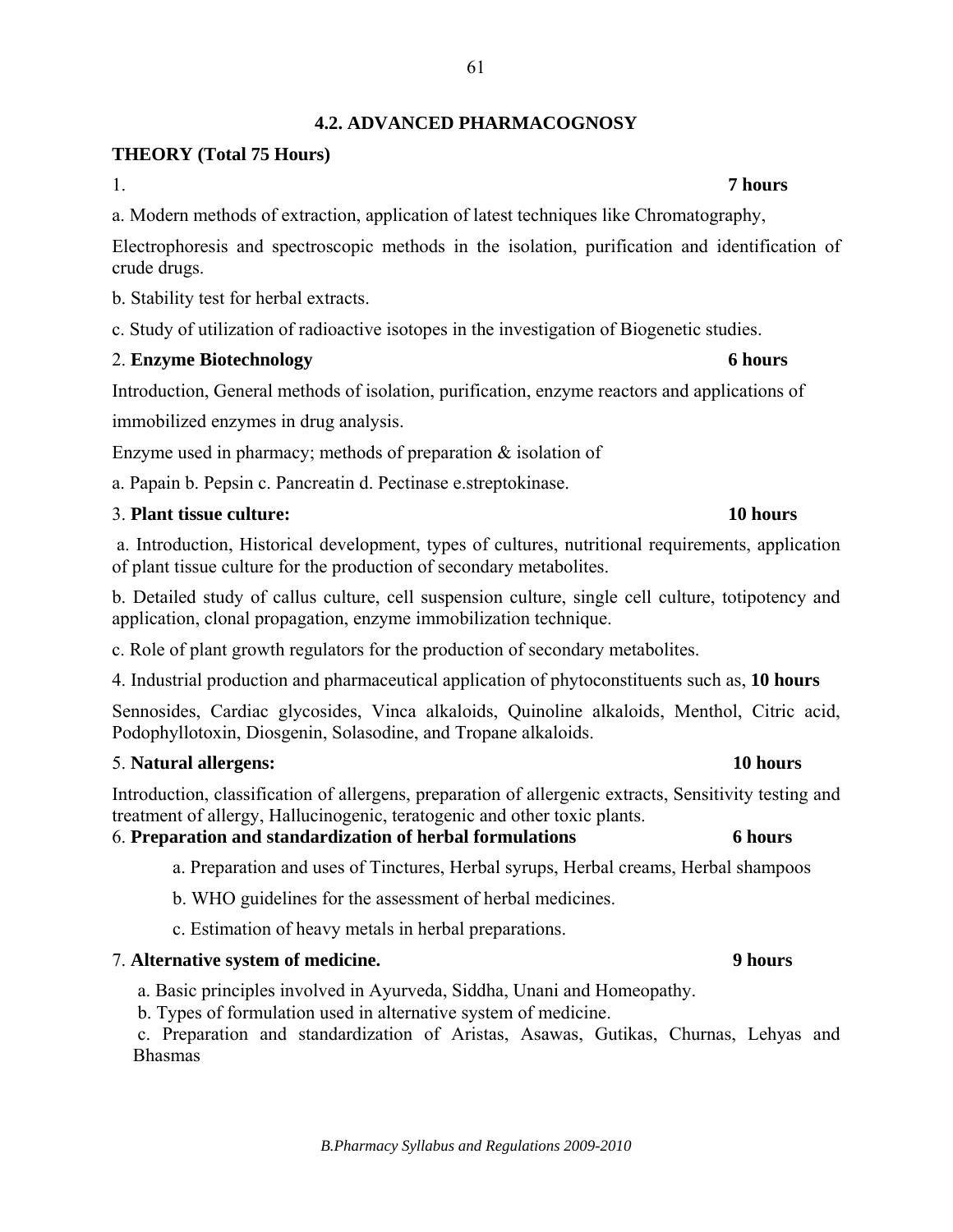## 4.2. ADVANCED PHARMACOGNOSY

**THEORY (Total 75 Hours)**

1. **7 hours**

a. Modern methods of extraction, application of latest techniques like Chromatography,

Electrophoresis and spectroscopic methods in the isolation, purification and identification of crude drugs.

b. Stability test for herbal extracts.

c. Study of utilization of radioactive isotopes in the investigation of Biogenetic studies.

2. **Enzyme Biotechnology** **6 hours**

Introduction, General methods of isolation, purification, enzyme reactors and applications of immobilized enzymes in drug analysis.

Enzyme used in pharmacy; methods of preparation & isolation of

a. Papain b. Pepsin c. Pancreatin d. Pectinase e.streptokinase.

3. **Plant tissue culture:** **10 hours**

a. Introduction, Historical development, types of cultures, nutritional requirements, application of plant tissue culture for the production of secondary metabolites.

b. Detailed study of callus culture, cell suspension culture, single cell culture, totipotency and application, clonal propagation, enzyme immobilization technique.

c. Role of plant growth regulators for the production of secondary metabolites.

4. Industrial production and pharmaceutical application of phytoconstituents such as, **10 hours**

Sennosides, Cardiac glycosides, Vinca alkaloids, Quinoline alkaloids, Menthol, Citric acid, Podophyllotoxin, Diosgenin, Solasodine, and Tropane alkaloids.

5. **Natural allergens:** **10 hours**

Introduction, classification of allergens, preparation of allergenic extracts, Sensitivity testing and treatment of allergy, Hallucinogenic, teratogenic and other toxic plants.

6. **Preparation and standardization of herbal formulations** **6 hours**

a. Preparation and uses of Tinctures, Herbal syrups, Herbal creams, Herbal shampoos

b. WHO guidelines for the assessment of herbal medicines.

c. Estimation of heavy metals in herbal preparations.

7. **Alternative system of medicine.** **9 hours**

a. Basic principles involved in Ayurveda, Siddha, Unani and Homeopathy.

b. Types of formulation used in alternative system of medicine.

c. Preparation and standardization of Aristas, Asawas, Gutikas, Churnas, Lehyas and Bhasmas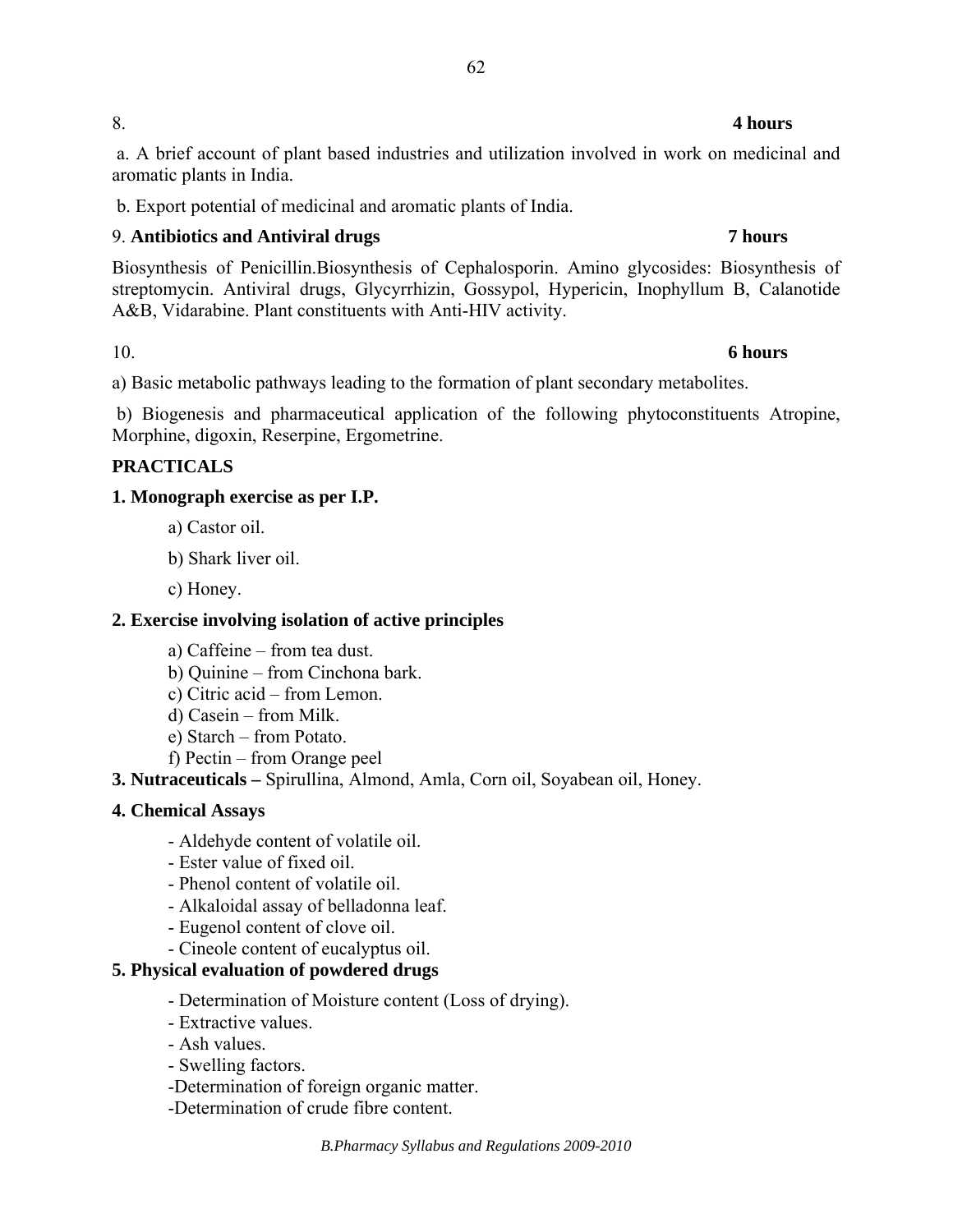8. **4 hours**

a. A brief account of plant based industries and utilization involved in work on medicinal and aromatic plants in India.

b. Export potential of medicinal and aromatic plants of India.

9. **Antibiotics and Antiviral drugs** **7 hours**

Biosynthesis of Penicillin.Biosynthesis of Cephalosporin. Amino glycosides: Biosynthesis of streptomycin. Antiviral drugs, Glycyrrhizin, Gossypol, Hypericin, Inophyllum B, Calanotide A&B, Vidarabine. Plant constituents with Anti-HIV activity.

10. **6 hours**

a) Basic metabolic pathways leading to the formation of plant secondary metabolites.

b) Biogenesis and pharmaceutical application of the following phytoconstituents Atropine, Morphine, digoxin, Reserpine, Ergometrine.

**PRACTICALS**

**1. Monograph exercise as per I.P.**

a) Castor oil.

b) Shark liver oil.

c) Honey.

**2. Exercise involving isolation of active principles**

a) Caffeine – from tea dust.
b) Quinine – from Cinchona bark.
c) Citric acid – from Lemon.
d) Casein – from Milk.
e) Starch – from Potato.
f) Pectin – from Orange peel

**3. Nutraceuticals –** Spirullina, Almond, Amla, Corn oil, Soyabean oil, Honey.

**4. Chemical Assays**

- Aldehyde content of volatile oil.
- Ester value of fixed oil.
- Phenol content of volatile oil.
- Alkaloidal assay of belladonna leaf.
- Eugenol content of clove oil.
- Cineole content of eucalyptus oil.

**5. Physical evaluation of powdered drugs**

- Determination of Moisture content (Loss of drying).
- Extractive values.
- Ash values.
- Swelling factors.
- Determination of foreign organic matter.
- Determination of crude fibre content.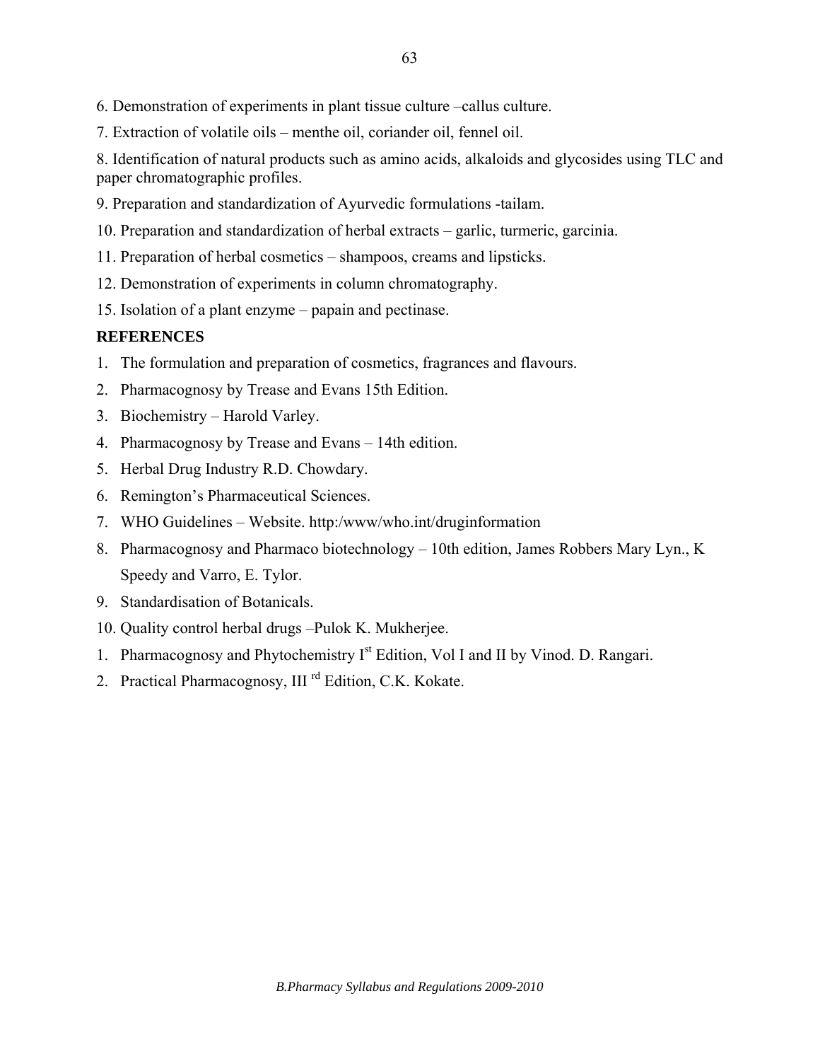6. Demonstration of experiments in plant tissue culture –callus culture.

7. Extraction of volatile oils – menthe oil, coriander oil, fennel oil.

8. Identification of natural products such as amino acids, alkaloids and glycosides using TLC and paper chromatographic profiles.

9. Preparation and standardization of Ayurvedic formulations -tailam.

10. Preparation and standardization of herbal extracts – garlic, turmeric, garcinia.

11. Preparation of herbal cosmetics – shampoos, creams and lipsticks.

12. Demonstration of experiments in column chromatography.

15. Isolation of a plant enzyme – papain and pectinase.

**REFERENCES**

1. The formulation and preparation of cosmetics, fragrances and flavours.
2. Pharmacognosy by Trease and Evans 15th Edition.
3. Biochemistry – Harold Varley.
4. Pharmacognosy by Trease and Evans – 14th edition.
5. Herbal Drug Industry R.D. Chowdary.
6. Remington's Pharmaceutical Sciences.
7. WHO Guidelines – Website. http:/www/who.int/druginformation
8. Pharmacognosy and Pharmaco biotechnology – 10th edition, James Robbers Mary Lyn., K Speedy and Varro, E. Tylor.
9. Standardisation of Botanicals.
10. Quality control herbal drugs –Pulok K. Mukherjee.

1. Pharmacognosy and Phytochemistry Ist Edition, Vol I and II by Vinod. D. Rangari.
2. Practical Pharmacognosy, III rd Edition, C.K. Kokate.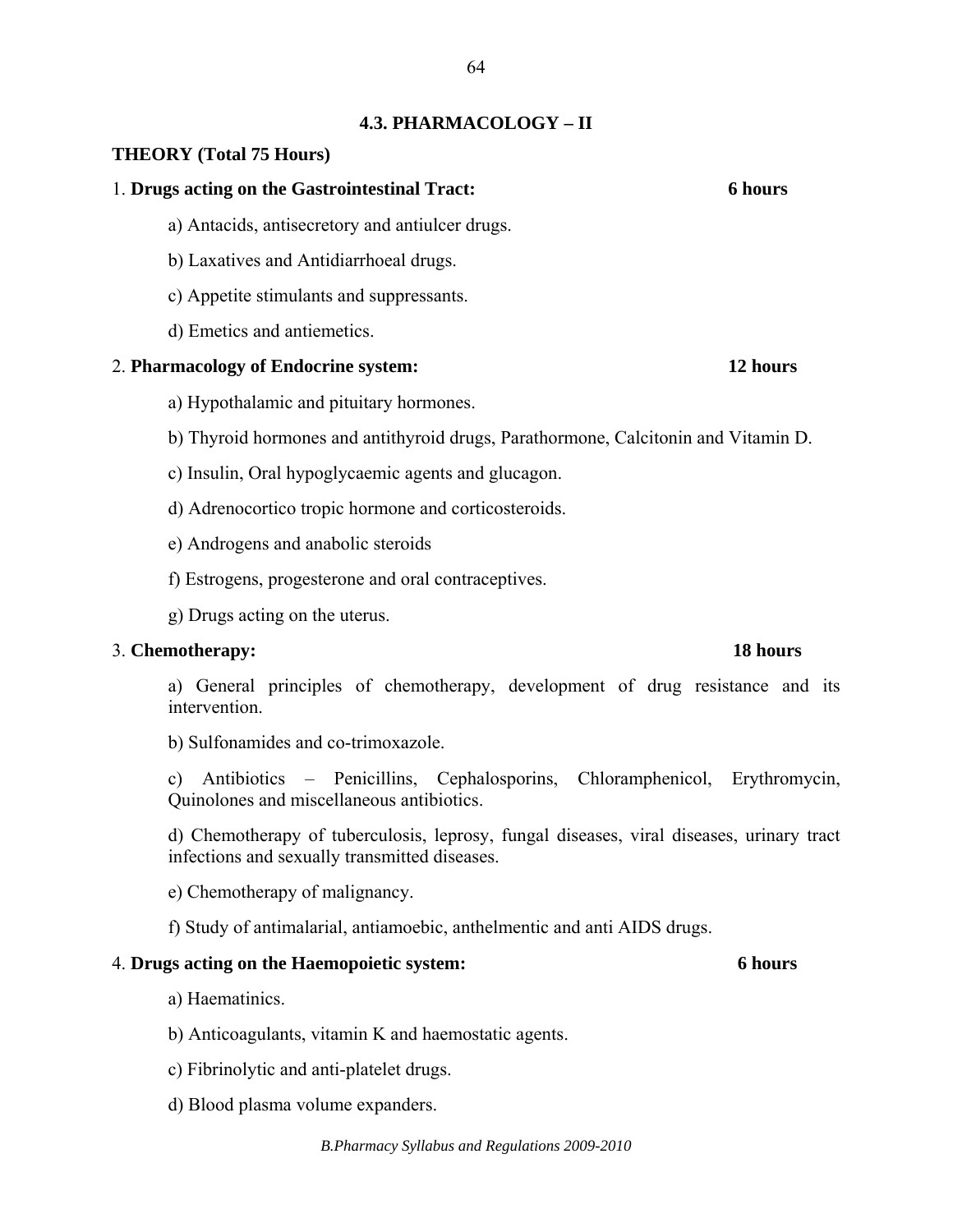## 4.3. PHARMACOLOGY – II

**THEORY (Total 75 Hours)**

1. **Drugs acting on the Gastrointestinal Tract:** **6 hours**

   a) Antacids, antisecretory and antiulcer drugs.

   b) Laxatives and Antidiarrhoeal drugs.

   c) Appetite stimulants and suppressants.

   d) Emetics and antiemetics.

2. **Pharmacology of Endocrine system:** **12 hours**

   a) Hypothalamic and pituitary hormones.

   b) Thyroid hormones and antithyroid drugs, Parathormone, Calcitonin and Vitamin D.

   c) Insulin, Oral hypoglycaemic agents and glucagon.

   d) Adrenocortico tropic hormone and corticosteroids.

   e) Androgens and anabolic steroids

   f) Estrogens, progesterone and oral contraceptives.

   g) Drugs acting on the uterus.

3. **Chemotherapy:** **18 hours**

   a) General principles of chemotherapy, development of drug resistance and its intervention.

   b) Sulfonamides and co-trimoxazole.

   c) Antibiotics – Penicillins, Cephalosporins, Chloramphenicol, Erythromycin, Quinolones and miscellaneous antibiotics.

   d) Chemotherapy of tuberculosis, leprosy, fungal diseases, viral diseases, urinary tract infections and sexually transmitted diseases.

   e) Chemotherapy of malignancy.

   f) Study of antimalarial, antiamoebic, anthelmentic and anti AIDS drugs.

4. **Drugs acting on the Haemopoietic system:** **6 hours**

   a) Haematinics.

   b) Anticoagulants, vitamin K and haemostatic agents.

   c) Fibrinolytic and anti-platelet drugs.

   d) Blood plasma volume expanders.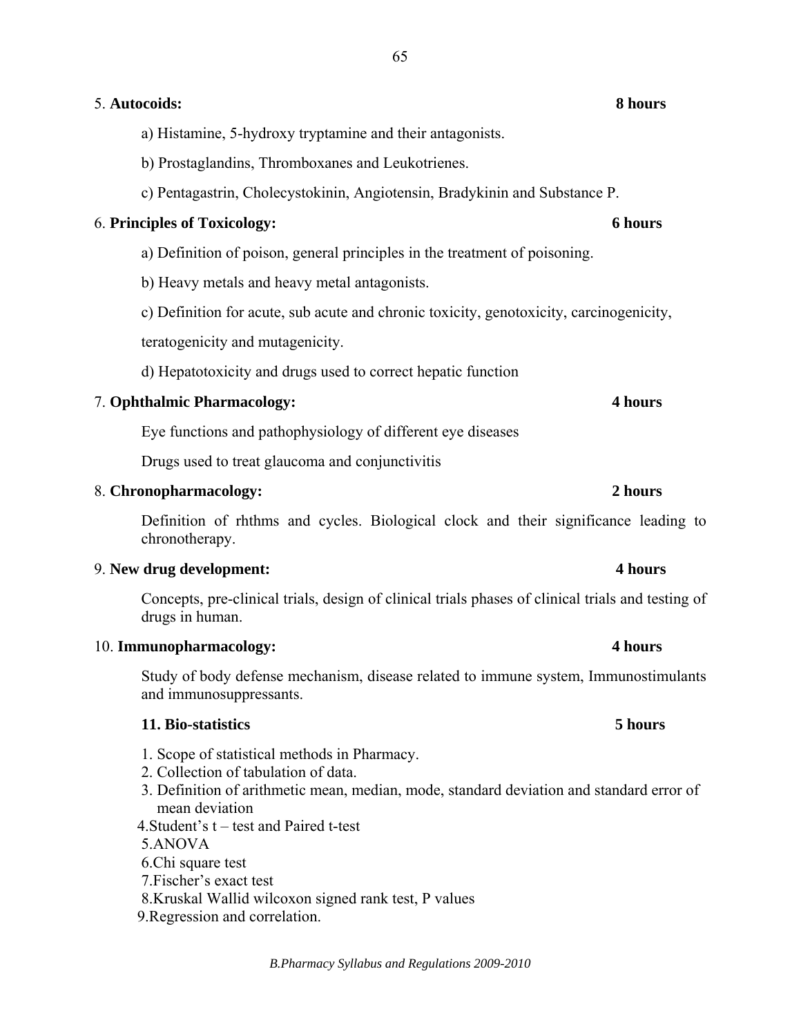5. **Autocoids:** **8 hours**

a) Histamine, 5-hydroxy tryptamine and their antagonists.

b) Prostaglandins, Thromboxanes and Leukotrienes.

c) Pentagastrin, Cholecystokinin, Angiotensin, Bradykinin and Substance P.

6. **Principles of Toxicology:** **6 hours**

a) Definition of poison, general principles in the treatment of poisoning.

b) Heavy metals and heavy metal antagonists.

c) Definition for acute, sub acute and chronic toxicity, genotoxicity, carcinogenicity, teratogenicity and mutagenicity.

d) Hepatotoxicity and drugs used to correct hepatic function

7. **Ophthalmic Pharmacology:** **4 hours**

Eye functions and pathophysiology of different eye diseases

Drugs used to treat glaucoma and conjunctivitis

8. **Chronopharmacology:** **2 hours**

Definition of rhthms and cycles. Biological clock and their significance leading to chronotherapy.

9. **New drug development:** **4 hours**

Concepts, pre-clinical trials, design of clinical trials phases of clinical trials and testing of drugs in human.

10. **Immunopharmacology:** **4 hours**

Study of body defense mechanism, disease related to immune system, Immunostimulants and immunosuppressants.

**11. Bio-statistics** **5 hours**

1. Scope of statistical methods in Pharmacy.
2. Collection of tabulation of data.
3. Definition of arithmetic mean, median, mode, standard deviation and standard error of mean deviation
4. Student's t – test and Paired t-test
5. ANOVA
6. Chi square test
7. Fischer's exact test
8. Kruskal Wallid wilcoxon signed rank test, P values
9. Regression and correlation.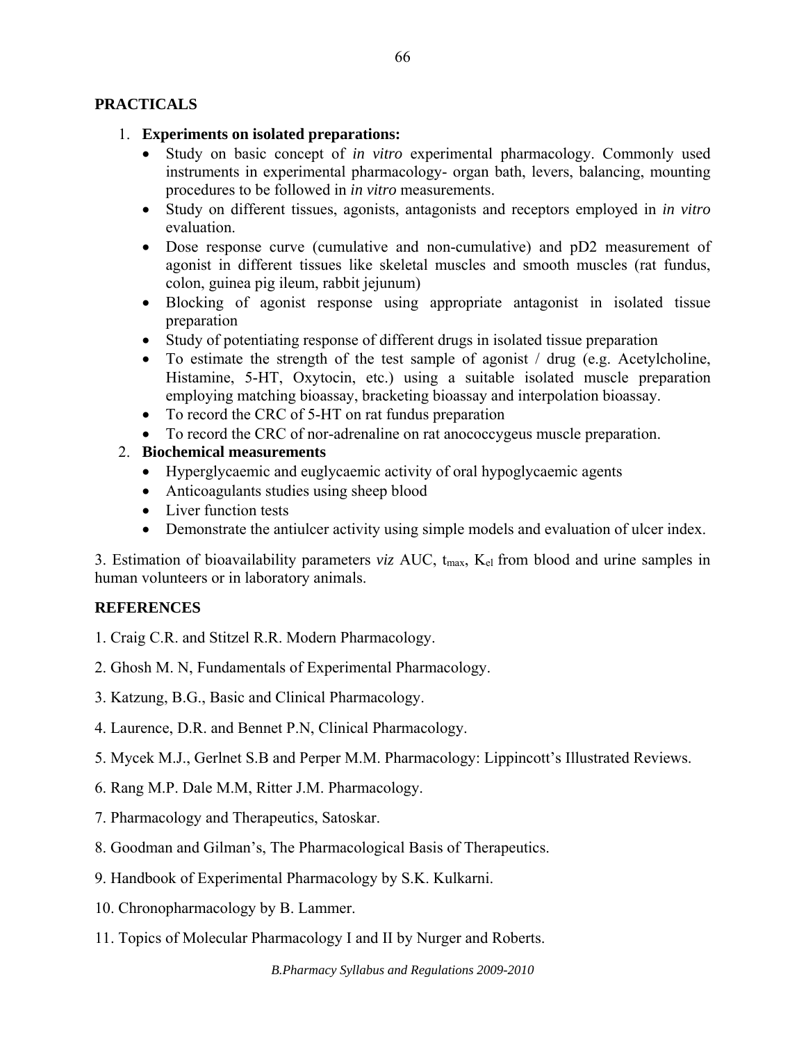## PRACTICALS

1. **Experiments on isolated preparations:**
   - Study on basic concept of *in vitro* experimental pharmacology. Commonly used instruments in experimental pharmacology- organ bath, levers, balancing, mounting procedures to be followed in *in vitro* measurements.
   - Study on different tissues, agonists, antagonists and receptors employed in *in vitro* evaluation.
   - Dose response curve (cumulative and non-cumulative) and pD2 measurement of agonist in different tissues like skeletal muscles and smooth muscles (rat fundus, colon, guinea pig ileum, rabbit jejunum)
   - Blocking of agonist response using appropriate antagonist in isolated tissue preparation
   - Study of potentiating response of different drugs in isolated tissue preparation
   - To estimate the strength of the test sample of agonist / drug (e.g. Acetylcholine, Histamine, 5-HT, Oxytocin, etc.) using a suitable isolated muscle preparation employing matching bioassay, bracketing bioassay and interpolation bioassay.
   - To record the CRC of 5-HT on rat fundus preparation
   - To record the CRC of nor-adrenaline on rat anococcygeus muscle preparation.
2. **Biochemical measurements**
   - Hyperglycaemic and euglycaemic activity of oral hypoglycaemic agents
   - Anticoagulants studies using sheep blood
   - Liver function tests
   - Demonstrate the antiulcer activity using simple models and evaluation of ulcer index.

3. Estimation of bioavailability parameters *viz* AUC, $t_{max}$, $K_{el}$ from blood and urine samples in human volunteers or in laboratory animals.

## REFERENCES

1. Craig C.R. and Stitzel R.R. Modern Pharmacology.

2. Ghosh M. N, Fundamentals of Experimental Pharmacology.

3. Katzung, B.G., Basic and Clinical Pharmacology.

4. Laurence, D.R. and Bennet P.N, Clinical Pharmacology.

5. Mycek M.J., Gerlnet S.B and Perper M.M. Pharmacology: Lippincott's Illustrated Reviews.

6. Rang M.P. Dale M.M, Ritter J.M. Pharmacology.

7. Pharmacology and Therapeutics, Satoskar.

8. Goodman and Gilman's, The Pharmacological Basis of Therapeutics.

9. Handbook of Experimental Pharmacology by S.K. Kulkarni.

10. Chronopharmacology by B. Lammer.

11. Topics of Molecular Pharmacology I and II by Nurger and Roberts.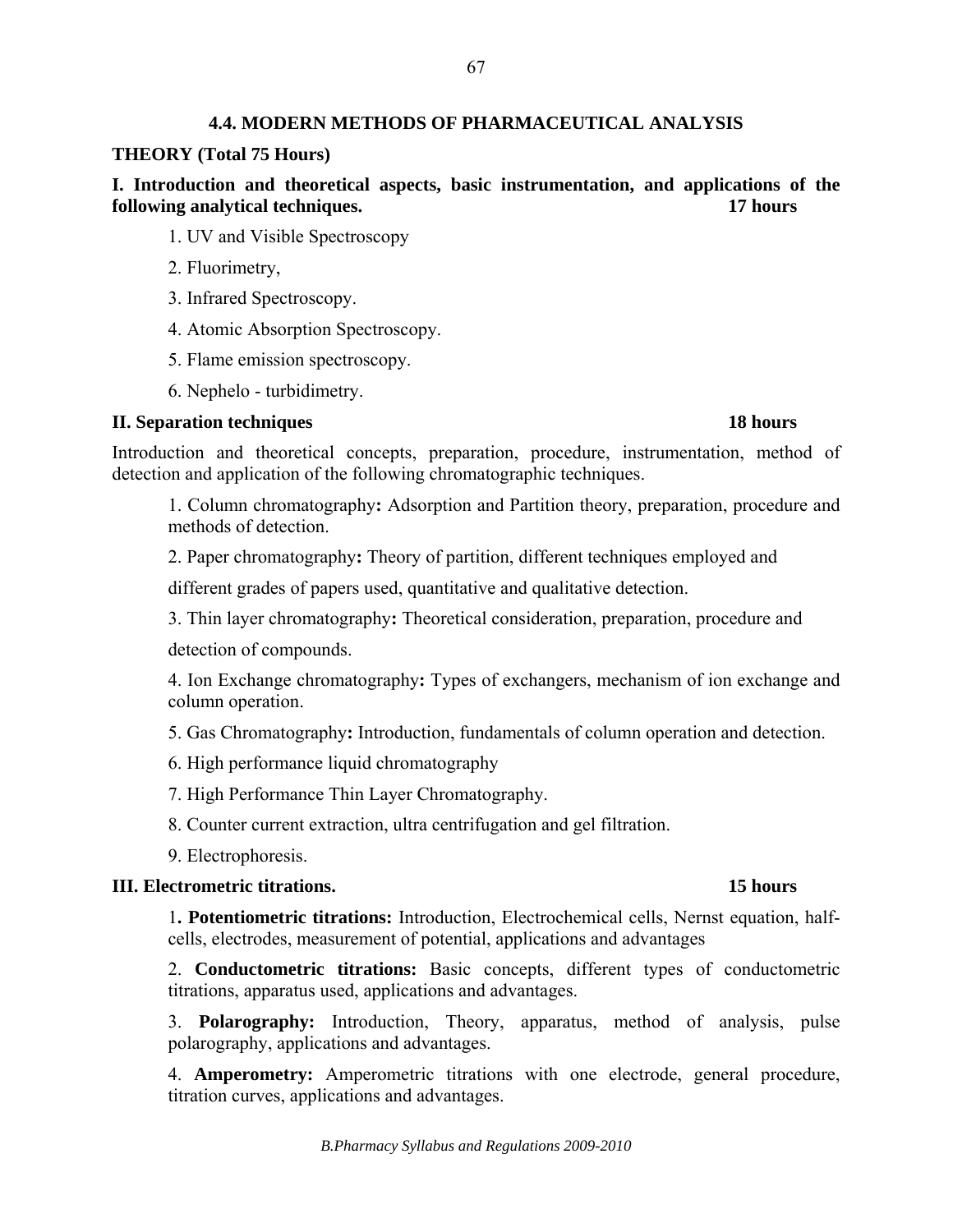## 4.4. MODERN METHODS OF PHARMACEUTICAL ANALYSIS

**THEORY (Total 75 Hours)**

**I. Introduction and theoretical aspects, basic instrumentation, and applications of the following analytical techniques. 17 hours**

1. UV and Visible Spectroscopy
2. Fluorimetry,
3. Infrared Spectroscopy.
4. Atomic Absorption Spectroscopy.
5. Flame emission spectroscopy.
6. Nephelo - turbidimetry.

**II. Separation techniques 18 hours**

Introduction and theoretical concepts, preparation, procedure, instrumentation, method of detection and application of the following chromatographic techniques.

1. Column chromatography**:** Adsorption and Partition theory, preparation, procedure and methods of detection.
2. Paper chromatography**:** Theory of partition, different techniques employed and different grades of papers used, quantitative and qualitative detection.
3. Thin layer chromatography**:** Theoretical consideration, preparation, procedure and detection of compounds.
4. Ion Exchange chromatography**:** Types of exchangers, mechanism of ion exchange and column operation.
5. Gas Chromatography**:** Introduction, fundamentals of column operation and detection.
6. High performance liquid chromatography
7. High Performance Thin Layer Chromatography.
8. Counter current extraction, ultra centrifugation and gel filtration.
9. Electrophoresis.

**III. Electrometric titrations. 15 hours**

1**. Potentiometric titrations:** Introduction, Electrochemical cells, Nernst equation, half-cells, electrodes, measurement of potential, applications and advantages

2. **Conductometric titrations:** Basic concepts, different types of conductometric titrations, apparatus used, applications and advantages.

3. **Polarography:** Introduction, Theory, apparatus, method of analysis, pulse polarography, applications and advantages.

4. **Amperometry:** Amperometric titrations with one electrode, general procedure, titration curves, applications and advantages.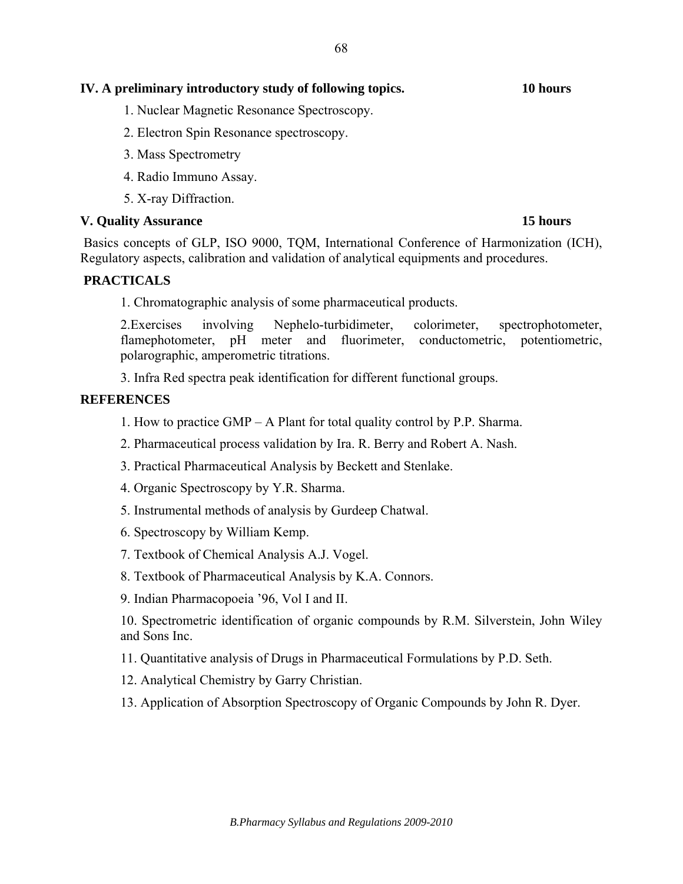## IV. A preliminary introductory study of following topics. **10 hours**

1. Nuclear Magnetic Resonance Spectroscopy.
2. Electron Spin Resonance spectroscopy.
3. Mass Spectrometry
4. Radio Immuno Assay.
5. X-ray Diffraction.

## V. Quality Assurance **15 hours**

Basics concepts of GLP, ISO 9000, TQM, International Conference of Harmonization (ICH), Regulatory aspects, calibration and validation of analytical equipments and procedures.

## PRACTICALS

1. Chromatographic analysis of some pharmaceutical products.
2. Exercises involving Nephelo-turbidimeter, colorimeter, spectrophotometer, flamephotometer, pH meter and fluorimeter, conductometric, potentiometric, polarographic, amperometric titrations.
3. Infra Red spectra peak identification for different functional groups.

## REFERENCES

1. How to practice GMP – A Plant for total quality control by P.P. Sharma.
2. Pharmaceutical process validation by Ira. R. Berry and Robert A. Nash.
3. Practical Pharmaceutical Analysis by Beckett and Stenlake.
4. Organic Spectroscopy by Y.R. Sharma.
5. Instrumental methods of analysis by Gurdeep Chatwal.
6. Spectroscopy by William Kemp.
7. Textbook of Chemical Analysis A.J. Vogel.
8. Textbook of Pharmaceutical Analysis by K.A. Connors.
9. Indian Pharmacopoeia '96, Vol I and II.
10. Spectrometric identification of organic compounds by R.M. Silverstein, John Wiley and Sons Inc.
11. Quantitative analysis of Drugs in Pharmaceutical Formulations by P.D. Seth.
12. Analytical Chemistry by Garry Christian.
13. Application of Absorption Spectroscopy of Organic Compounds by John R. Dyer.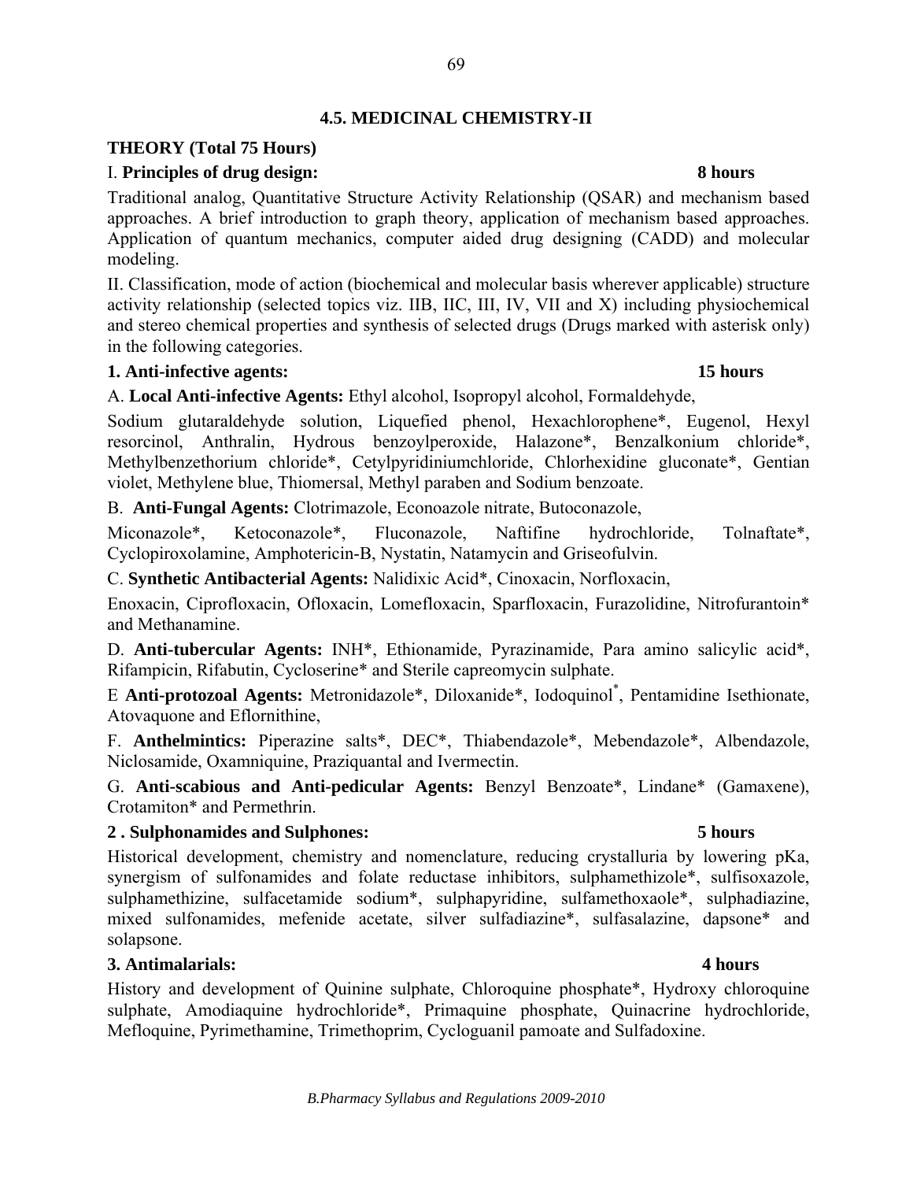## 4.5. MEDICINAL CHEMISTRY-II

**THEORY (Total 75 Hours)**

I. **Principles of drug design:** **8 hours**

Traditional analog, Quantitative Structure Activity Relationship (QSAR) and mechanism based approaches. A brief introduction to graph theory, application of mechanism based approaches. Application of quantum mechanics, computer aided drug designing (CADD) and molecular modeling.

II. Classification, mode of action (biochemical and molecular basis wherever applicable) structure activity relationship (selected topics viz. IIB, IIC, III, IV, VII and X) including physiochemical and stereo chemical properties and synthesis of selected drugs (Drugs marked with asterisk only) in the following categories.

**1. Anti-infective agents:** **15 hours**

A. **Local Anti-infective Agents:** Ethyl alcohol, Isopropyl alcohol, Formaldehyde, Sodium glutaraldehyde solution, Liquefied phenol, Hexachlorophene*, Eugenol, Hexyl resorcinol, Anthralin, Hydrous benzoylperoxide, Halazone*, Benzalkonium chloride*, Methylbenzethorium chloride*, Cetylpyridiniumchloride, Chlorhexidine gluconate*, Gentian violet, Methylene blue, Thiomersal, Methyl paraben and Sodium benzoate.

B. **Anti-Fungal Agents:** Clotrimazole, Econoazole nitrate, Butoconazole, Miconazole*, Ketoconazole*, Fluconazole, Naftifine hydrochloride, Tolnaftate*, Cyclopiroxolamine, Amphotericin-B, Nystatin, Natamycin and Griseofulvin.

C. **Synthetic Antibacterial Agents:** Nalidixic Acid*, Cinoxacin, Norfloxacin, Enoxacin, Ciprofloxacin, Ofloxacin, Lomefloxacin, Sparfloxacin, Furazolidine, Nitrofurantoin* and Methanamine.

D. **Anti-tubercular Agents:** INH*, Ethionamide, Pyrazinamide, Para amino salicylic acid*, Rifampicin, Rifabutin, Cycloserine* and Sterile capreomycin sulphate.

E **Anti-protozoal Agents:** Metronidazole*, Diloxanide*, Iodoquinol*, Pentamidine Isethionate, Atovaquone and Eflornithine,

F. **Anthelmintics:** Piperazine salts*, DEC*, Thiabendazole*, Mebendazole*, Albendazole, Niclosamide, Oxamniquine, Praziquantal and Ivermectin.

G. **Anti-scabious and Anti-pedicular Agents:** Benzyl Benzoate*, Lindane* (Gamaxene), Crotamiton* and Permethrin.

**2 . Sulphonamides and Sulphones:** **5 hours**

Historical development, chemistry and nomenclature, reducing crystalluria by lowering pKa, synergism of sulfonamides and folate reductase inhibitors, sulphamethizole*, sulfisoxazole, sulphamethizine, sulfacetamide sodium*, sulphapyridine, sulfamethoxaole*, sulphadiazine, mixed sulfonamides, mefenide acetate, silver sulfadiazine*, sulfasalazine, dapsone* and solapsone.

**3. Antimalarials:** **4 hours**

History and development of Quinine sulphate, Chloroquine phosphate*, Hydroxy chloroquine sulphate, Amodiaquine hydrochloride*, Primaquine phosphate, Quinacrine hydrochloride, Mefloquine, Pyrimethamine, Trimethoprim, Cycloguanil pamoate and Sulfadoxine.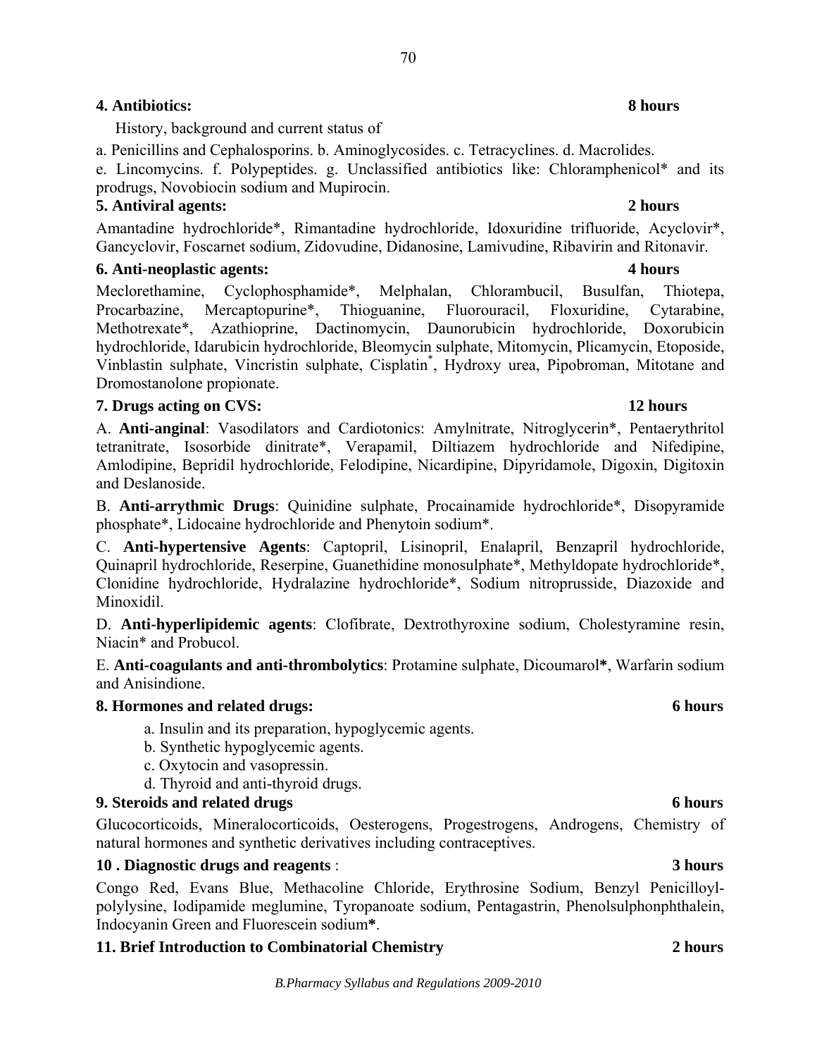**4. Antibiotics: 8 hours**

History, background and current status of

a. Penicillins and Cephalosporins. b. Aminoglycosides. c. Tetracyclines. d. Macrolides.
e. Lincomycins. f. Polypeptides. g. Unclassified antibiotics like: Chloramphenicol* and its prodrugs, Novobiocin sodium and Mupirocin.

**5. Antiviral agents: 2 hours**

Amantadine hydrochloride*, Rimantadine hydrochloride, Idoxuridine trifluoride, Acyclovir*, Gancyclovir, Foscarnet sodium, Zidovudine, Didanosine, Lamivudine, Ribavirin and Ritonavir.

**6. Anti-neoplastic agents: 4 hours**

Meclorethamine, Cyclophosphamide*, Melphalan, Chlorambucil, Busulfan, Thiotepa, Procarbazine, Mercaptopurine*, Thioguanine, Fluorouracil, Floxuridine, Cytarabine, Methotrexate*, Azathioprine, Dactinomycin, Daunorubicin hydrochloride, Doxorubicin hydrochloride, Idarubicin hydrochloride, Bleomycin sulphate, Mitomycin, Plicamycin, Etoposide, Vinblastin sulphate, Vincristin sulphate, Cisplatin*, Hydroxy urea, Pipobroman, Mitotane and Dromostanolone propionate.

**7. Drugs acting on CVS: 12 hours**

A. **Anti-anginal**: Vasodilators and Cardiotonics: Amylnitrate, Nitroglycerin*, Pentaerythritol tetranitrate, Isosorbide dinitrate*, Verapamil, Diltiazem hydrochloride and Nifedipine, Amlodipine, Bepridil hydrochloride, Felodipine, Nicardipine, Dipyridamole, Digoxin, Digitoxin and Deslanoside.

B. **Anti-arrythmic Drugs**: Quinidine sulphate, Procainamide hydrochloride*, Disopyramide phosphate*, Lidocaine hydrochloride and Phenytoin sodium*.

C. **Anti-hypertensive Agents**: Captopril, Lisinopril, Enalapril, Benzapril hydrochloride, Quinapril hydrochloride, Reserpine, Guanethidine monosulphate*, Methyldopate hydrochloride*, Clonidine hydrochloride, Hydralazine hydrochloride*, Sodium nitroprusside, Diazoxide and Minoxidil.

D. **Anti-hyperlipidemic agents**: Clofibrate, Dextrothyroxine sodium, Cholestyramine resin, Niacin* and Probucol.

E. **Anti-coagulants and anti-thrombolytics**: Protamine sulphate, Dicoumarol**\***, Warfarin sodium and Anisindione.

**8. Hormones and related drugs: 6 hours**

a. Insulin and its preparation, hypoglycemic agents.
b. Synthetic hypoglycemic agents.
c. Oxytocin and vasopressin.
d. Thyroid and anti-thyroid drugs.

**9. Steroids and related drugs 6 hours**

Glucocorticoids, Mineralocorticoids, Oesterogens, Progestrogens, Androgens, Chemistry of natural hormones and synthetic derivatives including contraceptives.

**10 . Diagnostic drugs and reagents : 3 hours**

Congo Red, Evans Blue, Methacoline Chloride, Erythrosine Sodium, Benzyl Penicilloyl-polylysine, Iodipamide meglumine, Tyropanoate sodium, Pentagastrin, Phenolsulphonphthalein, Indocyanin Green and Fluorescein sodium*.

**11. Brief Introduction to Combinatorial Chemistry 2 hours**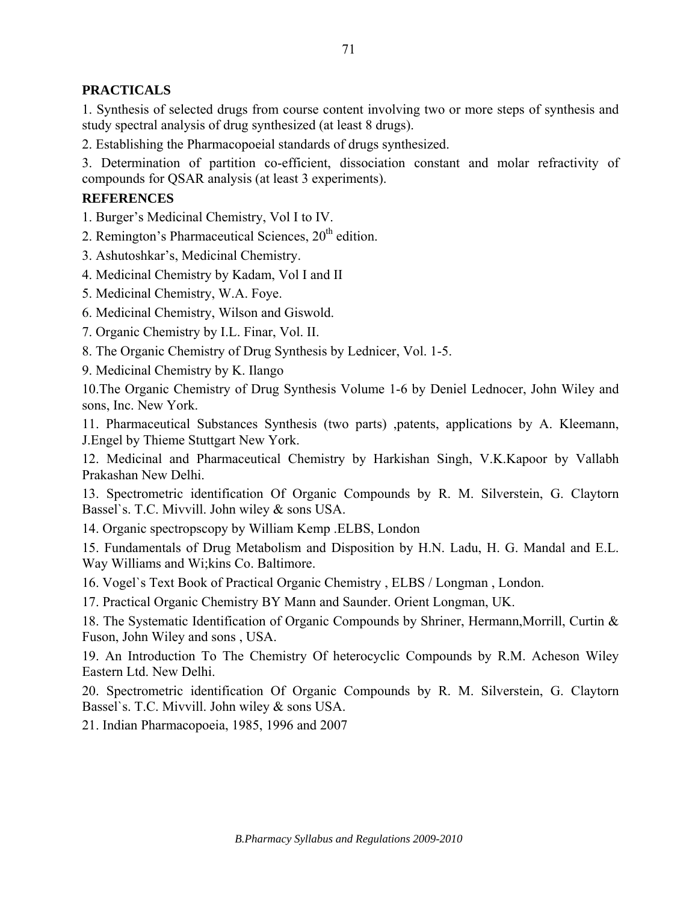## PRACTICALS

1. Synthesis of selected drugs from course content involving two or more steps of synthesis and study spectral analysis of drug synthesized (at least 8 drugs).
2. Establishing the Pharmacopoeial standards of drugs synthesized.
3. Determination of partition co-efficient, dissociation constant and molar refractivity of compounds for QSAR analysis (at least 3 experiments).

## REFERENCES

1. Burger's Medicinal Chemistry, Vol I to IV.
2. Remington's Pharmaceutical Sciences, 20th edition.
3. Ashutoshkar's, Medicinal Chemistry.
4. Medicinal Chemistry by Kadam, Vol I and II
5. Medicinal Chemistry, W.A. Foye.
6. Medicinal Chemistry, Wilson and Giswold.
7. Organic Chemistry by I.L. Finar, Vol. II.
8. The Organic Chemistry of Drug Synthesis by Lednicer, Vol. 1-5.
9. Medicinal Chemistry by K. Ilango
10. The Organic Chemistry of Drug Synthesis Volume 1-6 by Deniel Lednocer, John Wiley and sons, Inc. New York.
11. Pharmaceutical Substances Synthesis (two parts) ,patents, applications by A. Kleemann, J.Engel by Thieme Stuttgart New York.
12. Medicinal and Pharmaceutical Chemistry by Harkishan Singh, V.K.Kapoor by Vallabh Prakashan New Delhi.
13. Spectrometric identification Of Organic Compounds by R. M. Silverstein, G. Claytorn Bassel`s. T.C. Mivvill. John wiley & sons USA.
14. Organic spectropscopy by William Kemp .ELBS, London
15. Fundamentals of Drug Metabolism and Disposition by H.N. Ladu, H. G. Mandal and E.L. Way Williams and Wi;kins Co. Baltimore.
16. Vogel`s Text Book of Practical Organic Chemistry , ELBS / Longman , London.
17. Practical Organic Chemistry BY Mann and Saunder. Orient Longman, UK.
18. The Systematic Identification of Organic Compounds by Shriner, Hermann,Morrill, Curtin & Fuson, John Wiley and sons , USA.
19. An Introduction To The Chemistry Of heterocyclic Compounds by R.M. Acheson Wiley Eastern Ltd. New Delhi.
20. Spectrometric identification Of Organic Compounds by R. M. Silverstein, G. Claytorn Bassel`s. T.C. Mivvill. John wiley & sons USA.
21. Indian Pharmacopoeia, 1985, 1996 and 2007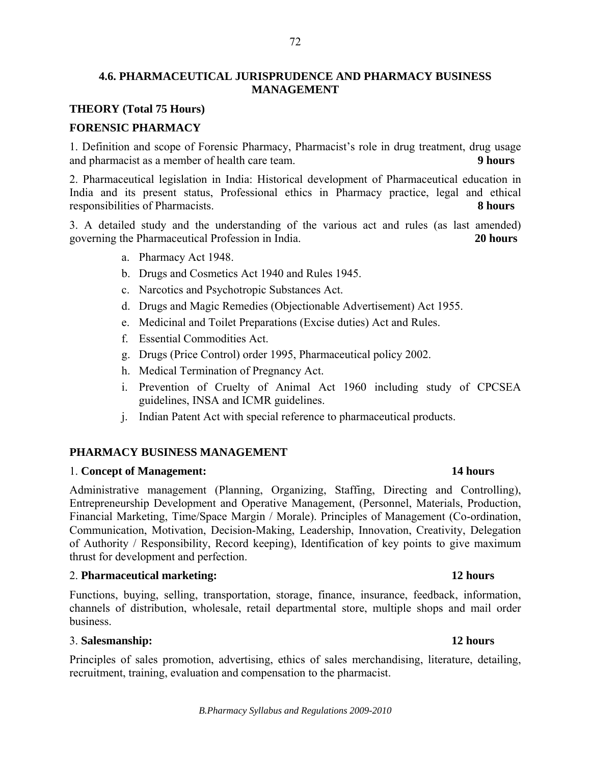## 4.6. PHARMACEUTICAL JURISPRUDENCE AND PHARMACY BUSINESS MANAGEMENT

### THEORY (Total 75 Hours)

### FORENSIC PHARMACY

1. Definition and scope of Forensic Pharmacy, Pharmacist's role in drug treatment, drug usage and pharmacist as a member of health care team. **9 hours**

2. Pharmaceutical legislation in India: Historical development of Pharmaceutical education in India and its present status, Professional ethics in Pharmacy practice, legal and ethical responsibilities of Pharmacists. **8 hours**

3. A detailed study and the understanding of the various act and rules (as last amended) governing the Pharmaceutical Profession in India. **20 hours**

   a. Pharmacy Act 1948.
   b. Drugs and Cosmetics Act 1940 and Rules 1945.
   c. Narcotics and Psychotropic Substances Act.
   d. Drugs and Magic Remedies (Objectionable Advertisement) Act 1955.
   e. Medicinal and Toilet Preparations (Excise duties) Act and Rules.
   f. Essential Commodities Act.
   g. Drugs (Price Control) order 1995, Pharmaceutical policy 2002.
   h. Medical Termination of Pregnancy Act.
   i. Prevention of Cruelty of Animal Act 1960 including study of CPCSEA guidelines, INSA and ICMR guidelines.
   j. Indian Patent Act with special reference to pharmaceutical products.

### PHARMACY BUSINESS MANAGEMENT

1. **Concept of Management:** **14 hours**

Administrative management (Planning, Organizing, Staffing, Directing and Controlling), Entrepreneurship Development and Operative Management, (Personnel, Materials, Production, Financial Marketing, Time/Space Margin / Morale). Principles of Management (Co-ordination, Communication, Motivation, Decision-Making, Leadership, Innovation, Creativity, Delegation of Authority / Responsibility, Record keeping), Identification of key points to give maximum thrust for development and perfection.

2. **Pharmaceutical marketing:** **12 hours**

Functions, buying, selling, transportation, storage, finance, insurance, feedback, information, channels of distribution, wholesale, retail departmental store, multiple shops and mail order business.

3. **Salesmanship:** **12 hours**

Principles of sales promotion, advertising, ethics of sales merchandising, literature, detailing, recruitment, training, evaluation and compensation to the pharmacist.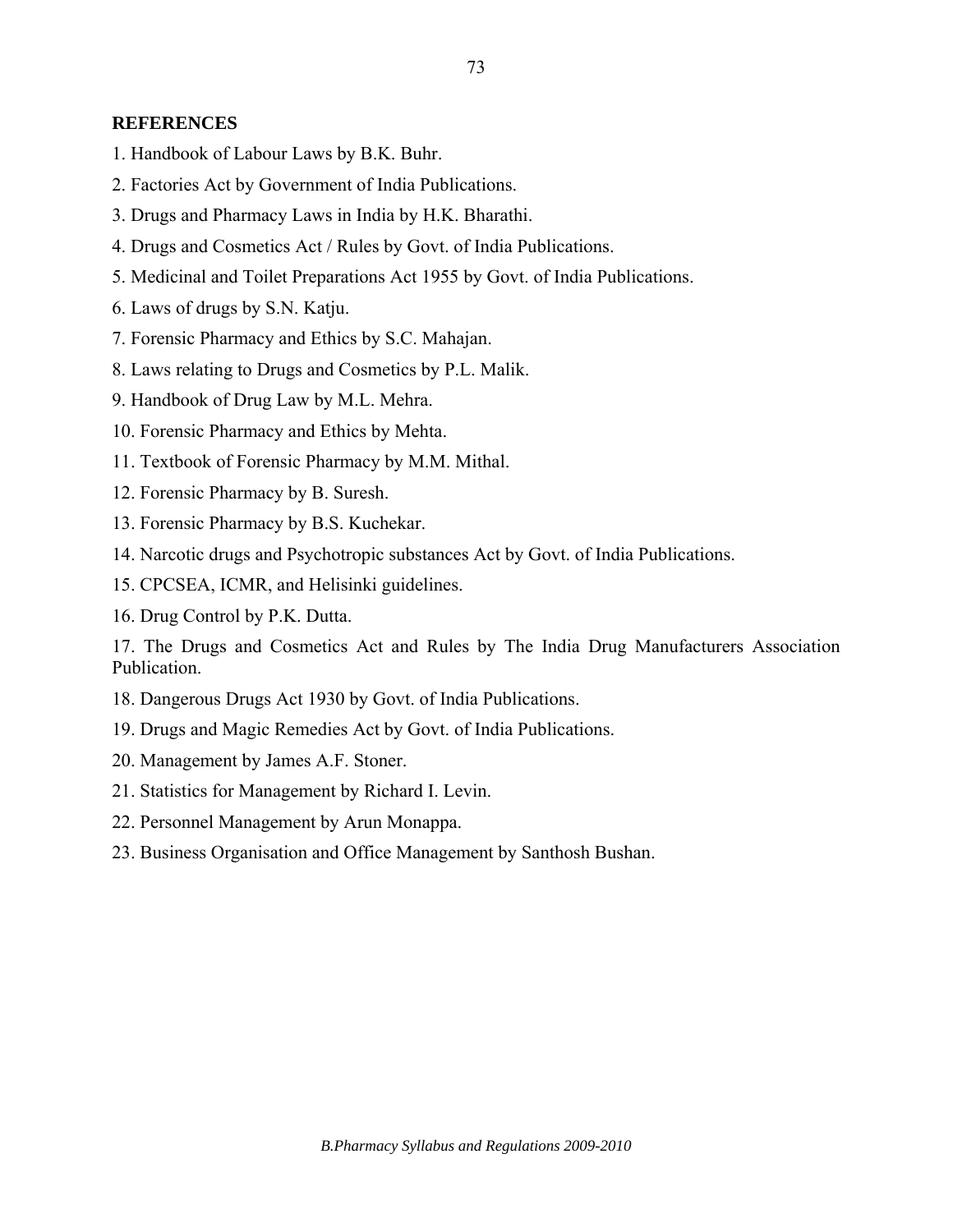**REFERENCES**

1. Handbook of Labour Laws by B.K. Buhr.
2. Factories Act by Government of India Publications.
3. Drugs and Pharmacy Laws in India by H.K. Bharathi.
4. Drugs and Cosmetics Act / Rules by Govt. of India Publications.
5. Medicinal and Toilet Preparations Act 1955 by Govt. of India Publications.
6. Laws of drugs by S.N. Katju.
7. Forensic Pharmacy and Ethics by S.C. Mahajan.
8. Laws relating to Drugs and Cosmetics by P.L. Malik.
9. Handbook of Drug Law by M.L. Mehra.
10. Forensic Pharmacy and Ethics by Mehta.
11. Textbook of Forensic Pharmacy by M.M. Mithal.
12. Forensic Pharmacy by B. Suresh.
13. Forensic Pharmacy by B.S. Kuchekar.
14. Narcotic drugs and Psychotropic substances Act by Govt. of India Publications.
15. CPCSEA, ICMR, and Helisinki guidelines.
16. Drug Control by P.K. Dutta.
17. The Drugs and Cosmetics Act and Rules by The India Drug Manufacturers Association Publication.
18. Dangerous Drugs Act 1930 by Govt. of India Publications.
19. Drugs and Magic Remedies Act by Govt. of India Publications.
20. Management by James A.F. Stoner.
21. Statistics for Management by Richard I. Levin.
22. Personnel Management by Arun Monappa.
23. Business Organisation and Office Management by Santhosh Bushan.